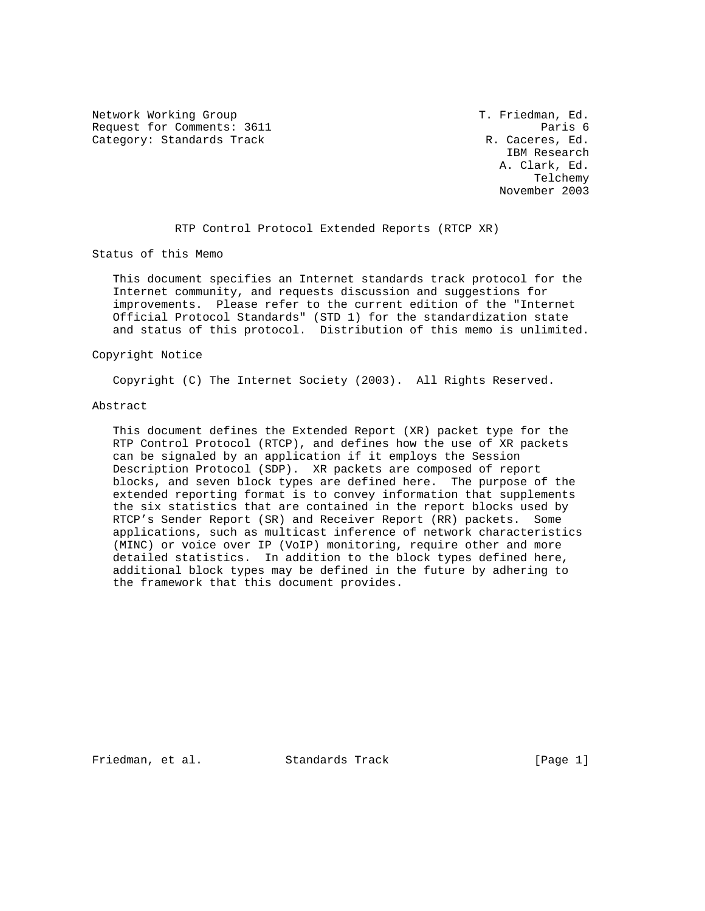Network Working Group T. Friedman, Ed.
Request for Comments: 3611 Paris 6
Category: Standards Track R. Caceres, Ed.
IBM Research
A. Clark, Ed.
Telchemy
November 2003

# RTP Control Protocol Extended Reports (RTCP XR)

## Status of this Memo

This document specifies an Internet standards track protocol for the Internet community, and requests discussion and suggestions for improvements. Please refer to the current edition of the "Internet Official Protocol Standards" (STD 1) for the standardization state and status of this protocol. Distribution of this memo is unlimited.

## Copyright Notice

Copyright (C) The Internet Society (2003). All Rights Reserved.

## Abstract

This document defines the Extended Report (XR) packet type for the RTP Control Protocol (RTCP), and defines how the use of XR packets can be signaled by an application if it employs the Session Description Protocol (SDP). XR packets are composed of report blocks, and seven block types are defined here. The purpose of the extended reporting format is to convey information that supplements the six statistics that are contained in the report blocks used by RTCP's Sender Report (SR) and Receiver Report (RR) packets. Some applications, such as multicast inference of network characteristics (MINC) or voice over IP (VoIP) monitoring, require other and more detailed statistics. In addition to the block types defined here, additional block types may be defined in the future by adhering to the framework that this document provides.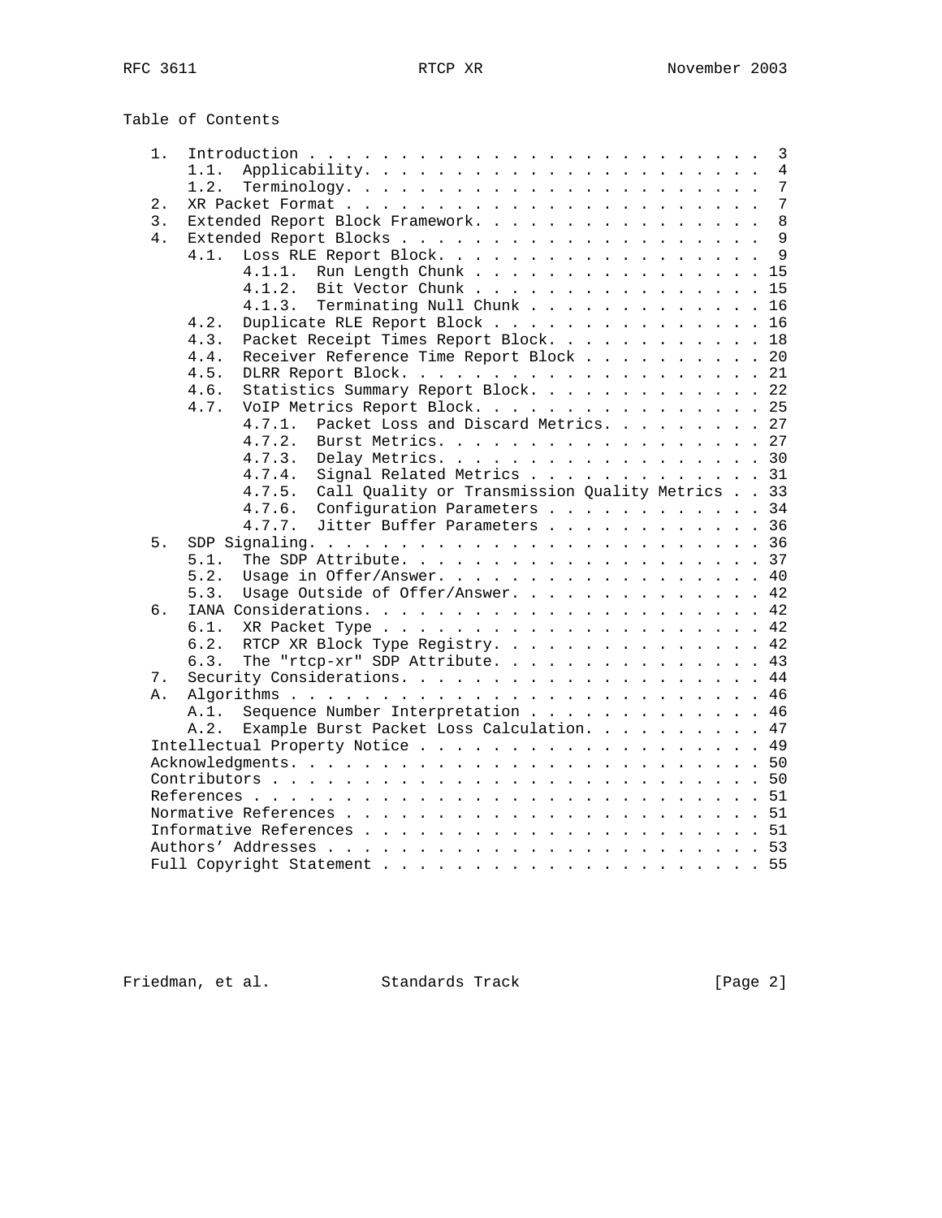Table of Contents

```
   1.  Introduction . . . . . . . . . . . . . . . . . . . . . . . . .  3
       1.1.  Applicability. . . . . . . . . . . . . . . . . . . . . .  4
       1.2.  Terminology. . . . . . . . . . . . . . . . . . . . . . .  7
   2.  XR Packet Format . . . . . . . . . . . . . . . . . . . . . . .  7
   3.  Extended Report Block Framework. . . . . . . . . . . . . . . .  8
   4.  Extended Report Blocks . . . . . . . . . . . . . . . . . . . .  9
       4.1.  Loss RLE Report Block. . . . . . . . . . . . . . . . . .  9
             4.1.1.  Run Length Chunk . . . . . . . . . . . . . . . . 15
             4.1.2.  Bit Vector Chunk . . . . . . . . . . . . . . . . 15
             4.1.3.  Terminating Null Chunk . . . . . . . . . . . . . 16
       4.2.  Duplicate RLE Report Block . . . . . . . . . . . . . . . 16
       4.3.  Packet Receipt Times Report Block. . . . . . . . . . . . 18
       4.4.  Receiver Reference Time Report Block . . . . . . . . . . 20
       4.5.  DLRR Report Block. . . . . . . . . . . . . . . . . . . . 21
       4.6.  Statistics Summary Report Block. . . . . . . . . . . . . 22
       4.7.  VoIP Metrics Report Block. . . . . . . . . . . . . . . . 25
             4.7.1.  Packet Loss and Discard Metrics. . . . . . . . . 27
             4.7.2.  Burst Metrics. . . . . . . . . . . . . . . . . . 27
             4.7.3.  Delay Metrics. . . . . . . . . . . . . . . . . . 30
             4.7.4.  Signal Related Metrics . . . . . . . . . . . . . 31
             4.7.5.  Call Quality or Transmission Quality Metrics . . 33
             4.7.6.  Configuration Parameters . . . . . . . . . . . . 34
             4.7.7.  Jitter Buffer Parameters . . . . . . . . . . . . 36
   5.  SDP Signaling. . . . . . . . . . . . . . . . . . . . . . . . . 36
       5.1.  The SDP Attribute. . . . . . . . . . . . . . . . . . . . 37
       5.2.  Usage in Offer/Answer. . . . . . . . . . . . . . . . . . 40
       5.3.  Usage Outside of Offer/Answer. . . . . . . . . . . . . . 42
   6.  IANA Considerations. . . . . . . . . . . . . . . . . . . . . . 42
       6.1.  XR Packet Type . . . . . . . . . . . . . . . . . . . . . 42
       6.2.  RTCP XR Block Type Registry. . . . . . . . . . . . . . . 42
       6.3.  The "rtcp-xr" SDP Attribute. . . . . . . . . . . . . . . 43
   7.  Security Considerations. . . . . . . . . . . . . . . . . . . . 44
   A.  Algorithms . . . . . . . . . . . . . . . . . . . . . . . . . . 46
       A.1.  Sequence Number Interpretation . . . . . . . . . . . . . 46
       A.2.  Example Burst Packet Loss Calculation. . . . . . . . . . 47
   Intellectual Property Notice . . . . . . . . . . . . . . . . . . . 49
   Acknowledgments. . . . . . . . . . . . . . . . . . . . . . . . . . 50
   Contributors . . . . . . . . . . . . . . . . . . . . . . . . . . . 50
   References . . . . . . . . . . . . . . . . . . . . . . . . . . . . 51
   Normative References . . . . . . . . . . . . . . . . . . . . . . . 51
   Informative References . . . . . . . . . . . . . . . . . . . . . . 51
   Authors' Addresses . . . . . . . . . . . . . . . . . . . . . . . . 53
   Full Copyright Statement . . . . . . . . . . . . . . . . . . . . . 55
```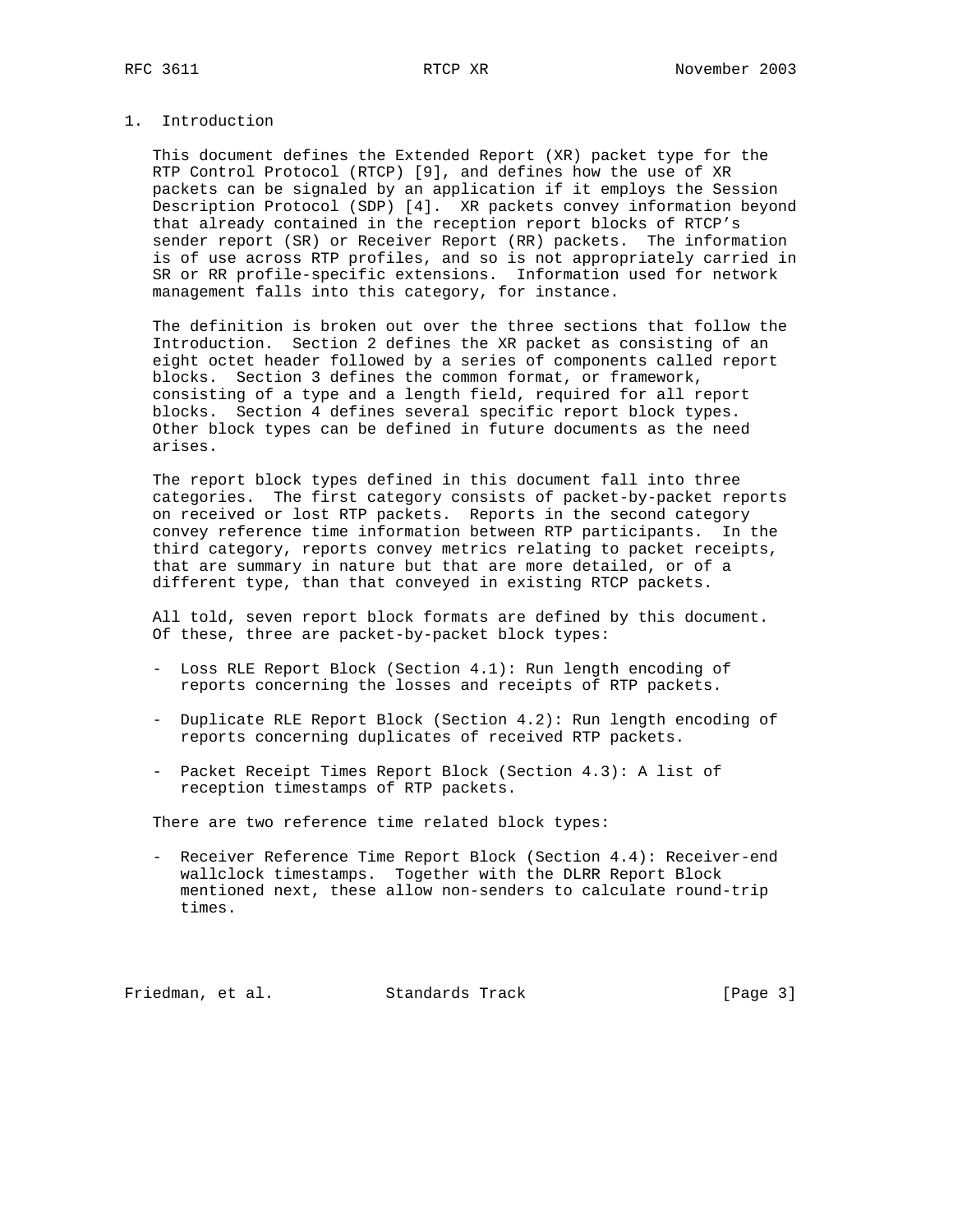## 1. Introduction

This document defines the Extended Report (XR) packet type for the RTP Control Protocol (RTCP) [9], and defines how the use of XR packets can be signaled by an application if it employs the Session Description Protocol (SDP) [4]. XR packets convey information beyond that already contained in the reception report blocks of RTCP's sender report (SR) or Receiver Report (RR) packets. The information is of use across RTP profiles, and so is not appropriately carried in SR or RR profile-specific extensions. Information used for network management falls into this category, for instance.

The definition is broken out over the three sections that follow the Introduction. Section 2 defines the XR packet as consisting of an eight octet header followed by a series of components called report blocks. Section 3 defines the common format, or framework, consisting of a type and a length field, required for all report blocks. Section 4 defines several specific report block types. Other block types can be defined in future documents as the need arises.

The report block types defined in this document fall into three categories. The first category consists of packet-by-packet reports on received or lost RTP packets. Reports in the second category convey reference time information between RTP participants. In the third category, reports convey metrics relating to packet receipts, that are summary in nature but that are more detailed, or of a different type, than that conveyed in existing RTCP packets.

All told, seven report block formats are defined by this document. Of these, three are packet-by-packet block types:

- Loss RLE Report Block (Section 4.1): Run length encoding of reports concerning the losses and receipts of RTP packets.

- Duplicate RLE Report Block (Section 4.2): Run length encoding of reports concerning duplicates of received RTP packets.

- Packet Receipt Times Report Block (Section 4.3): A list of reception timestamps of RTP packets.

There are two reference time related block types:

- Receiver Reference Time Report Block (Section 4.4): Receiver-end wallclock timestamps. Together with the DLRR Report Block mentioned next, these allow non-senders to calculate round-trip times.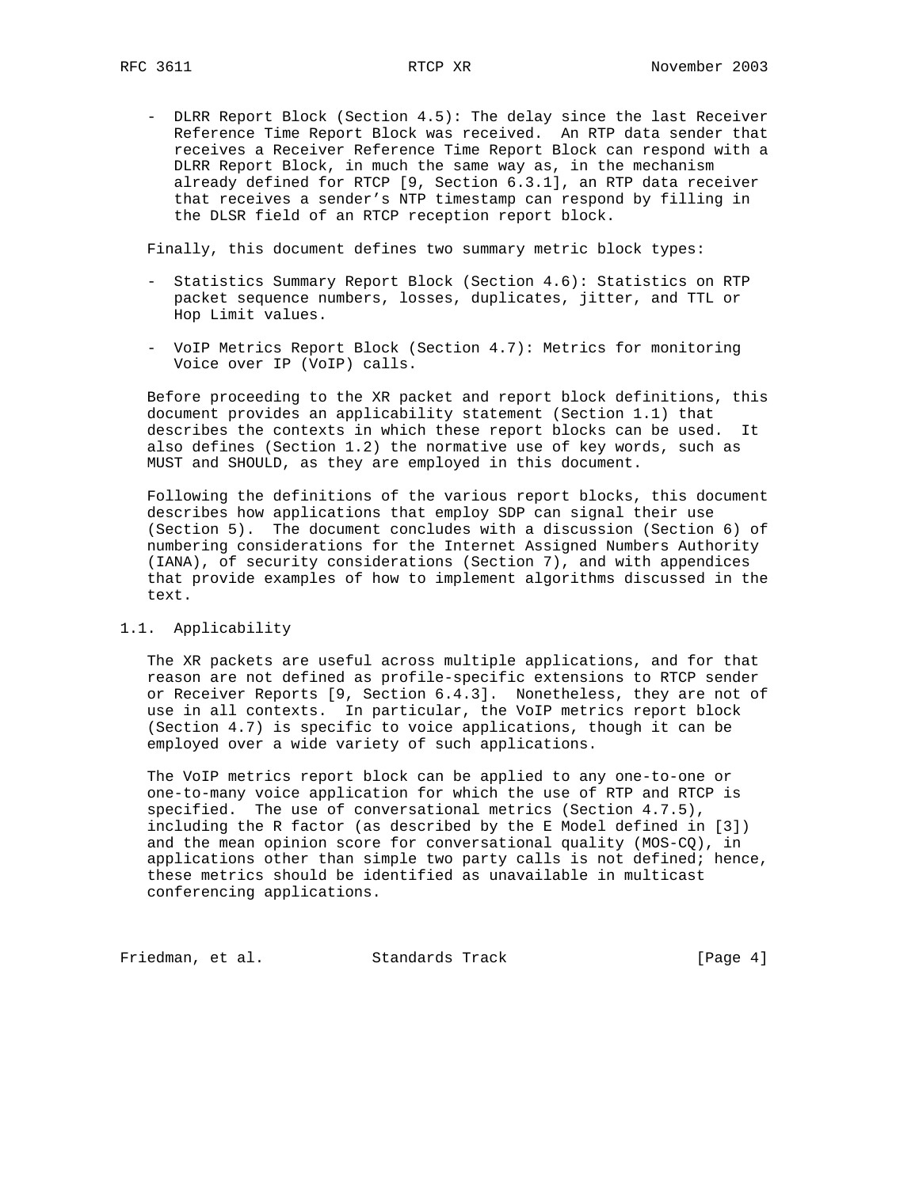- DLRR Report Block (Section 4.5): The delay since the last Receiver Reference Time Report Block was received. An RTP data sender that receives a Receiver Reference Time Report Block can respond with a DLRR Report Block, in much the same way as, in the mechanism already defined for RTCP [9, Section 6.3.1], an RTP data receiver that receives a sender's NTP timestamp can respond by filling in the DLSR field of an RTCP reception report block.

Finally, this document defines two summary metric block types:

- Statistics Summary Report Block (Section 4.6): Statistics on RTP packet sequence numbers, losses, duplicates, jitter, and TTL or Hop Limit values.

- VoIP Metrics Report Block (Section 4.7): Metrics for monitoring Voice over IP (VoIP) calls.

Before proceeding to the XR packet and report block definitions, this document provides an applicability statement (Section 1.1) that describes the contexts in which these report blocks can be used. It also defines (Section 1.2) the normative use of key words, such as MUST and SHOULD, as they are employed in this document.

Following the definitions of the various report blocks, this document describes how applications that employ SDP can signal their use (Section 5). The document concludes with a discussion (Section 6) of numbering considerations for the Internet Assigned Numbers Authority (IANA), of security considerations (Section 7), and with appendices that provide examples of how to implement algorithms discussed in the text.

## 1.1. Applicability

The XR packets are useful across multiple applications, and for that reason are not defined as profile-specific extensions to RTCP sender or Receiver Reports [9, Section 6.4.3]. Nonetheless, they are not of use in all contexts. In particular, the VoIP metrics report block (Section 4.7) is specific to voice applications, though it can be employed over a wide variety of such applications.

The VoIP metrics report block can be applied to any one-to-one or one-to-many voice application for which the use of RTP and RTCP is specified. The use of conversational metrics (Section 4.7.5), including the R factor (as described by the E Model defined in [3]) and the mean opinion score for conversational quality (MOS-CQ), in applications other than simple two party calls is not defined; hence, these metrics should be identified as unavailable in multicast conferencing applications.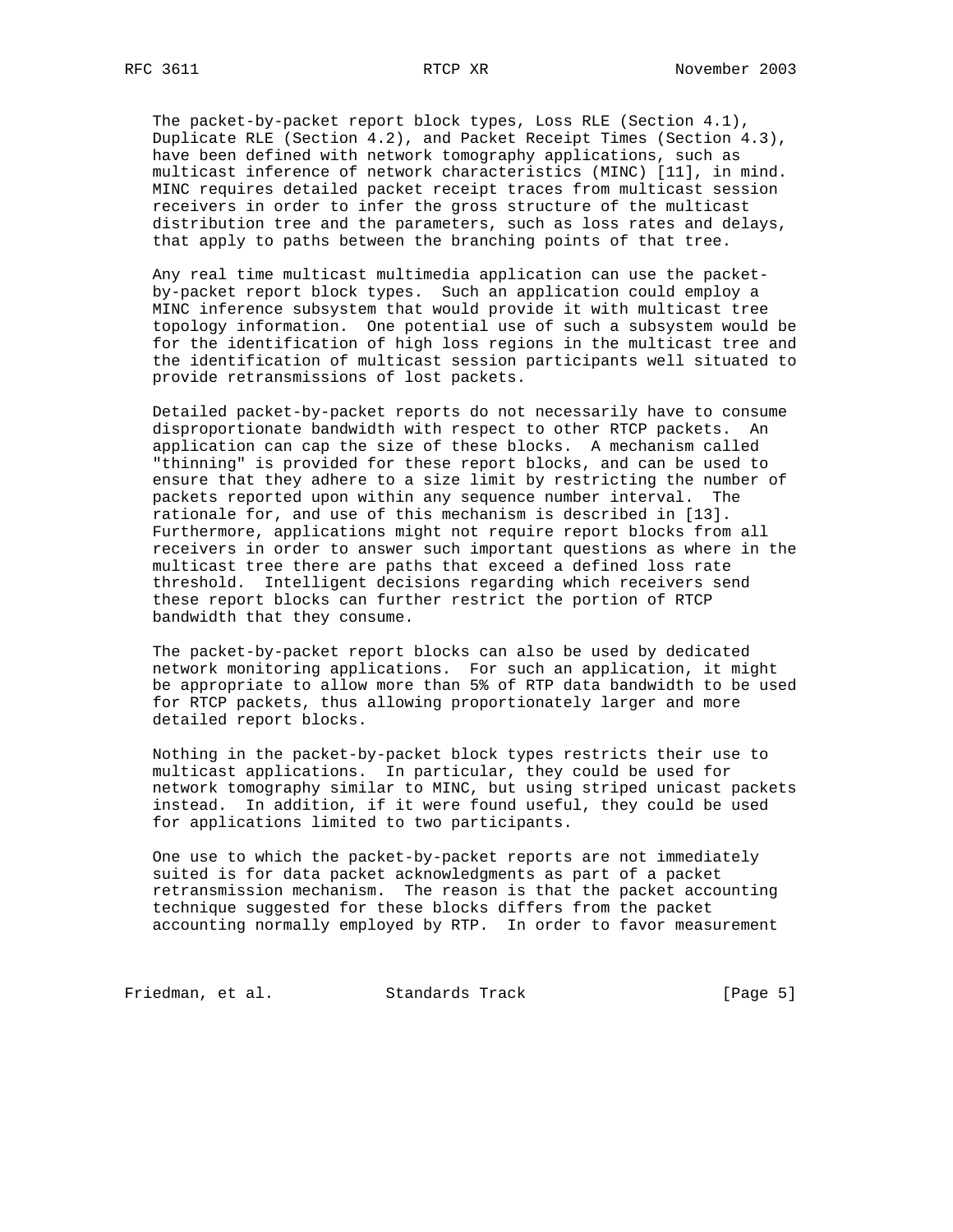The packet-by-packet report block types, Loss RLE (Section 4.1), Duplicate RLE (Section 4.2), and Packet Receipt Times (Section 4.3), have been defined with network tomography applications, such as multicast inference of network characteristics (MINC) [11], in mind. MINC requires detailed packet receipt traces from multicast session receivers in order to infer the gross structure of the multicast distribution tree and the parameters, such as loss rates and delays, that apply to paths between the branching points of that tree.

Any real time multicast multimedia application can use the packet-by-packet report block types. Such an application could employ a MINC inference subsystem that would provide it with multicast tree topology information. One potential use of such a subsystem would be for the identification of high loss regions in the multicast tree and the identification of multicast session participants well situated to provide retransmissions of lost packets.

Detailed packet-by-packet reports do not necessarily have to consume disproportionate bandwidth with respect to other RTCP packets. An application can cap the size of these blocks. A mechanism called "thinning" is provided for these report blocks, and can be used to ensure that they adhere to a size limit by restricting the number of packets reported upon within any sequence number interval. The rationale for, and use of this mechanism is described in [13]. Furthermore, applications might not require report blocks from all receivers in order to answer such important questions as where in the multicast tree there are paths that exceed a defined loss rate threshold. Intelligent decisions regarding which receivers send these report blocks can further restrict the portion of RTCP bandwidth that they consume.

The packet-by-packet report blocks can also be used by dedicated network monitoring applications. For such an application, it might be appropriate to allow more than 5% of RTP data bandwidth to be used for RTCP packets, thus allowing proportionately larger and more detailed report blocks.

Nothing in the packet-by-packet block types restricts their use to multicast applications. In particular, they could be used for network tomography similar to MINC, but using striped unicast packets instead. In addition, if it were found useful, they could be used for applications limited to two participants.

One use to which the packet-by-packet reports are not immediately suited is for data packet acknowledgments as part of a packet retransmission mechanism. The reason is that the packet accounting technique suggested for these blocks differs from the packet accounting normally employed by RTP. In order to favor measurement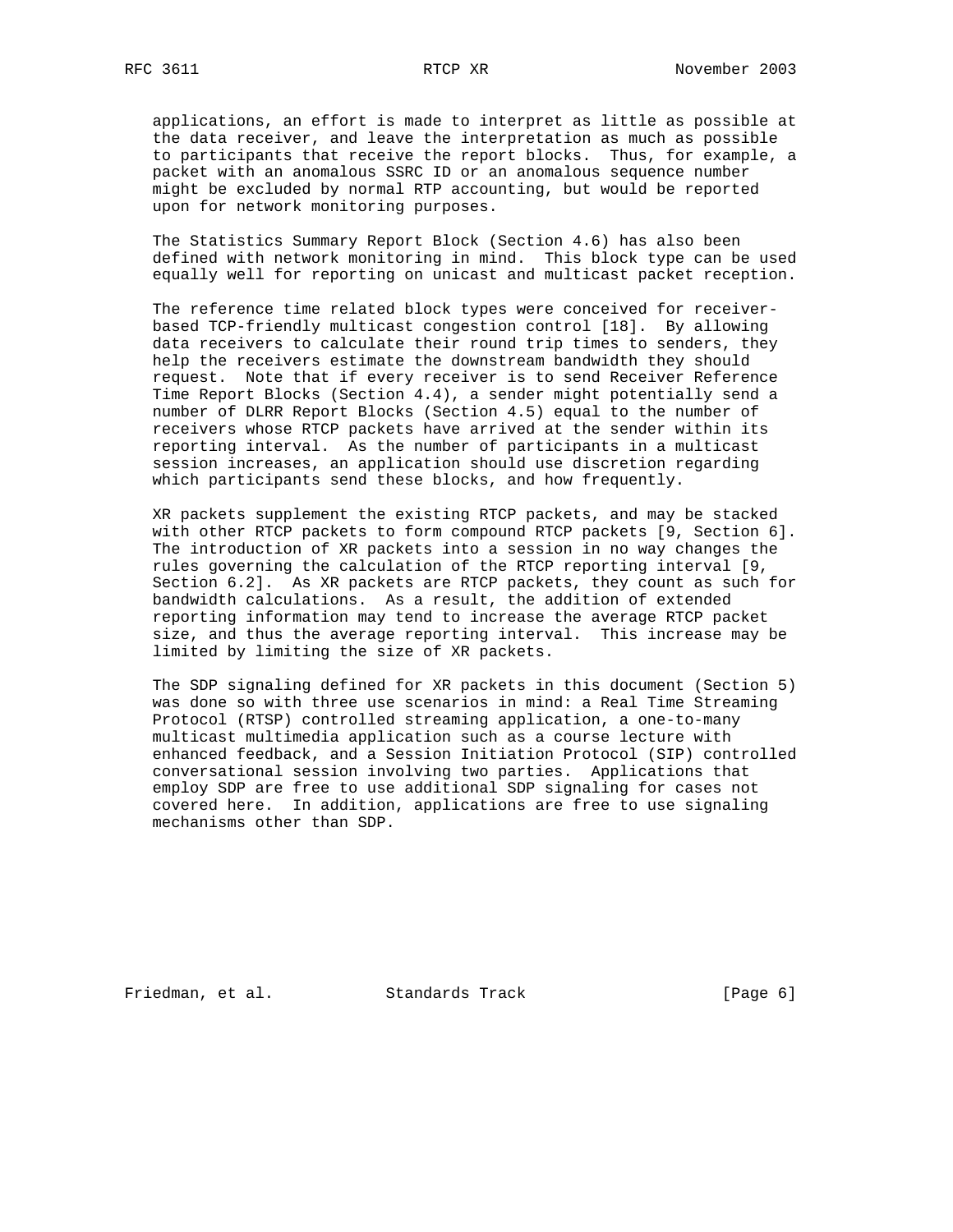applications, an effort is made to interpret as little as possible at the data receiver, and leave the interpretation as much as possible to participants that receive the report blocks. Thus, for example, a packet with an anomalous SSRC ID or an anomalous sequence number might be excluded by normal RTP accounting, but would be reported upon for network monitoring purposes.

The Statistics Summary Report Block (Section 4.6) has also been defined with network monitoring in mind. This block type can be used equally well for reporting on unicast and multicast packet reception.

The reference time related block types were conceived for receiver-based TCP-friendly multicast congestion control [18]. By allowing data receivers to calculate their round trip times to senders, they help the receivers estimate the downstream bandwidth they should request. Note that if every receiver is to send Receiver Reference Time Report Blocks (Section 4.4), a sender might potentially send a number of DLRR Report Blocks (Section 4.5) equal to the number of receivers whose RTCP packets have arrived at the sender within its reporting interval. As the number of participants in a multicast session increases, an application should use discretion regarding which participants send these blocks, and how frequently.

XR packets supplement the existing RTCP packets, and may be stacked with other RTCP packets to form compound RTCP packets [9, Section 6]. The introduction of XR packets into a session in no way changes the rules governing the calculation of the RTCP reporting interval [9, Section 6.2]. As XR packets are RTCP packets, they count as such for bandwidth calculations. As a result, the addition of extended reporting information may tend to increase the average RTCP packet size, and thus the average reporting interval. This increase may be limited by limiting the size of XR packets.

The SDP signaling defined for XR packets in this document (Section 5) was done so with three use scenarios in mind: a Real Time Streaming Protocol (RTSP) controlled streaming application, a one-to-many multicast multimedia application such as a course lecture with enhanced feedback, and a Session Initiation Protocol (SIP) controlled conversational session involving two parties. Applications that employ SDP are free to use additional SDP signaling for cases not covered here. In addition, applications are free to use signaling mechanisms other than SDP.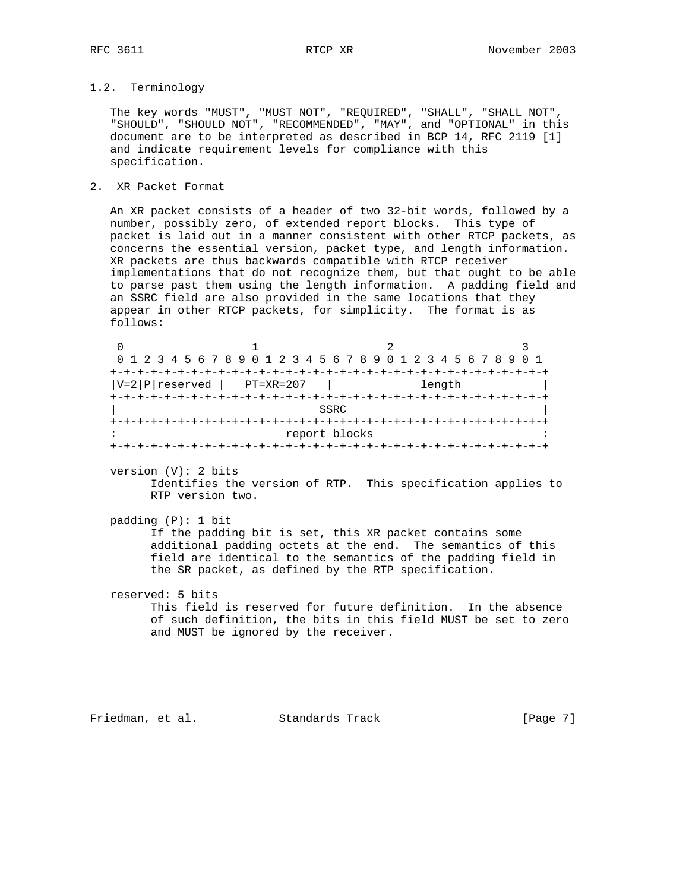### 1.2. Terminology

The key words "MUST", "MUST NOT", "REQUIRED", "SHALL", "SHALL NOT", "SHOULD", "SHOULD NOT", "RECOMMENDED", "MAY", and "OPTIONAL" in this document are to be interpreted as described in BCP 14, RFC 2119 [1] and indicate requirement levels for compliance with this specification.

## 2. XR Packet Format

An XR packet consists of a header of two 32-bit words, followed by a number, possibly zero, of extended report blocks. This type of packet is laid out in a manner consistent with other RTCP packets, as concerns the essential version, packet type, and length information. XR packets are thus backwards compatible with RTCP receiver implementations that do not recognize them, but that ought to be able to parse past them using the length information. A padding field and an SSRC field are also provided in the same locations that they appear in other RTCP packets, for simplicity. The format is as follows:

```
 0                   1                   2                   3
 0 1 2 3 4 5 6 7 8 9 0 1 2 3 4 5 6 7 8 9 0 1 2 3 4 5 6 7 8 9 0 1
+-+-+-+-+-+-+-+-+-+-+-+-+-+-+-+-+-+-+-+-+-+-+-+-+-+-+-+-+-+-+-+-+
|V=2|P|reserved |   PT=XR=207   |             length            |
+-+-+-+-+-+-+-+-+-+-+-+-+-+-+-+-+-+-+-+-+-+-+-+-+-+-+-+-+-+-+-+-+
|                              SSRC                             |
+-+-+-+-+-+-+-+-+-+-+-+-+-+-+-+-+-+-+-+-+-+-+-+-+-+-+-+-+-+-+-+-+
:                         report blocks                         :
+-+-+-+-+-+-+-+-+-+-+-+-+-+-+-+-+-+-+-+-+-+-+-+-+-+-+-+-+-+-+-+-+
```

version (V): 2 bits
Identifies the version of RTP. This specification applies to RTP version two.

padding (P): 1 bit
If the padding bit is set, this XR packet contains some additional padding octets at the end. The semantics of this field are identical to the semantics of the padding field in the SR packet, as defined by the RTP specification.

reserved: 5 bits
This field is reserved for future definition. In the absence of such definition, the bits in this field MUST be set to zero and MUST be ignored by the receiver.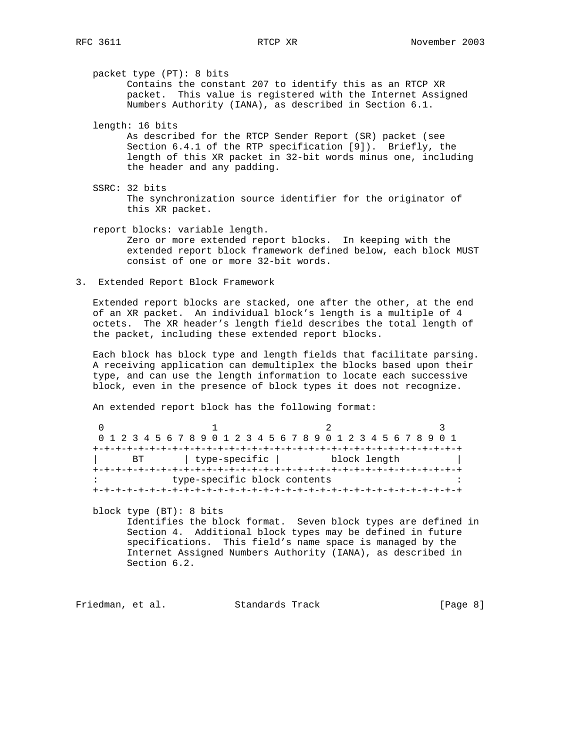packet type (PT): 8 bits
Contains the constant 207 to identify this as an RTCP XR packet. This value is registered with the Internet Assigned Numbers Authority (IANA), as described in Section 6.1.

length: 16 bits
As described for the RTCP Sender Report (SR) packet (see Section 6.4.1 of the RTP specification [9]). Briefly, the length of this XR packet in 32-bit words minus one, including the header and any padding.

SSRC: 32 bits
The synchronization source identifier for the originator of this XR packet.

report blocks: variable length.
Zero or more extended report blocks. In keeping with the extended report block framework defined below, each block MUST consist of one or more 32-bit words.

## 3. Extended Report Block Framework

Extended report blocks are stacked, one after the other, at the end of an XR packet. An individual block's length is a multiple of 4 octets. The XR header's length field describes the total length of the packet, including these extended report blocks.

Each block has block type and length fields that facilitate parsing. A receiving application can demultiplex the blocks based upon their type, and can use the length information to locate each successive block, even in the presence of block types it does not recognize.

An extended report block has the following format:

```
 0                   1                   2                   3
 0 1 2 3 4 5 6 7 8 9 0 1 2 3 4 5 6 7 8 9 0 1 2 3 4 5 6 7 8 9 0 1
+-+-+-+-+-+-+-+-+-+-+-+-+-+-+-+-+-+-+-+-+-+-+-+-+-+-+-+-+-+-+-+-+
|      BT       | type-specific |         block length          |
+-+-+-+-+-+-+-+-+-+-+-+-+-+-+-+-+-+-+-+-+-+-+-+-+-+-+-+-+-+-+-+-+
:             type-specific block contents                      :
+-+-+-+-+-+-+-+-+-+-+-+-+-+-+-+-+-+-+-+-+-+-+-+-+-+-+-+-+-+-+-+-+
```

block type (BT): 8 bits
Identifies the block format. Seven block types are defined in Section 4. Additional block types may be defined in future specifications. This field's name space is managed by the Internet Assigned Numbers Authority (IANA), as described in Section 6.2.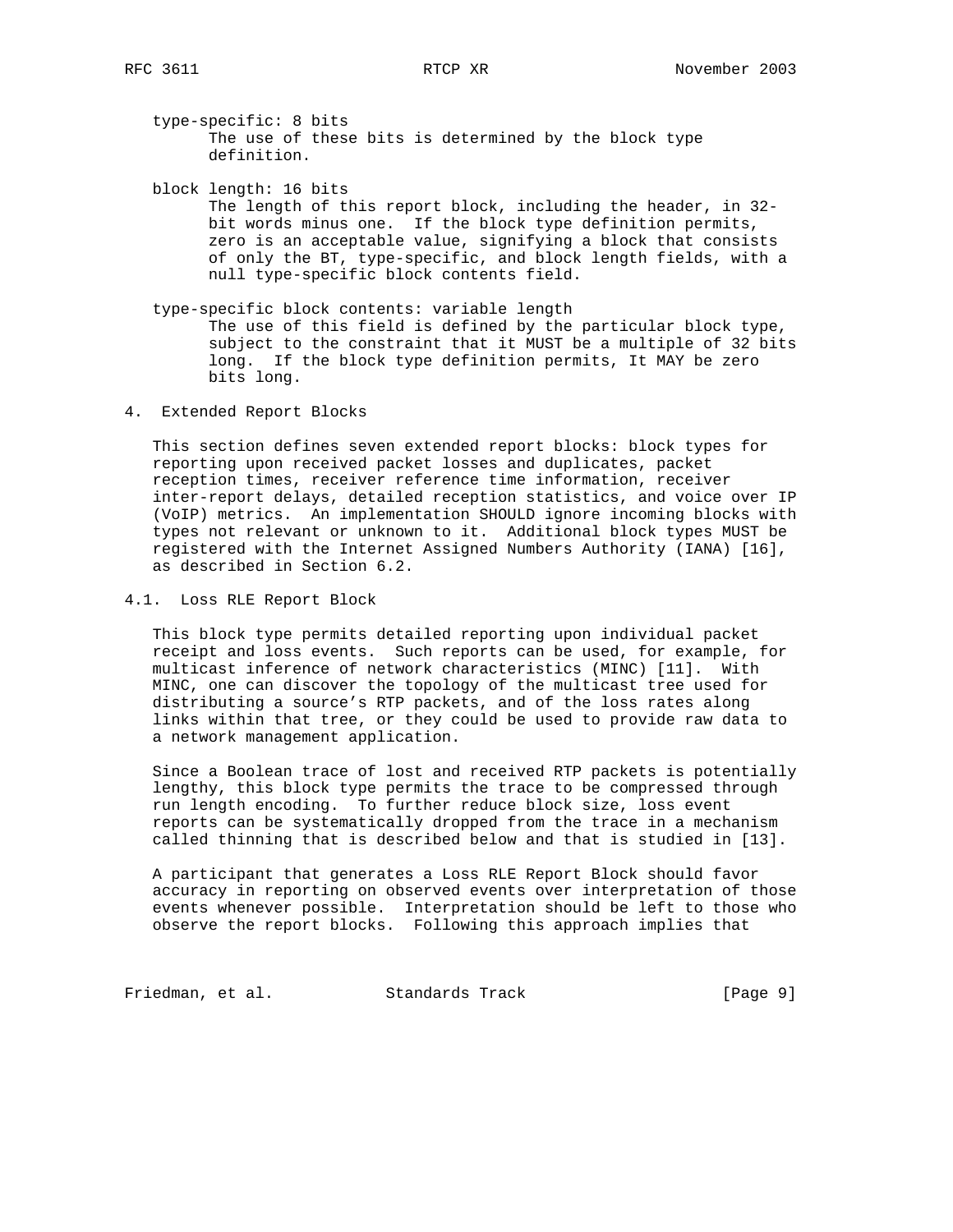type-specific: 8 bits
The use of these bits is determined by the block type definition.

block length: 16 bits
The length of this report block, including the header, in 32-bit words minus one. If the block type definition permits, zero is an acceptable value, signifying a block that consists of only the BT, type-specific, and block length fields, with a null type-specific block contents field.

type-specific block contents: variable length
The use of this field is defined by the particular block type, subject to the constraint that it MUST be a multiple of 32 bits long. If the block type definition permits, It MAY be zero bits long.

## 4. Extended Report Blocks

This section defines seven extended report blocks: block types for reporting upon received packet losses and duplicates, packet reception times, receiver reference time information, receiver inter-report delays, detailed reception statistics, and voice over IP (VoIP) metrics. An implementation SHOULD ignore incoming blocks with types not relevant or unknown to it. Additional block types MUST be registered with the Internet Assigned Numbers Authority (IANA) [16], as described in Section 6.2.

### 4.1. Loss RLE Report Block

This block type permits detailed reporting upon individual packet receipt and loss events. Such reports can be used, for example, for multicast inference of network characteristics (MINC) [11]. With MINC, one can discover the topology of the multicast tree used for distributing a source's RTP packets, and of the loss rates along links within that tree, or they could be used to provide raw data to a network management application.

Since a Boolean trace of lost and received RTP packets is potentially lengthy, this block type permits the trace to be compressed through run length encoding. To further reduce block size, loss event reports can be systematically dropped from the trace in a mechanism called thinning that is described below and that is studied in [13].

A participant that generates a Loss RLE Report Block should favor accuracy in reporting on observed events over interpretation of those events whenever possible. Interpretation should be left to those who observe the report blocks. Following this approach implies that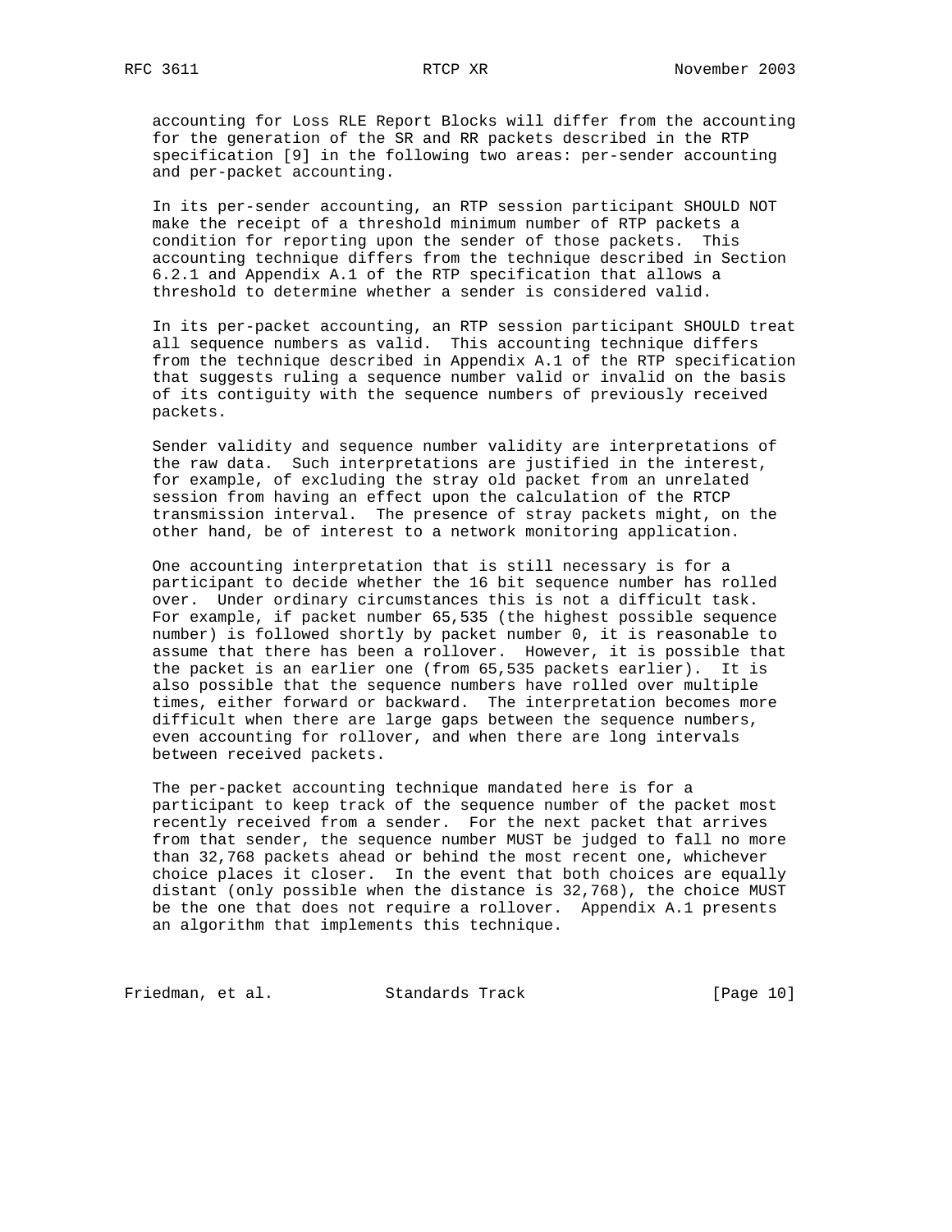accounting for Loss RLE Report Blocks will differ from the accounting for the generation of the SR and RR packets described in the RTP specification [9] in the following two areas: per-sender accounting and per-packet accounting.

In its per-sender accounting, an RTP session participant SHOULD NOT make the receipt of a threshold minimum number of RTP packets a condition for reporting upon the sender of those packets. This accounting technique differs from the technique described in Section 6.2.1 and Appendix A.1 of the RTP specification that allows a threshold to determine whether a sender is considered valid.

In its per-packet accounting, an RTP session participant SHOULD treat all sequence numbers as valid. This accounting technique differs from the technique described in Appendix A.1 of the RTP specification that suggests ruling a sequence number valid or invalid on the basis of its contiguity with the sequence numbers of previously received packets.

Sender validity and sequence number validity are interpretations of the raw data. Such interpretations are justified in the interest, for example, of excluding the stray old packet from an unrelated session from having an effect upon the calculation of the RTCP transmission interval. The presence of stray packets might, on the other hand, be of interest to a network monitoring application.

One accounting interpretation that is still necessary is for a participant to decide whether the 16 bit sequence number has rolled over. Under ordinary circumstances this is not a difficult task. For example, if packet number 65,535 (the highest possible sequence number) is followed shortly by packet number 0, it is reasonable to assume that there has been a rollover. However, it is possible that the packet is an earlier one (from 65,535 packets earlier). It is also possible that the sequence numbers have rolled over multiple times, either forward or backward. The interpretation becomes more difficult when there are large gaps between the sequence numbers, even accounting for rollover, and when there are long intervals between received packets.

The per-packet accounting technique mandated here is for a participant to keep track of the sequence number of the packet most recently received from a sender. For the next packet that arrives from that sender, the sequence number MUST be judged to fall no more than 32,768 packets ahead or behind the most recent one, whichever choice places it closer. In the event that both choices are equally distant (only possible when the distance is 32,768), the choice MUST be the one that does not require a rollover. Appendix A.1 presents an algorithm that implements this technique.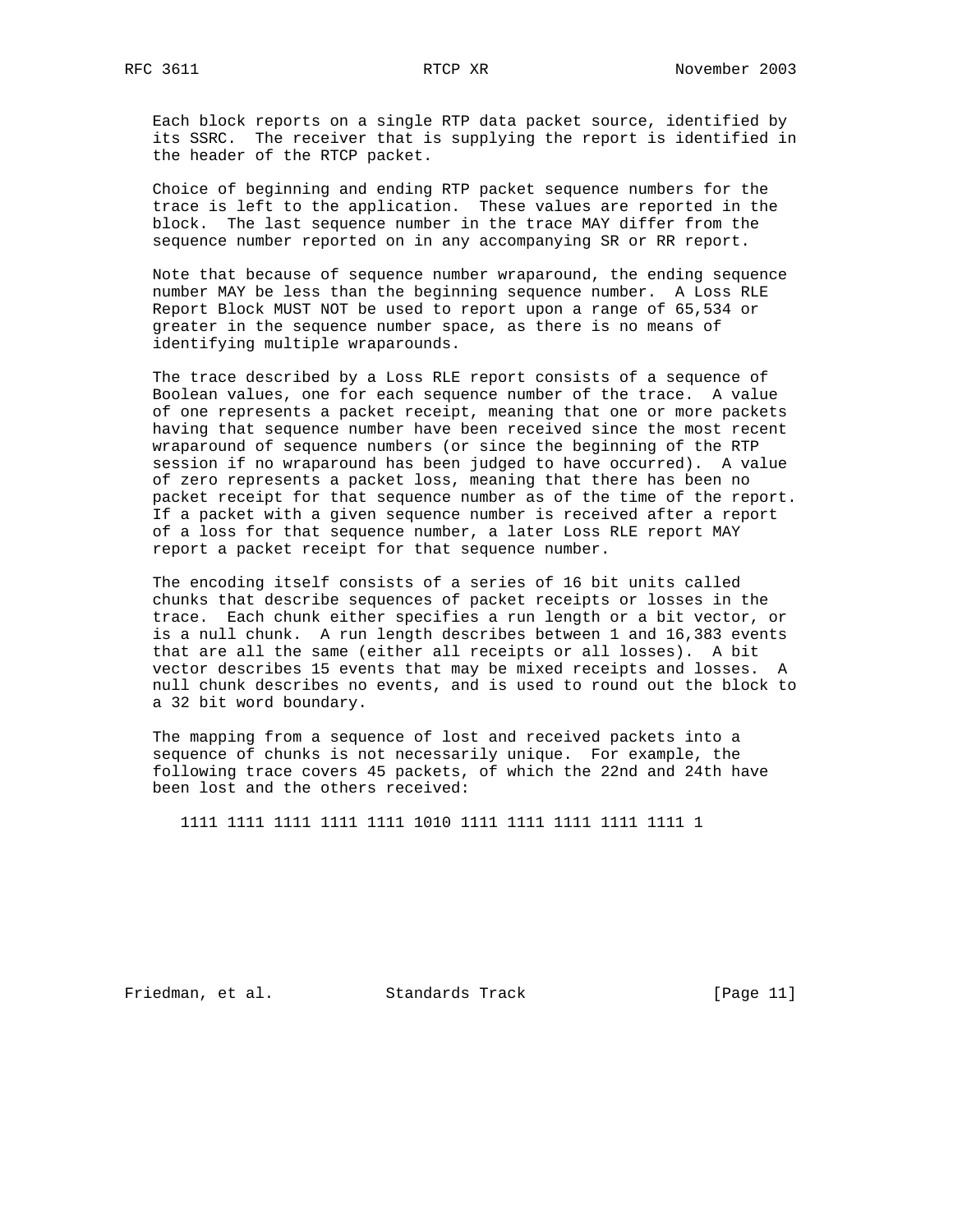Each block reports on a single RTP data packet source, identified by its SSRC. The receiver that is supplying the report is identified in the header of the RTCP packet.

Choice of beginning and ending RTP packet sequence numbers for the trace is left to the application. These values are reported in the block. The last sequence number in the trace MAY differ from the sequence number reported on in any accompanying SR or RR report.

Note that because of sequence number wraparound, the ending sequence number MAY be less than the beginning sequence number. A Loss RLE Report Block MUST NOT be used to report upon a range of 65,534 or greater in the sequence number space, as there is no means of identifying multiple wraparounds.

The trace described by a Loss RLE report consists of a sequence of Boolean values, one for each sequence number of the trace. A value of one represents a packet receipt, meaning that one or more packets having that sequence number have been received since the most recent wraparound of sequence numbers (or since the beginning of the RTP session if no wraparound has been judged to have occurred). A value of zero represents a packet loss, meaning that there has been no packet receipt for that sequence number as of the time of the report. If a packet with a given sequence number is received after a report of a loss for that sequence number, a later Loss RLE report MAY report a packet receipt for that sequence number.

The encoding itself consists of a series of 16 bit units called chunks that describe sequences of packet receipts or losses in the trace. Each chunk either specifies a run length or a bit vector, or is a null chunk. A run length describes between 1 and 16,383 events that are all the same (either all receipts or all losses). A bit vector describes 15 events that may be mixed receipts and losses. A null chunk describes no events, and is used to round out the block to a 32 bit word boundary.

The mapping from a sequence of lost and received packets into a sequence of chunks is not necessarily unique. For example, the following trace covers 45 packets, of which the 22nd and 24th have been lost and the others received:

```
1111 1111 1111 1111 1111 1010 1111 1111 1111 1111 1111 1
```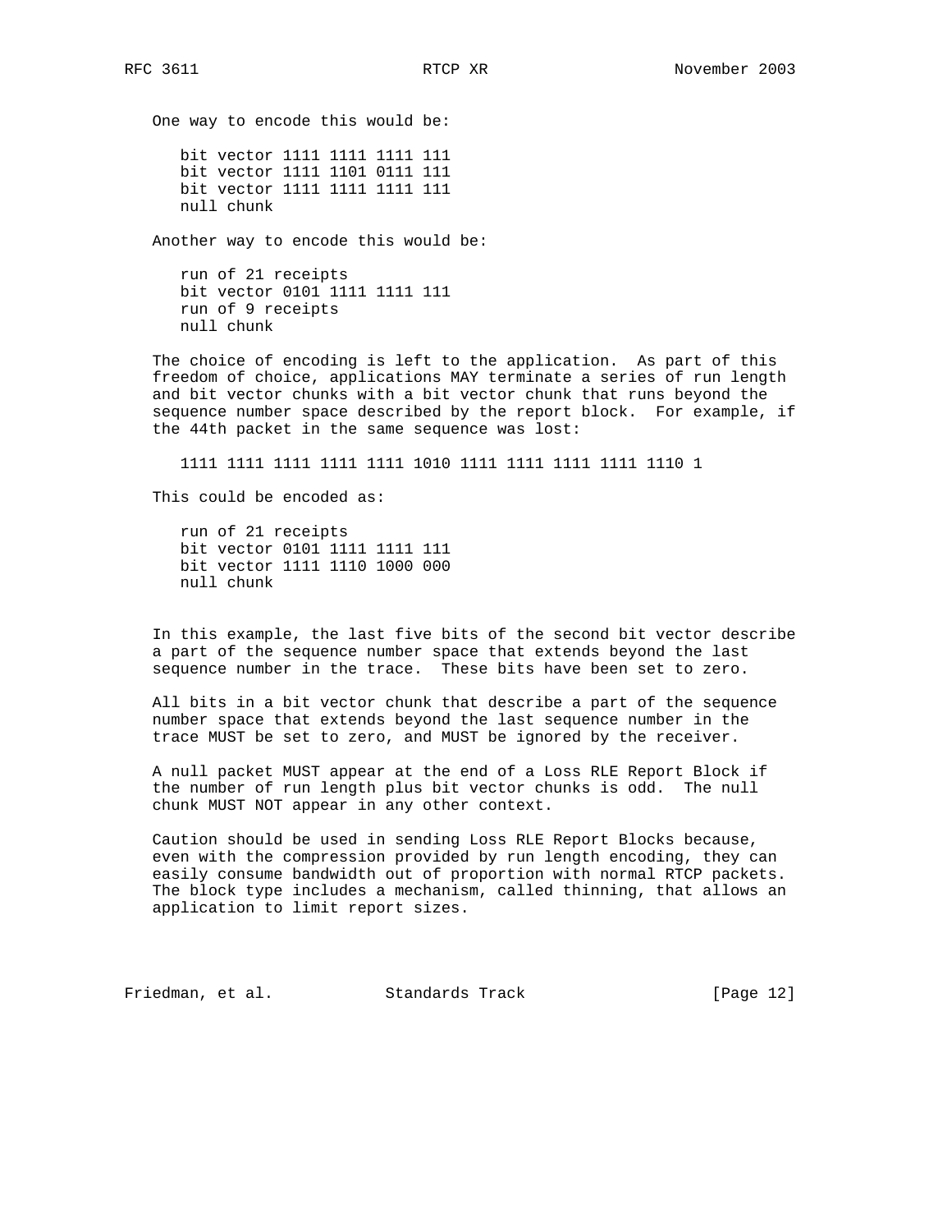One way to encode this would be:

```
bit vector 1111 1111 1111 111
bit vector 1111 1101 0111 111
bit vector 1111 1111 1111 111
null chunk
```

Another way to encode this would be:

```
run of 21 receipts
bit vector 0101 1111 1111 111
run of 9 receipts
null chunk
```

The choice of encoding is left to the application. As part of this freedom of choice, applications MAY terminate a series of run length and bit vector chunks with a bit vector chunk that runs beyond the sequence number space described by the report block. For example, if the 44th packet in the same sequence was lost:

```
1111 1111 1111 1111 1111 1010 1111 1111 1111 1111 1110 1
```

This could be encoded as:

```
run of 21 receipts
bit vector 0101 1111 1111 111
bit vector 1111 1110 1000 000
null chunk
```

In this example, the last five bits of the second bit vector describe a part of the sequence number space that extends beyond the last sequence number in the trace. These bits have been set to zero.

All bits in a bit vector chunk that describe a part of the sequence number space that extends beyond the last sequence number in the trace MUST be set to zero, and MUST be ignored by the receiver.

A null packet MUST appear at the end of a Loss RLE Report Block if the number of run length plus bit vector chunks is odd. The null chunk MUST NOT appear in any other context.

Caution should be used in sending Loss RLE Report Blocks because, even with the compression provided by run length encoding, they can easily consume bandwidth out of proportion with normal RTCP packets. The block type includes a mechanism, called thinning, that allows an application to limit report sizes.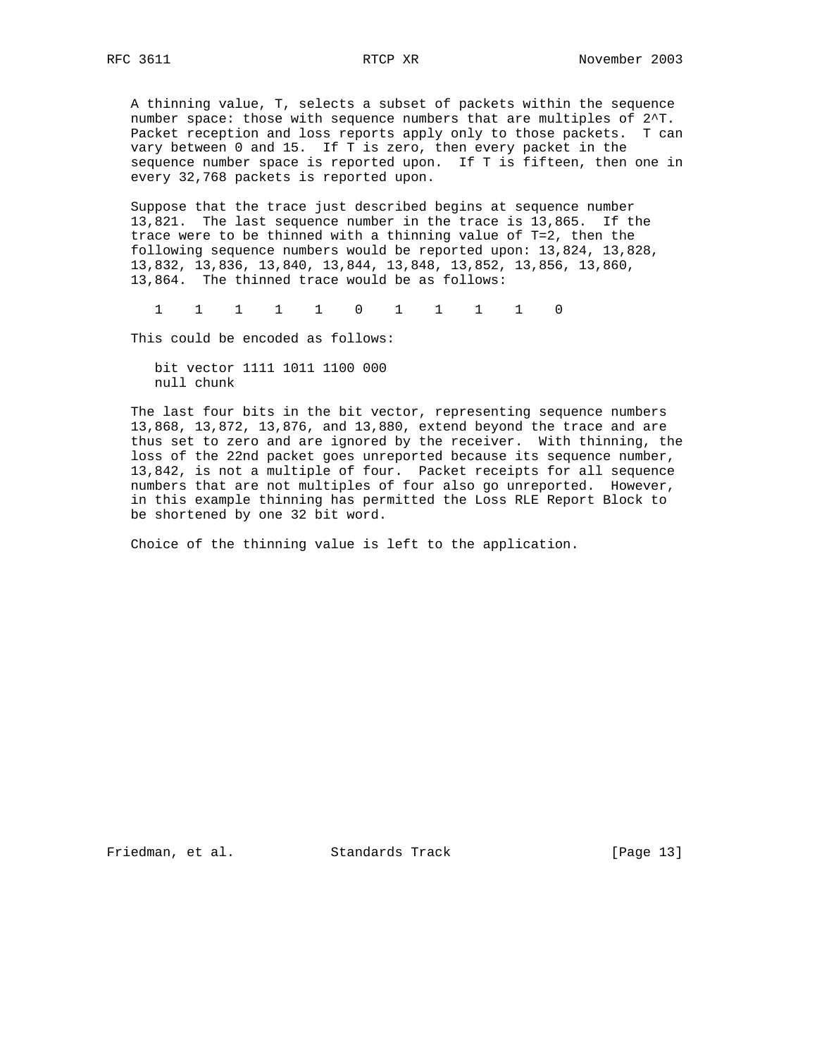A thinning value, T, selects a subset of packets within the sequence number space: those with sequence numbers that are multiples of $2^T$. Packet reception and loss reports apply only to those packets. T can vary between 0 and 15. If T is zero, then every packet in the sequence number space is reported upon. If T is fifteen, then one in every 32,768 packets is reported upon.

Suppose that the trace just described begins at sequence number 13,821. The last sequence number in the trace is 13,865. If the trace were to be thinned with a thinning value of T=2, then the following sequence numbers would be reported upon: 13,824, 13,828, 13,832, 13,836, 13,840, 13,844, 13,848, 13,852, 13,856, 13,860, 13,864. The thinned trace would be as follows:

```
1    1    1    1    1    0    1    1    1    1    0
```

This could be encoded as follows:

```
bit vector 1111 1011 1100 000
null chunk
```

The last four bits in the bit vector, representing sequence numbers 13,868, 13,872, 13,876, and 13,880, extend beyond the trace and are thus set to zero and are ignored by the receiver. With thinning, the loss of the 22nd packet goes unreported because its sequence number, 13,842, is not a multiple of four. Packet receipts for all sequence numbers that are not multiples of four also go unreported. However, in this example thinning has permitted the Loss RLE Report Block to be shortened by one 32 bit word.

Choice of the thinning value is left to the application.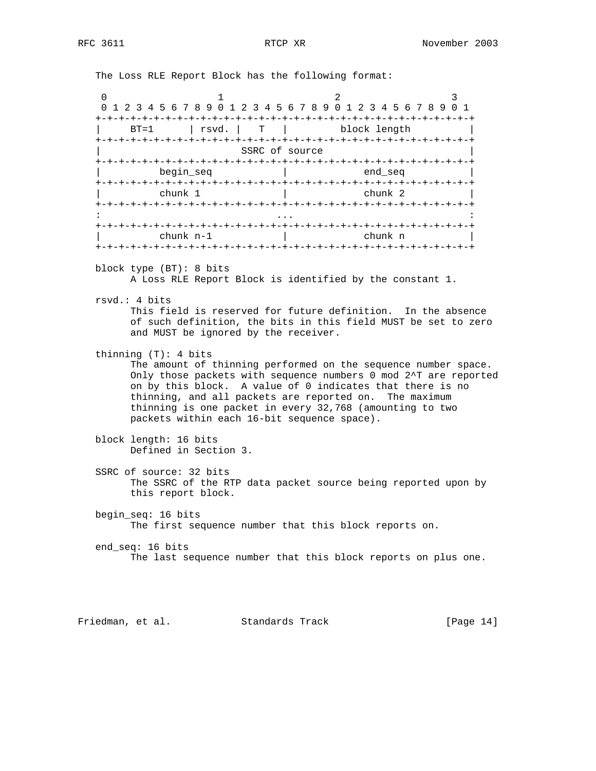The Loss RLE Report Block has the following format:

```
 0                   1                   2                   3
 0 1 2 3 4 5 6 7 8 9 0 1 2 3 4 5 6 7 8 9 0 1 2 3 4 5 6 7 8 9 0 1
+-+-+-+-+-+-+-+-+-+-+-+-+-+-+-+-+-+-+-+-+-+-+-+-+-+-+-+-+-+-+-+-+
|     BT=1      | rsvd. |   T   |         block length          |
+-+-+-+-+-+-+-+-+-+-+-+-+-+-+-+-+-+-+-+-+-+-+-+-+-+-+-+-+-+-+-+-+
|                        SSRC of source                         |
+-+-+-+-+-+-+-+-+-+-+-+-+-+-+-+-+-+-+-+-+-+-+-+-+-+-+-+-+-+-+-+-+
|          begin_seq            |             end_seq           |
+-+-+-+-+-+-+-+-+-+-+-+-+-+-+-+-+-+-+-+-+-+-+-+-+-+-+-+-+-+-+-+-+
|          chunk 1              |             chunk 2           |
+-+-+-+-+-+-+-+-+-+-+-+-+-+-+-+-+-+-+-+-+-+-+-+-+-+-+-+-+-+-+-+-+
:                              ...                              :
+-+-+-+-+-+-+-+-+-+-+-+-+-+-+-+-+-+-+-+-+-+-+-+-+-+-+-+-+-+-+-+-+
|          chunk n-1            |             chunk n           |
+-+-+-+-+-+-+-+-+-+-+-+-+-+-+-+-+-+-+-+-+-+-+-+-+-+-+-+-+-+-+-+-+
```

block type (BT): 8 bits
A Loss RLE Report Block is identified by the constant 1.

rsvd.: 4 bits
This field is reserved for future definition. In the absence of such definition, the bits in this field MUST be set to zero and MUST be ignored by the receiver.

thinning (T): 4 bits
The amount of thinning performed on the sequence number space. Only those packets with sequence numbers 0 mod $2^T$ are reported on by this block. A value of 0 indicates that there is no thinning, and all packets are reported on. The maximum thinning is one packet in every 32,768 (amounting to two packets within each 16-bit sequence space).

block length: 16 bits
Defined in Section 3.

SSRC of source: 32 bits
The SSRC of the RTP data packet source being reported upon by this report block.

begin_seq: 16 bits
The first sequence number that this block reports on.

end_seq: 16 bits
The last sequence number that this block reports on plus one.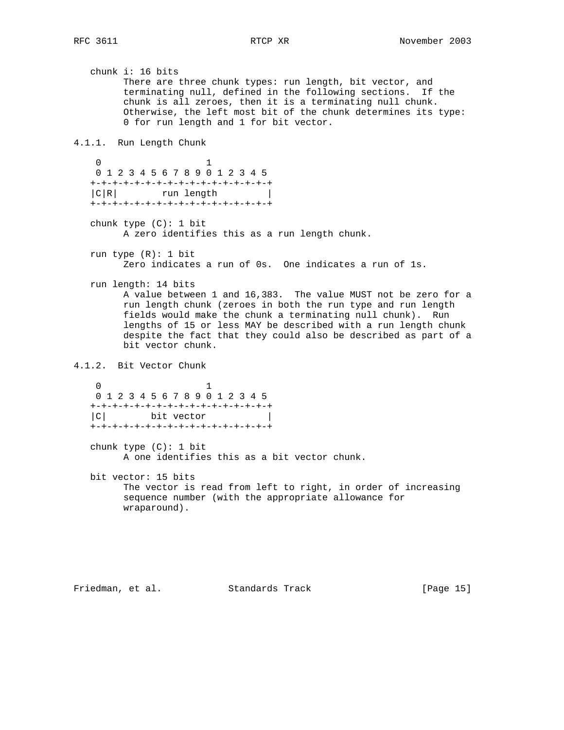chunk i: 16 bits
There are three chunk types: run length, bit vector, and terminating null, defined in the following sections. If the chunk is all zeroes, then it is a terminating null chunk. Otherwise, the left most bit of the chunk determines its type: 0 for run length and 1 for bit vector.

### 4.1.1. Run Length Chunk

```
 0                   1
 0 1 2 3 4 5 6 7 8 9 0 1 2 3 4 5
+-+-+-+-+-+-+-+-+-+-+-+-+-+-+-+-+
|C|R|        run length         |
+-+-+-+-+-+-+-+-+-+-+-+-+-+-+-+-+
```

chunk type (C): 1 bit
A zero identifies this as a run length chunk.

run type (R): 1 bit
Zero indicates a run of 0s. One indicates a run of 1s.

run length: 14 bits
A value between 1 and 16,383. The value MUST not be zero for a run length chunk (zeroes in both the run type and run length fields would make the chunk a terminating null chunk). Run lengths of 15 or less MAY be described with a run length chunk despite the fact that they could also be described as part of a bit vector chunk.

### 4.1.2. Bit Vector Chunk

```
 0                   1
 0 1 2 3 4 5 6 7 8 9 0 1 2 3 4 5
+-+-+-+-+-+-+-+-+-+-+-+-+-+-+-+-+
|C|        bit vector           |
+-+-+-+-+-+-+-+-+-+-+-+-+-+-+-+-+
```

chunk type (C): 1 bit
A one identifies this as a bit vector chunk.

bit vector: 15 bits
The vector is read from left to right, in order of increasing sequence number (with the appropriate allowance for wraparound).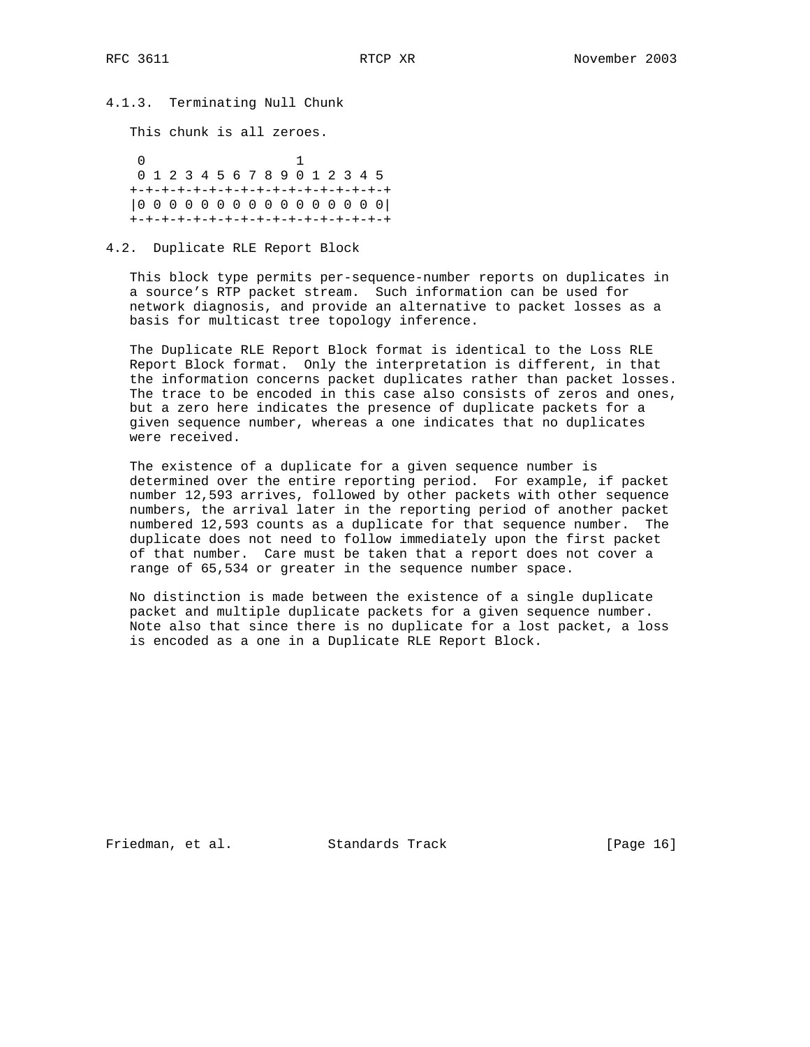### 4.1.3. Terminating Null Chunk

This chunk is all zeroes.

```
 0                   1
 0 1 2 3 4 5 6 7 8 9 0 1 2 3 4 5
+-+-+-+-+-+-+-+-+-+-+-+-+-+-+-+-+
|0 0 0 0 0 0 0 0 0 0 0 0 0 0 0 0|
+-+-+-+-+-+-+-+-+-+-+-+-+-+-+-+-+
```

## 4.2. Duplicate RLE Report Block

This block type permits per-sequence-number reports on duplicates in a source's RTP packet stream. Such information can be used for network diagnosis, and provide an alternative to packet losses as a basis for multicast tree topology inference.

The Duplicate RLE Report Block format is identical to the Loss RLE Report Block format. Only the interpretation is different, in that the information concerns packet duplicates rather than packet losses. The trace to be encoded in this case also consists of zeros and ones, but a zero here indicates the presence of duplicate packets for a given sequence number, whereas a one indicates that no duplicates were received.

The existence of a duplicate for a given sequence number is determined over the entire reporting period. For example, if packet number 12,593 arrives, followed by other packets with other sequence numbers, the arrival later in the reporting period of another packet numbered 12,593 counts as a duplicate for that sequence number. The duplicate does not need to follow immediately upon the first packet of that number. Care must be taken that a report does not cover a range of 65,534 or greater in the sequence number space.

No distinction is made between the existence of a single duplicate packet and multiple duplicate packets for a given sequence number. Note also that since there is no duplicate for a lost packet, a loss is encoded as a one in a Duplicate RLE Report Block.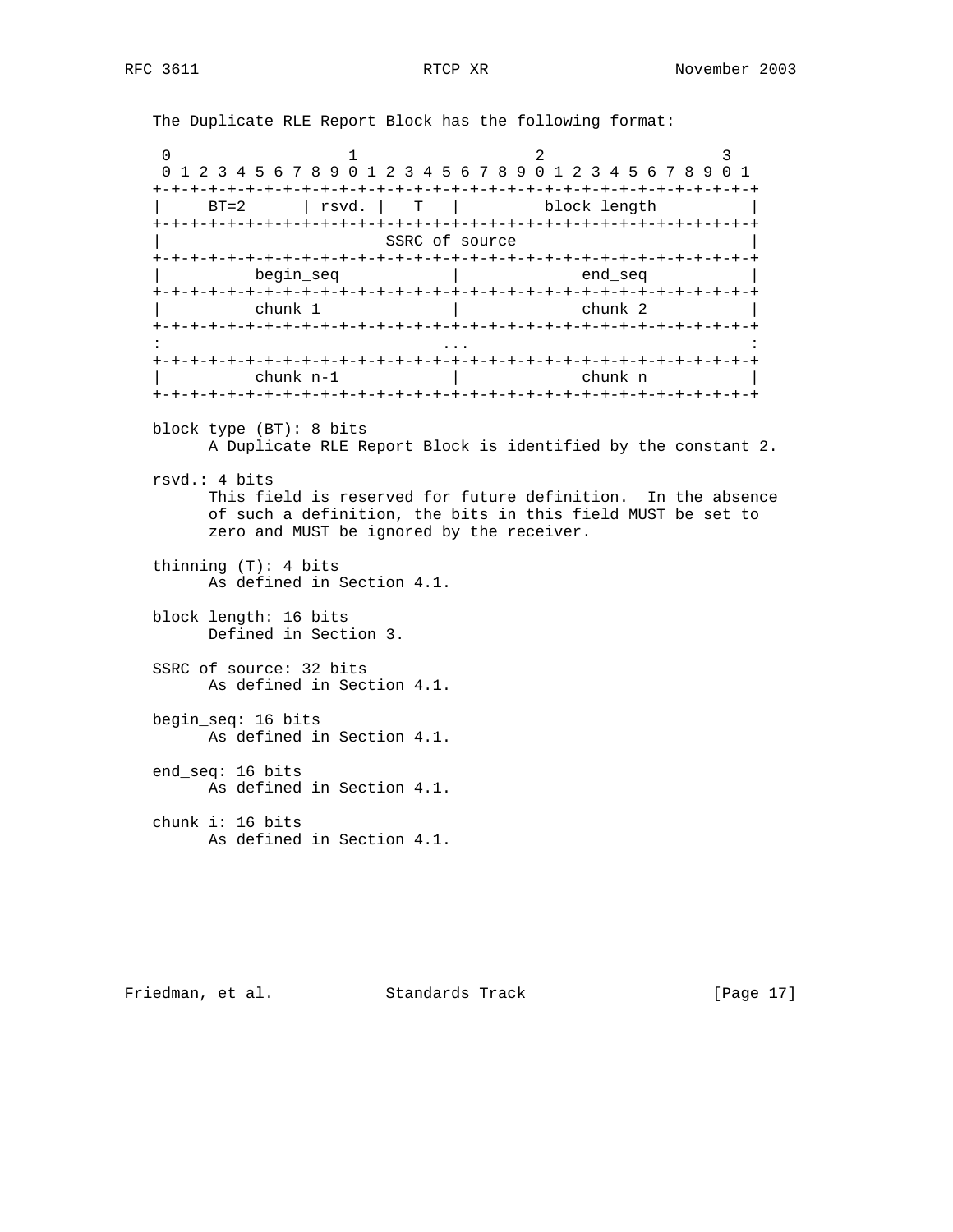The Duplicate RLE Report Block has the following format:

```
 0                   1                   2                   3
 0 1 2 3 4 5 6 7 8 9 0 1 2 3 4 5 6 7 8 9 0 1 2 3 4 5 6 7 8 9 0 1
+-+-+-+-+-+-+-+-+-+-+-+-+-+-+-+-+-+-+-+-+-+-+-+-+-+-+-+-+-+-+-+-+
|     BT=2      | rsvd. |   T   |         block length          |
+-+-+-+-+-+-+-+-+-+-+-+-+-+-+-+-+-+-+-+-+-+-+-+-+-+-+-+-+-+-+-+-+
|                        SSRC of source                         |
+-+-+-+-+-+-+-+-+-+-+-+-+-+-+-+-+-+-+-+-+-+-+-+-+-+-+-+-+-+-+-+-+
|          begin_seq            |             end_seq           |
+-+-+-+-+-+-+-+-+-+-+-+-+-+-+-+-+-+-+-+-+-+-+-+-+-+-+-+-+-+-+-+-+
|          chunk 1              |             chunk 2           |
+-+-+-+-+-+-+-+-+-+-+-+-+-+-+-+-+-+-+-+-+-+-+-+-+-+-+-+-+-+-+-+-+
:                              ...                              :
+-+-+-+-+-+-+-+-+-+-+-+-+-+-+-+-+-+-+-+-+-+-+-+-+-+-+-+-+-+-+-+-+
|          chunk n-1            |             chunk n           |
+-+-+-+-+-+-+-+-+-+-+-+-+-+-+-+-+-+-+-+-+-+-+-+-+-+-+-+-+-+-+-+-+
```

block type (BT): 8 bits
      A Duplicate RLE Report Block is identified by the constant 2.

rsvd.: 4 bits
      This field is reserved for future definition.  In the absence of such a definition, the bits in this field MUST be set to zero and MUST be ignored by the receiver.

thinning (T): 4 bits
      As defined in Section 4.1.

block length: 16 bits
      Defined in Section 3.

SSRC of source: 32 bits
      As defined in Section 4.1.

begin_seq: 16 bits
      As defined in Section 4.1.

end_seq: 16 bits
      As defined in Section 4.1.

chunk i: 16 bits
      As defined in Section 4.1.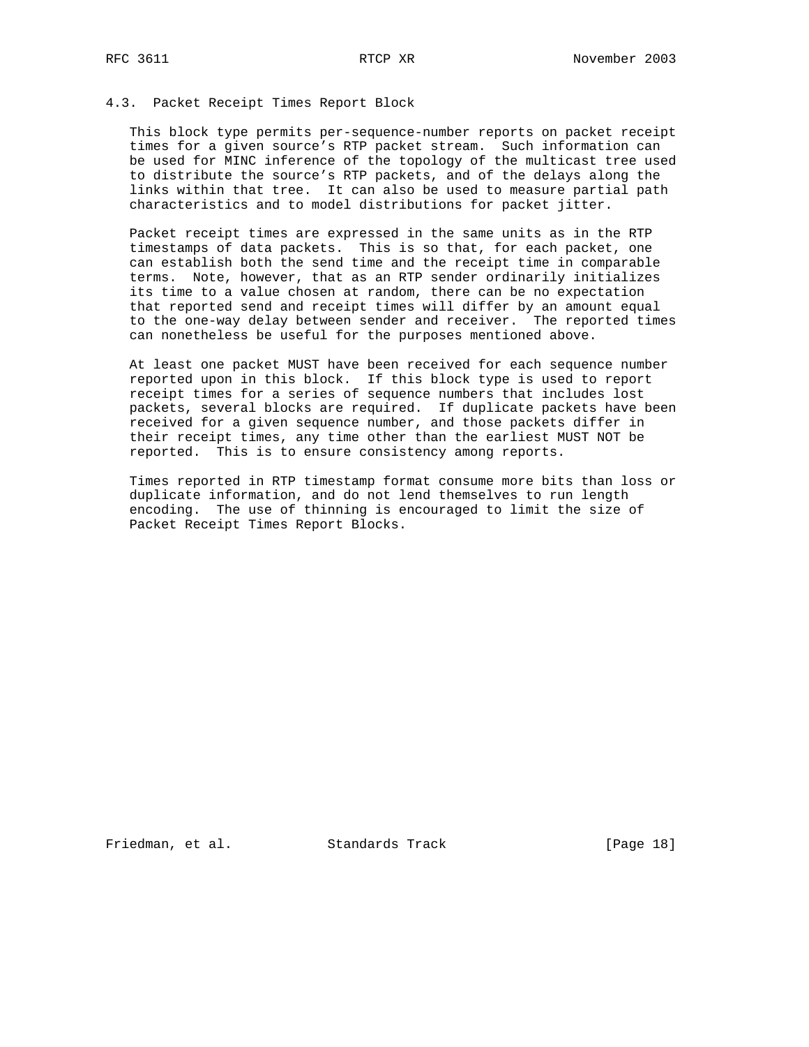### 4.3. Packet Receipt Times Report Block

This block type permits per-sequence-number reports on packet receipt times for a given source's RTP packet stream. Such information can be used for MINC inference of the topology of the multicast tree used to distribute the source's RTP packets, and of the delays along the links within that tree. It can also be used to measure partial path characteristics and to model distributions for packet jitter.

Packet receipt times are expressed in the same units as in the RTP timestamps of data packets. This is so that, for each packet, one can establish both the send time and the receipt time in comparable terms. Note, however, that as an RTP sender ordinarily initializes its time to a value chosen at random, there can be no expectation that reported send and receipt times will differ by an amount equal to the one-way delay between sender and receiver. The reported times can nonetheless be useful for the purposes mentioned above.

At least one packet MUST have been received for each sequence number reported upon in this block. If this block type is used to report receipt times for a series of sequence numbers that includes lost packets, several blocks are required. If duplicate packets have been received for a given sequence number, and those packets differ in their receipt times, any time other than the earliest MUST NOT be reported. This is to ensure consistency among reports.

Times reported in RTP timestamp format consume more bits than loss or duplicate information, and do not lend themselves to run length encoding. The use of thinning is encouraged to limit the size of Packet Receipt Times Report Blocks.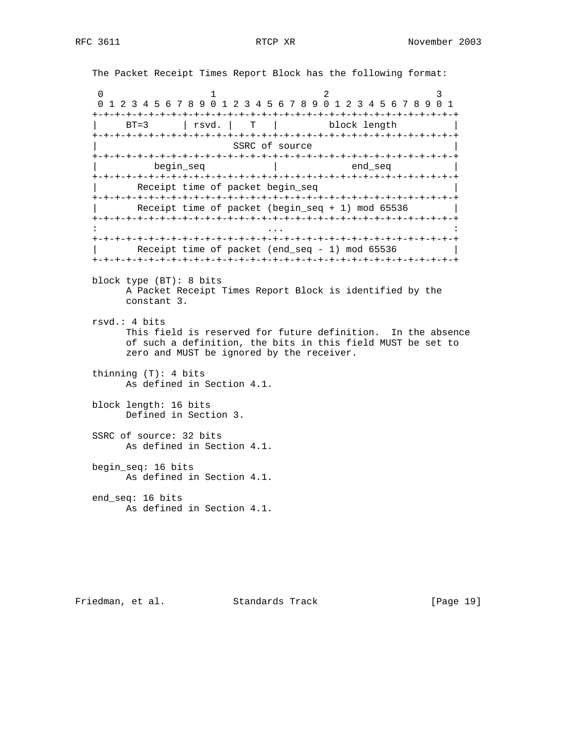The Packet Receipt Times Report Block has the following format:

```
 0                   1                   2                   3
 0 1 2 3 4 5 6 7 8 9 0 1 2 3 4 5 6 7 8 9 0 1 2 3 4 5 6 7 8 9 0 1
+-+-+-+-+-+-+-+-+-+-+-+-+-+-+-+-+-+-+-+-+-+-+-+-+-+-+-+-+-+-+-+-+
|     BT=3      | rsvd. |   T   |         block length          |
+-+-+-+-+-+-+-+-+-+-+-+-+-+-+-+-+-+-+-+-+-+-+-+-+-+-+-+-+-+-+-+-+
|                        SSRC of source                         |
+-+-+-+-+-+-+-+-+-+-+-+-+-+-+-+-+-+-+-+-+-+-+-+-+-+-+-+-+-+-+-+-+
|          begin_seq            |             end_seq           |
+-+-+-+-+-+-+-+-+-+-+-+-+-+-+-+-+-+-+-+-+-+-+-+-+-+-+-+-+-+-+-+-+
|       Receipt time of packet begin_seq                        |
+-+-+-+-+-+-+-+-+-+-+-+-+-+-+-+-+-+-+-+-+-+-+-+-+-+-+-+-+-+-+-+-+
|       Receipt time of packet (begin_seq + 1) mod 65536        |
+-+-+-+-+-+-+-+-+-+-+-+-+-+-+-+-+-+-+-+-+-+-+-+-+-+-+-+-+-+-+-+-+
:                              ...                              :
+-+-+-+-+-+-+-+-+-+-+-+-+-+-+-+-+-+-+-+-+-+-+-+-+-+-+-+-+-+-+-+-+
|       Receipt time of packet (end_seq - 1) mod 65536          |
+-+-+-+-+-+-+-+-+-+-+-+-+-+-+-+-+-+-+-+-+-+-+-+-+-+-+-+-+-+-+-+-+
```

block type (BT): 8 bits
A Packet Receipt Times Report Block is identified by the constant 3.

rsvd.: 4 bits
This field is reserved for future definition. In the absence of such a definition, the bits in this field MUST be set to zero and MUST be ignored by the receiver.

thinning (T): 4 bits
As defined in Section 4.1.

block length: 16 bits
Defined in Section 3.

SSRC of source: 32 bits
As defined in Section 4.1.

begin_seq: 16 bits
As defined in Section 4.1.

end_seq: 16 bits
As defined in Section 4.1.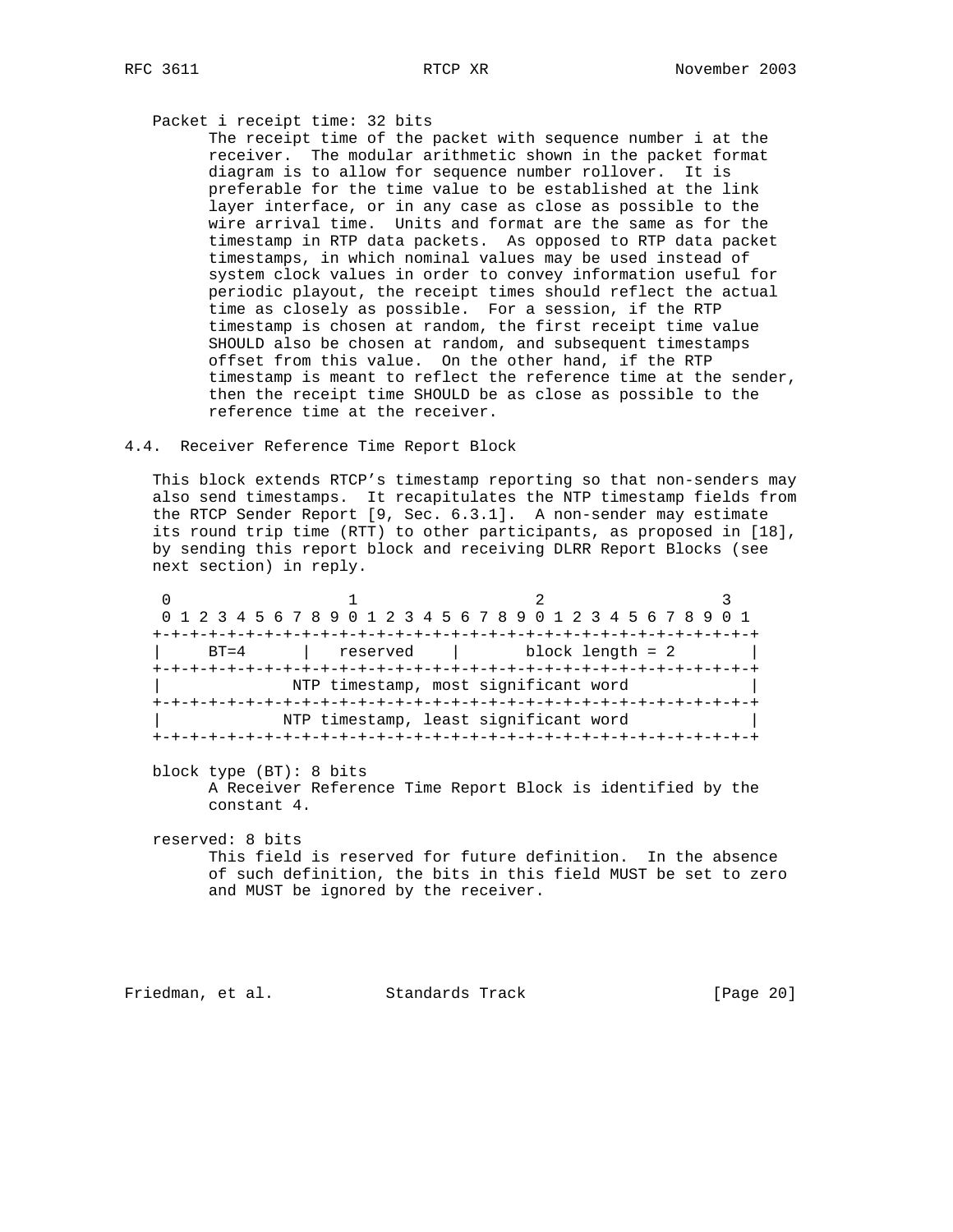Packet i receipt time: 32 bits
The receipt time of the packet with sequence number i at the receiver. The modular arithmetic shown in the packet format diagram is to allow for sequence number rollover. It is preferable for the time value to be established at the link layer interface, or in any case as close as possible to the wire arrival time. Units and format are the same as for the timestamp in RTP data packets. As opposed to RTP data packet timestamps, in which nominal values may be used instead of system clock values in order to convey information useful for periodic playout, the receipt times should reflect the actual time as closely as possible. For a session, if the RTP timestamp is chosen at random, the first receipt time value SHOULD also be chosen at random, and subsequent timestamps offset from this value. On the other hand, if the RTP timestamp is meant to reflect the reference time at the sender, then the receipt time SHOULD be as close as possible to the reference time at the receiver.

## 4.4. Receiver Reference Time Report Block

This block extends RTCP's timestamp reporting so that non-senders may also send timestamps. It recapitulates the NTP timestamp fields from the RTCP Sender Report [9, Sec. 6.3.1]. A non-sender may estimate its round trip time (RTT) to other participants, as proposed in [18], by sending this report block and receiving DLRR Report Blocks (see next section) in reply.

```
 0                   1                   2                   3
 0 1 2 3 4 5 6 7 8 9 0 1 2 3 4 5 6 7 8 9 0 1 2 3 4 5 6 7 8 9 0 1
+-+-+-+-+-+-+-+-+-+-+-+-+-+-+-+-+-+-+-+-+-+-+-+-+-+-+-+-+-+-+-+-+
|     BT=4      |   reserved    |       block length = 2        |
+-+-+-+-+-+-+-+-+-+-+-+-+-+-+-+-+-+-+-+-+-+-+-+-+-+-+-+-+-+-+-+-+
|              NTP timestamp, most significant word             |
+-+-+-+-+-+-+-+-+-+-+-+-+-+-+-+-+-+-+-+-+-+-+-+-+-+-+-+-+-+-+-+-+
|             NTP timestamp, least significant word             |
+-+-+-+-+-+-+-+-+-+-+-+-+-+-+-+-+-+-+-+-+-+-+-+-+-+-+-+-+-+-+-+-+
```

block type (BT): 8 bits
A Receiver Reference Time Report Block is identified by the constant 4.

reserved: 8 bits
This field is reserved for future definition. In the absence of such definition, the bits in this field MUST be set to zero and MUST be ignored by the receiver.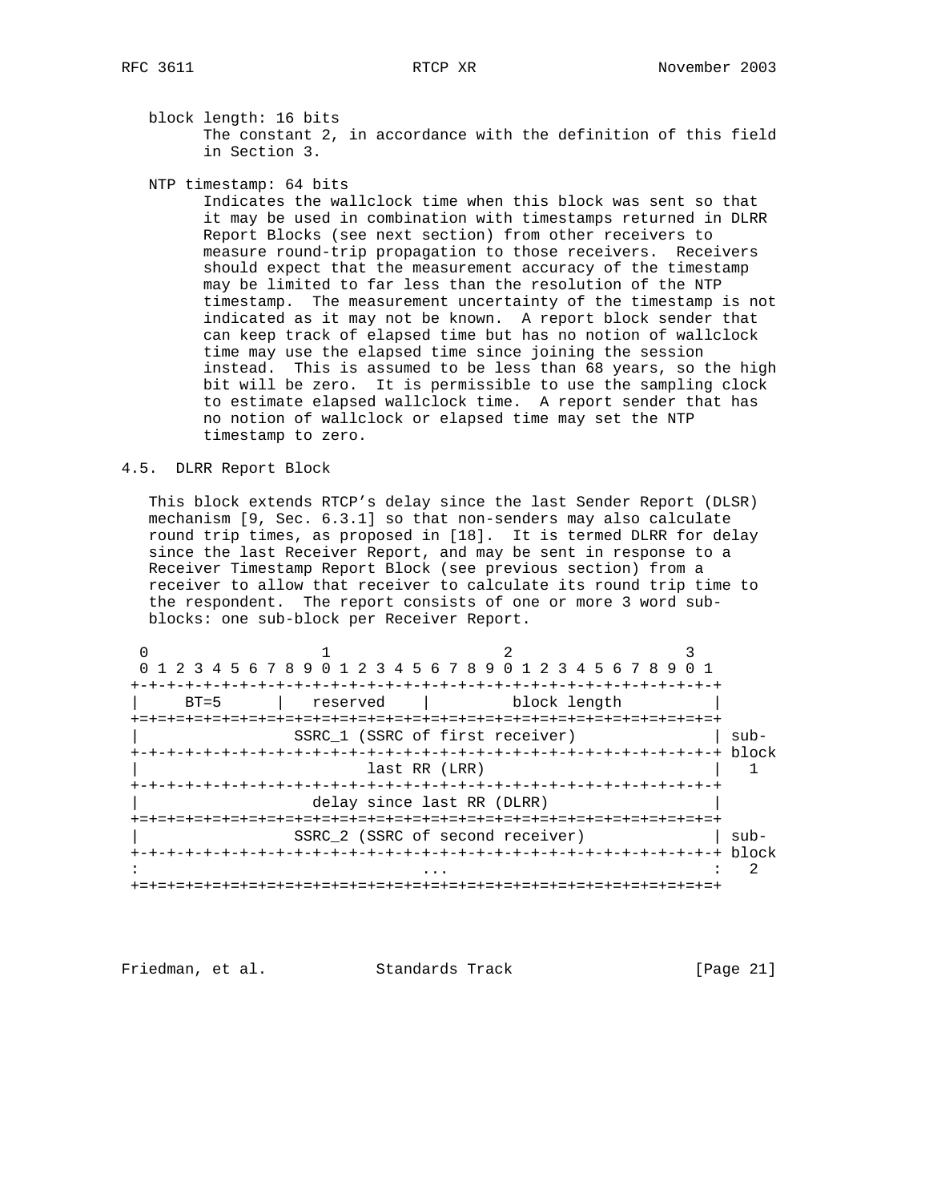block length: 16 bits
      The constant 2, in accordance with the definition of this field in Section 3.

NTP timestamp: 64 bits
      Indicates the wallclock time when this block was sent so that it may be used in combination with timestamps returned in DLRR Report Blocks (see next section) from other receivers to measure round-trip propagation to those receivers. Receivers should expect that the measurement accuracy of the timestamp may be limited to far less than the resolution of the NTP timestamp. The measurement uncertainty of the timestamp is not indicated as it may not be known. A report block sender that can keep track of elapsed time but has no notion of wallclock time may use the elapsed time since joining the session instead. This is assumed to be less than 68 years, so the high bit will be zero. It is permissible to use the sampling clock to estimate elapsed wallclock time. A report sender that has no notion of wallclock or elapsed time may set the NTP timestamp to zero.

## 4.5. DLRR Report Block

This block extends RTCP's delay since the last Sender Report (DLSR) mechanism [9, Sec. 6.3.1] so that non-senders may also calculate round trip times, as proposed in [18]. It is termed DLRR for delay since the last Receiver Report, and may be sent in response to a Receiver Timestamp Report Block (see previous section) from a receiver to allow that receiver to calculate its round trip time to the respondent. The report consists of one or more 3 word sub-blocks: one sub-block per Receiver Report.

```
 0                   1                   2                   3
 0 1 2 3 4 5 6 7 8 9 0 1 2 3 4 5 6 7 8 9 0 1 2 3 4 5 6 7 8 9 0 1
+-+-+-+-+-+-+-+-+-+-+-+-+-+-+-+-+-+-+-+-+-+-+-+-+-+-+-+-+-+-+-+-+
|     BT=5      |   reserved    |         block length          |
+=+=+=+=+=+=+=+=+=+=+=+=+=+=+=+=+=+=+=+=+=+=+=+=+=+=+=+=+=+=+=+=+
|                 SSRC_1 (SSRC of first receiver)               | sub-
+-+-+-+-+-+-+-+-+-+-+-+-+-+-+-+-+-+-+-+-+-+-+-+-+-+-+-+-+-+-+-+-+ block
|                         last RR (LRR)                         |   1
+-+-+-+-+-+-+-+-+-+-+-+-+-+-+-+-+-+-+-+-+-+-+-+-+-+-+-+-+-+-+-+-+
|                   delay since last RR (DLRR)                  |
+=+=+=+=+=+=+=+=+=+=+=+=+=+=+=+=+=+=+=+=+=+=+=+=+=+=+=+=+=+=+=+=+
|                 SSRC_2 (SSRC of second receiver)              | sub-
+-+-+-+-+-+-+-+-+-+-+-+-+-+-+-+-+-+-+-+-+-+-+-+-+-+-+-+-+-+-+-+-+ block
:                               ...                             :   2
+=+=+=+=+=+=+=+=+=+=+=+=+=+=+=+=+=+=+=+=+=+=+=+=+=+=+=+=+=+=+=+=+
```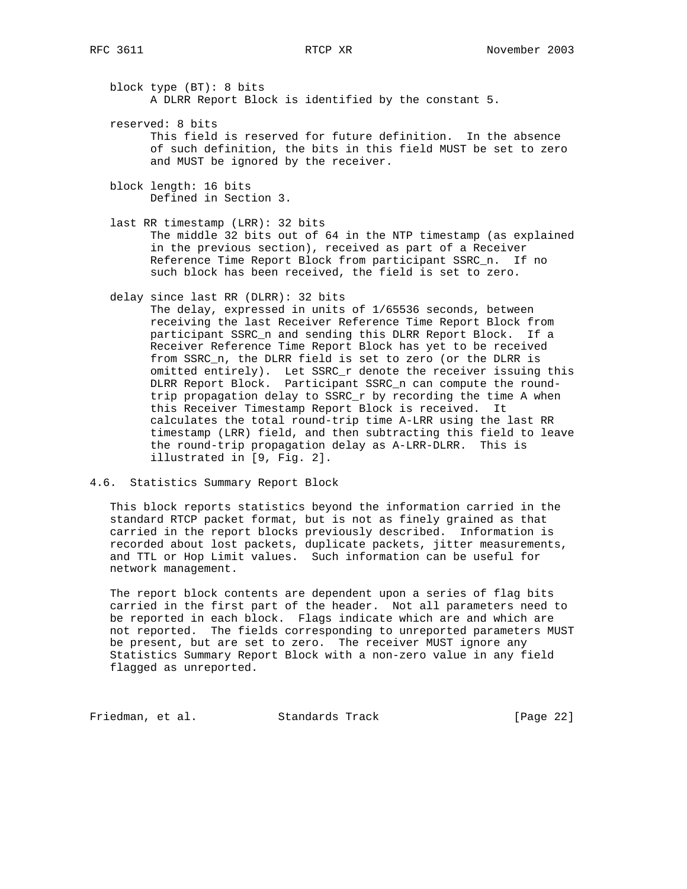block type (BT): 8 bits
A DLRR Report Block is identified by the constant 5.

reserved: 8 bits
This field is reserved for future definition. In the absence of such definition, the bits in this field MUST be set to zero and MUST be ignored by the receiver.

block length: 16 bits
Defined in Section 3.

last RR timestamp (LRR): 32 bits
The middle 32 bits out of 64 in the NTP timestamp (as explained in the previous section), received as part of a Receiver Reference Time Report Block from participant SSRC_n. If no such block has been received, the field is set to zero.

delay since last RR (DLRR): 32 bits
The delay, expressed in units of 1/65536 seconds, between receiving the last Receiver Reference Time Report Block from participant SSRC_n and sending this DLRR Report Block. If a Receiver Reference Time Report Block has yet to be received from SSRC_n, the DLRR field is set to zero (or the DLRR is omitted entirely). Let SSRC_r denote the receiver issuing this DLRR Report Block. Participant SSRC_n can compute the round-trip propagation delay to SSRC_r by recording the time A when this Receiver Timestamp Report Block is received. It calculates the total round-trip time A-LRR using the last RR timestamp (LRR) field, and then subtracting this field to leave the round-trip propagation delay as A-LRR-DLRR. This is illustrated in [9, Fig. 2].

## 4.6. Statistics Summary Report Block

This block reports statistics beyond the information carried in the standard RTCP packet format, but is not as finely grained as that carried in the report blocks previously described. Information is recorded about lost packets, duplicate packets, jitter measurements, and TTL or Hop Limit values. Such information can be useful for network management.

The report block contents are dependent upon a series of flag bits carried in the first part of the header. Not all parameters need to be reported in each block. Flags indicate which are and which are not reported. The fields corresponding to unreported parameters MUST be present, but are set to zero. The receiver MUST ignore any Statistics Summary Report Block with a non-zero value in any field flagged as unreported.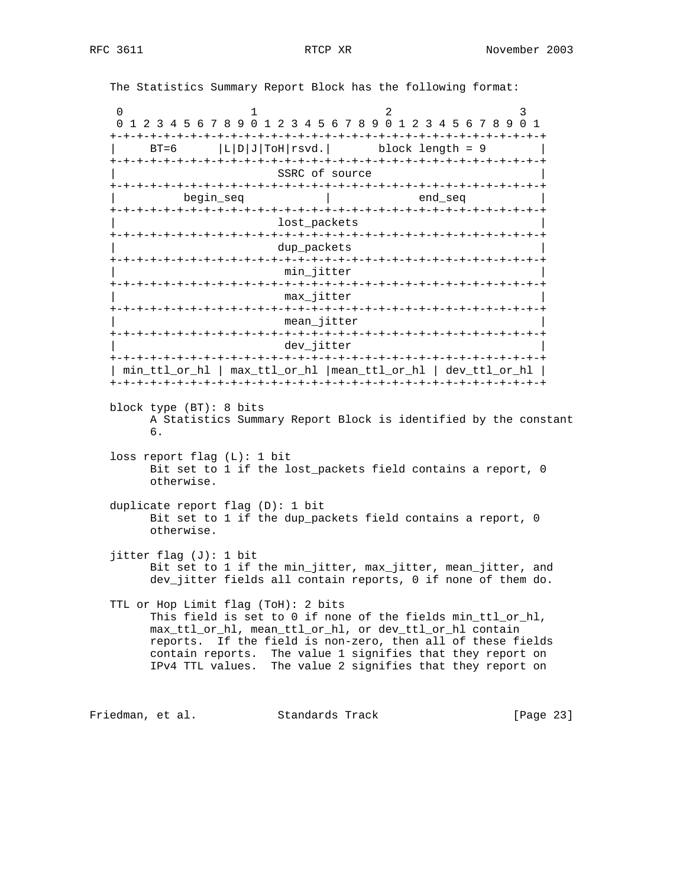The Statistics Summary Report Block has the following format:

```
 0                   1                   2                   3
 0 1 2 3 4 5 6 7 8 9 0 1 2 3 4 5 6 7 8 9 0 1 2 3 4 5 6 7 8 9 0 1
+-+-+-+-+-+-+-+-+-+-+-+-+-+-+-+-+-+-+-+-+-+-+-+-+-+-+-+-+-+-+-+-+
|     BT=6      |L|D|J|ToH|rsvd.|       block length = 9        |
+-+-+-+-+-+-+-+-+-+-+-+-+-+-+-+-+-+-+-+-+-+-+-+-+-+-+-+-+-+-+-+-+
|                        SSRC of source                         |
+-+-+-+-+-+-+-+-+-+-+-+-+-+-+-+-+-+-+-+-+-+-+-+-+-+-+-+-+-+-+-+-+
|          begin_seq            |             end_seq           |
+-+-+-+-+-+-+-+-+-+-+-+-+-+-+-+-+-+-+-+-+-+-+-+-+-+-+-+-+-+-+-+-+
|                        lost_packets                           |
+-+-+-+-+-+-+-+-+-+-+-+-+-+-+-+-+-+-+-+-+-+-+-+-+-+-+-+-+-+-+-+-+
|                        dup_packets                            |
+-+-+-+-+-+-+-+-+-+-+-+-+-+-+-+-+-+-+-+-+-+-+-+-+-+-+-+-+-+-+-+-+
|                         min_jitter                            |
+-+-+-+-+-+-+-+-+-+-+-+-+-+-+-+-+-+-+-+-+-+-+-+-+-+-+-+-+-+-+-+-+
|                         max_jitter                            |
+-+-+-+-+-+-+-+-+-+-+-+-+-+-+-+-+-+-+-+-+-+-+-+-+-+-+-+-+-+-+-+-+
|                         mean_jitter                           |
+-+-+-+-+-+-+-+-+-+-+-+-+-+-+-+-+-+-+-+-+-+-+-+-+-+-+-+-+-+-+-+-+
|                         dev_jitter                            |
+-+-+-+-+-+-+-+-+-+-+-+-+-+-+-+-+-+-+-+-+-+-+-+-+-+-+-+-+-+-+-+-+
| min_ttl_or_hl | max_ttl_or_hl |mean_ttl_or_hl | dev_ttl_or_hl |
+-+-+-+-+-+-+-+-+-+-+-+-+-+-+-+-+-+-+-+-+-+-+-+-+-+-+-+-+-+-+-+-+
```

block type (BT): 8 bits
      A Statistics Summary Report Block is identified by the constant
      6.

loss report flag (L): 1 bit
      Bit set to 1 if the lost_packets field contains a report, 0
      otherwise.

duplicate report flag (D): 1 bit
      Bit set to 1 if the dup_packets field contains a report, 0
      otherwise.

jitter flag (J): 1 bit
      Bit set to 1 if the min_jitter, max_jitter, mean_jitter, and
      dev_jitter fields all contain reports, 0 if none of them do.

TTL or Hop Limit flag (ToH): 2 bits
      This field is set to 0 if none of the fields min_ttl_or_hl,
      max_ttl_or_hl, mean_ttl_or_hl, or dev_ttl_or_hl contain
      reports. If the field is non-zero, then all of these fields
      contain reports. The value 1 signifies that they report on
      IPv4 TTL values. The value 2 signifies that they report on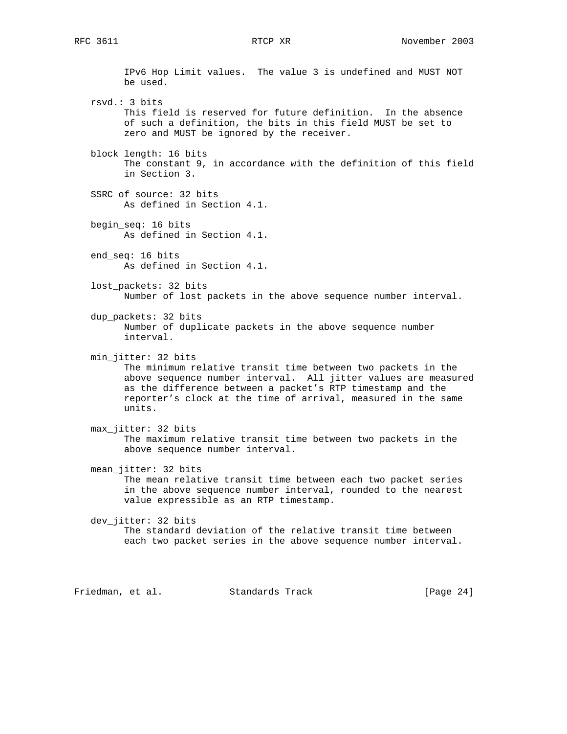IPv6 Hop Limit values. The value 3 is undefined and MUST NOT be used.

rsvd.: 3 bits
This field is reserved for future definition. In the absence of such a definition, the bits in this field MUST be set to zero and MUST be ignored by the receiver.

block length: 16 bits
The constant 9, in accordance with the definition of this field in Section 3.

SSRC of source: 32 bits
As defined in Section 4.1.

begin_seq: 16 bits
As defined in Section 4.1.

end_seq: 16 bits
As defined in Section 4.1.

lost_packets: 32 bits
Number of lost packets in the above sequence number interval.

dup_packets: 32 bits
Number of duplicate packets in the above sequence number interval.

min_jitter: 32 bits
The minimum relative transit time between two packets in the above sequence number interval. All jitter values are measured as the difference between a packet's RTP timestamp and the reporter's clock at the time of arrival, measured in the same units.

max_jitter: 32 bits
The maximum relative transit time between two packets in the above sequence number interval.

mean_jitter: 32 bits
The mean relative transit time between each two packet series in the above sequence number interval, rounded to the nearest value expressible as an RTP timestamp.

dev_jitter: 32 bits
The standard deviation of the relative transit time between each two packet series in the above sequence number interval.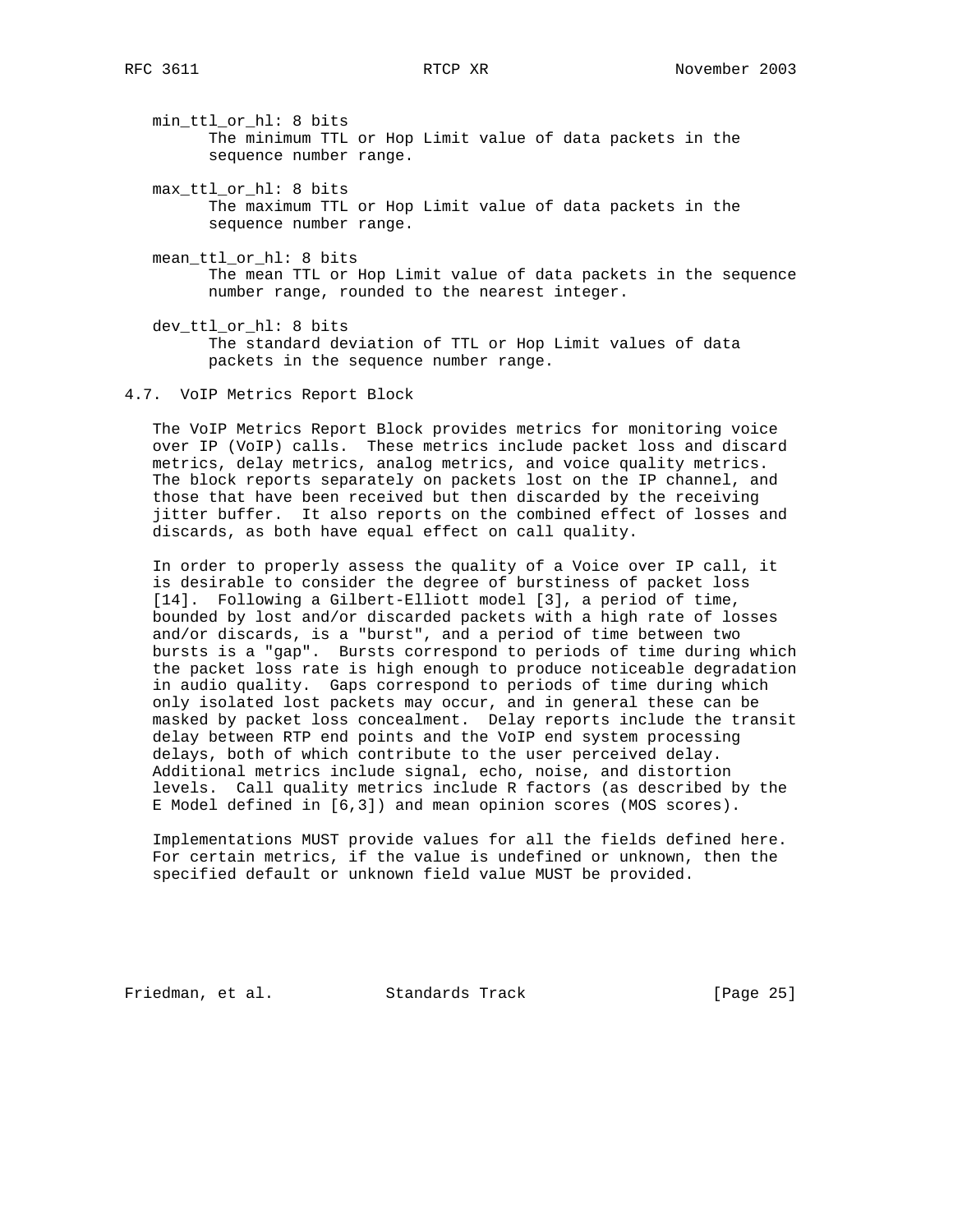min_ttl_or_hl: 8 bits
The minimum TTL or Hop Limit value of data packets in the sequence number range.

max_ttl_or_hl: 8 bits
The maximum TTL or Hop Limit value of data packets in the sequence number range.

mean_ttl_or_hl: 8 bits
The mean TTL or Hop Limit value of data packets in the sequence number range, rounded to the nearest integer.

dev_ttl_or_hl: 8 bits
The standard deviation of TTL or Hop Limit values of data packets in the sequence number range.

## 4.7. VoIP Metrics Report Block

The VoIP Metrics Report Block provides metrics for monitoring voice over IP (VoIP) calls. These metrics include packet loss and discard metrics, delay metrics, analog metrics, and voice quality metrics. The block reports separately on packets lost on the IP channel, and those that have been received but then discarded by the receiving jitter buffer. It also reports on the combined effect of losses and discards, as both have equal effect on call quality.

In order to properly assess the quality of a Voice over IP call, it is desirable to consider the degree of burstiness of packet loss [14]. Following a Gilbert-Elliott model [3], a period of time, bounded by lost and/or discarded packets with a high rate of losses and/or discards, is a "burst", and a period of time between two bursts is a "gap". Bursts correspond to periods of time during which the packet loss rate is high enough to produce noticeable degradation in audio quality. Gaps correspond to periods of time during which only isolated lost packets may occur, and in general these can be masked by packet loss concealment. Delay reports include the transit delay between RTP end points and the VoIP end system processing delays, both of which contribute to the user perceived delay. Additional metrics include signal, echo, noise, and distortion levels. Call quality metrics include R factors (as described by the E Model defined in [6,3]) and mean opinion scores (MOS scores).

Implementations MUST provide values for all the fields defined here. For certain metrics, if the value is undefined or unknown, then the specified default or unknown field value MUST be provided.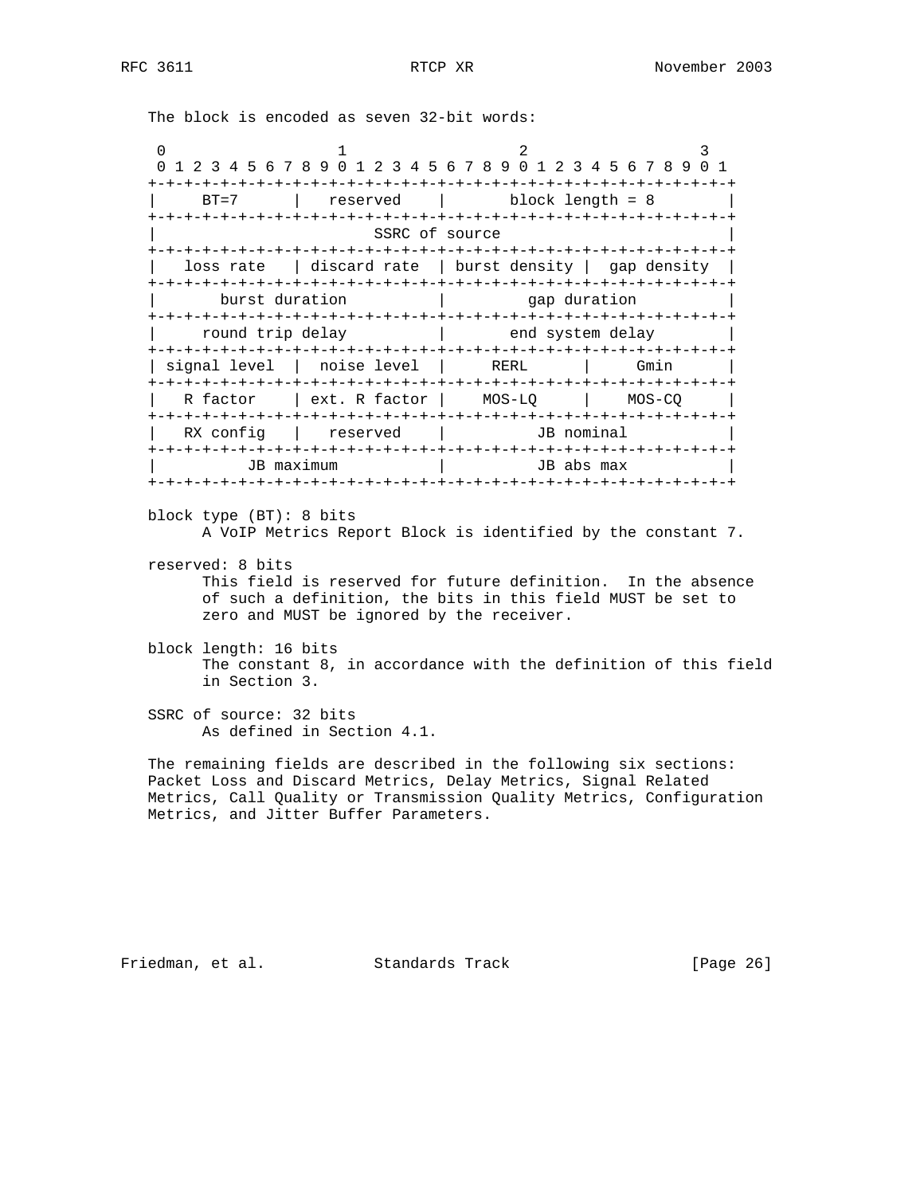The block is encoded as seven 32-bit words:

```
 0                   1                   2                   3
 0 1 2 3 4 5 6 7 8 9 0 1 2 3 4 5 6 7 8 9 0 1 2 3 4 5 6 7 8 9 0 1
+-+-+-+-+-+-+-+-+-+-+-+-+-+-+-+-+-+-+-+-+-+-+-+-+-+-+-+-+-+-+-+-+
|     BT=7      |   reserved    |       block length = 8        |
+-+-+-+-+-+-+-+-+-+-+-+-+-+-+-+-+-+-+-+-+-+-+-+-+-+-+-+-+-+-+-+-+
|                        SSRC of source                         |
+-+-+-+-+-+-+-+-+-+-+-+-+-+-+-+-+-+-+-+-+-+-+-+-+-+-+-+-+-+-+-+-+
|   loss rate   | discard rate  | burst density |  gap density  |
+-+-+-+-+-+-+-+-+-+-+-+-+-+-+-+-+-+-+-+-+-+-+-+-+-+-+-+-+-+-+-+-+
|       burst duration          |         gap duration          |
+-+-+-+-+-+-+-+-+-+-+-+-+-+-+-+-+-+-+-+-+-+-+-+-+-+-+-+-+-+-+-+-+
|     round trip delay          |       end system delay        |
+-+-+-+-+-+-+-+-+-+-+-+-+-+-+-+-+-+-+-+-+-+-+-+-+-+-+-+-+-+-+-+-+
| signal level  |  noise level  |     RERL      |     Gmin      |
+-+-+-+-+-+-+-+-+-+-+-+-+-+-+-+-+-+-+-+-+-+-+-+-+-+-+-+-+-+-+-+-+
|   R factor    | ext. R factor |    MOS-LQ     |    MOS-CQ     |
+-+-+-+-+-+-+-+-+-+-+-+-+-+-+-+-+-+-+-+-+-+-+-+-+-+-+-+-+-+-+-+-+
|   RX config   |   reserved    |          JB nominal           |
+-+-+-+-+-+-+-+-+-+-+-+-+-+-+-+-+-+-+-+-+-+-+-+-+-+-+-+-+-+-+-+-+
|          JB maximum           |          JB abs max           |
+-+-+-+-+-+-+-+-+-+-+-+-+-+-+-+-+-+-+-+-+-+-+-+-+-+-+-+-+-+-+-+-+
```

block type (BT): 8 bits
  A VoIP Metrics Report Block is identified by the constant 7.

reserved: 8 bits
  This field is reserved for future definition. In the absence of such a definition, the bits in this field MUST be set to zero and MUST be ignored by the receiver.

block length: 16 bits
  The constant 8, in accordance with the definition of this field in Section 3.

SSRC of source: 32 bits
  As defined in Section 4.1.

The remaining fields are described in the following six sections: Packet Loss and Discard Metrics, Delay Metrics, Signal Related Metrics, Call Quality or Transmission Quality Metrics, Configuration Metrics, and Jitter Buffer Parameters.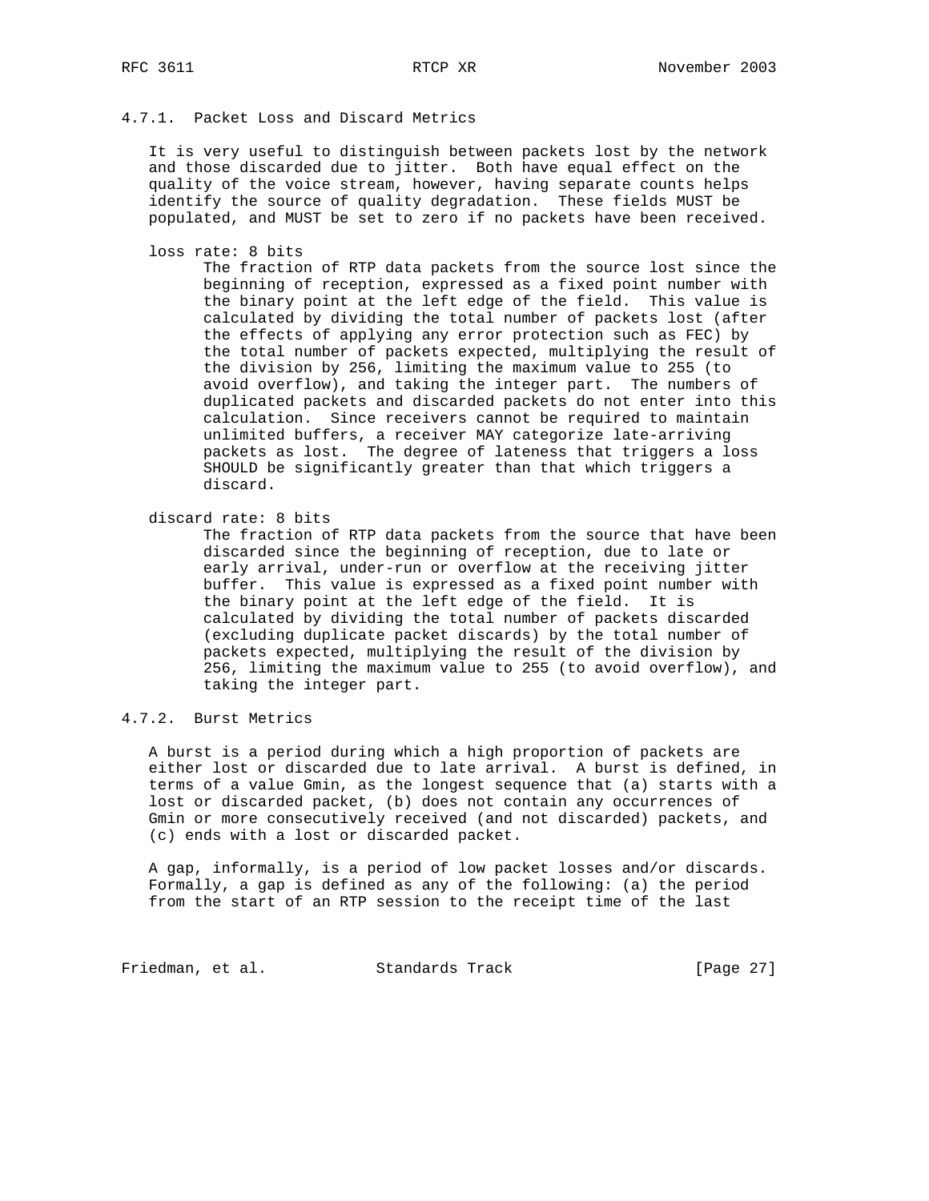### 4.7.1. Packet Loss and Discard Metrics

It is very useful to distinguish between packets lost by the network and those discarded due to jitter. Both have equal effect on the quality of the voice stream, however, having separate counts helps identify the source of quality degradation. These fields MUST be populated, and MUST be set to zero if no packets have been received.

loss rate: 8 bits

The fraction of RTP data packets from the source lost since the beginning of reception, expressed as a fixed point number with the binary point at the left edge of the field. This value is calculated by dividing the total number of packets lost (after the effects of applying any error protection such as FEC) by the total number of packets expected, multiplying the result of the division by 256, limiting the maximum value to 255 (to avoid overflow), and taking the integer part. The numbers of duplicated packets and discarded packets do not enter into this calculation. Since receivers cannot be required to maintain unlimited buffers, a receiver MAY categorize late-arriving packets as lost. The degree of lateness that triggers a loss SHOULD be significantly greater than that which triggers a discard.

discard rate: 8 bits

The fraction of RTP data packets from the source that have been discarded since the beginning of reception, due to late or early arrival, under-run or overflow at the receiving jitter buffer. This value is expressed as a fixed point number with the binary point at the left edge of the field. It is calculated by dividing the total number of packets discarded (excluding duplicate packet discards) by the total number of packets expected, multiplying the result of the division by 256, limiting the maximum value to 255 (to avoid overflow), and taking the integer part.

### 4.7.2. Burst Metrics

A burst is a period during which a high proportion of packets are either lost or discarded due to late arrival. A burst is defined, in terms of a value Gmin, as the longest sequence that (a) starts with a lost or discarded packet, (b) does not contain any occurrences of Gmin or more consecutively received (and not discarded) packets, and (c) ends with a lost or discarded packet.

A gap, informally, is a period of low packet losses and/or discards. Formally, a gap is defined as any of the following: (a) the period from the start of an RTP session to the receipt time of the last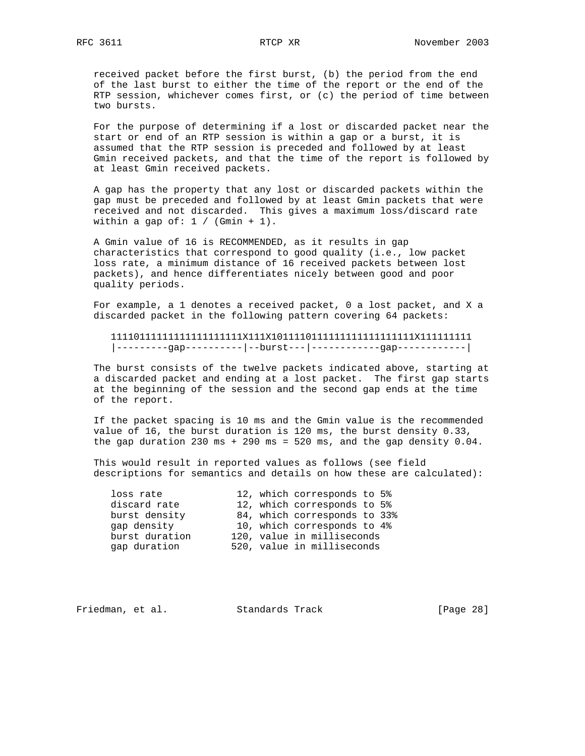received packet before the first burst, (b) the period from the end of the last burst to either the time of the report or the end of the RTP session, whichever comes first, or (c) the period of time between two bursts.

For the purpose of determining if a lost or discarded packet near the start or end of an RTP session is within a gap or a burst, it is assumed that the RTP session is preceded and followed by at least Gmin received packets, and that the time of the report is followed by at least Gmin received packets.

A gap has the property that any lost or discarded packets within the gap must be preceded and followed by at least Gmin packets that were received and not discarded. This gives a maximum loss/discard rate within a gap of: 1 / (Gmin + 1).

A Gmin value of 16 is RECOMMENDED, as it results in gap characteristics that correspond to good quality (i.e., low packet loss rate, a minimum distance of 16 received packets between lost packets), and hence differentiates nicely between good and poor quality periods.

For example, a 1 denotes a received packet, 0 a lost packet, and X a discarded packet in the following pattern covering 64 packets:

```
11110111111111111111111X111X1011110111111111111111111X111111111
|---------gap----------|--burst---|------------gap------------|
```

The burst consists of the twelve packets indicated above, starting at a discarded packet and ending at a lost packet. The first gap starts at the beginning of the session and the second gap ends at the time of the report.

If the packet spacing is 10 ms and the Gmin value is the recommended value of 16, the burst duration is 120 ms, the burst density 0.33, the gap duration 230 ms + 290 ms = 520 ms, and the gap density 0.04.

This would result in reported values as follows (see field descriptions for semantics and details on how these are calculated):

```
loss rate            12, which corresponds to 5%
discard rate         12, which corresponds to 5%
burst density        84, which corresponds to 33%
gap density          10, which corresponds to 4%
burst duration      120, value in milliseconds
gap duration        520, value in milliseconds
```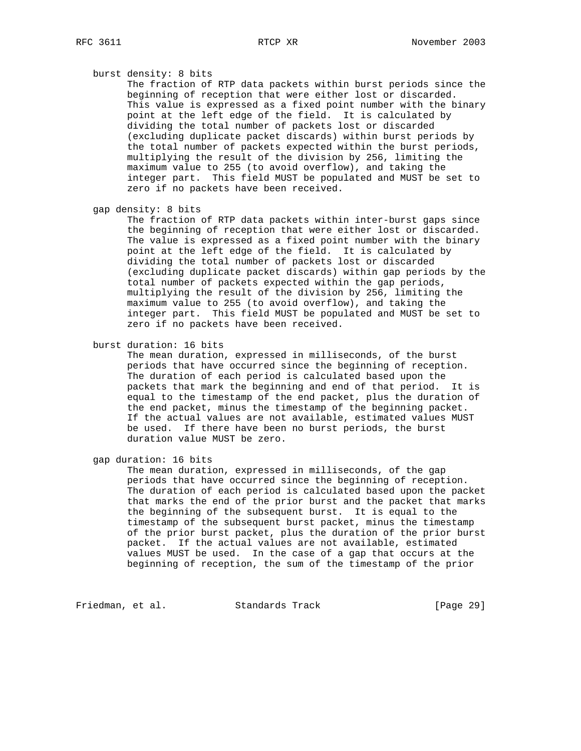burst density: 8 bits

The fraction of RTP data packets within burst periods since the beginning of reception that were either lost or discarded. This value is expressed as a fixed point number with the binary point at the left edge of the field. It is calculated by dividing the total number of packets lost or discarded (excluding duplicate packet discards) within burst periods by the total number of packets expected within the burst periods, multiplying the result of the division by 256, limiting the maximum value to 255 (to avoid overflow), and taking the integer part. This field MUST be populated and MUST be set to zero if no packets have been received.

gap density: 8 bits

The fraction of RTP data packets within inter-burst gaps since the beginning of reception that were either lost or discarded. The value is expressed as a fixed point number with the binary point at the left edge of the field. It is calculated by dividing the total number of packets lost or discarded (excluding duplicate packet discards) within gap periods by the total number of packets expected within the gap periods, multiplying the result of the division by 256, limiting the maximum value to 255 (to avoid overflow), and taking the integer part. This field MUST be populated and MUST be set to zero if no packets have been received.

burst duration: 16 bits

The mean duration, expressed in milliseconds, of the burst periods that have occurred since the beginning of reception. The duration of each period is calculated based upon the packets that mark the beginning and end of that period. It is equal to the timestamp of the end packet, plus the duration of the end packet, minus the timestamp of the beginning packet. If the actual values are not available, estimated values MUST be used. If there have been no burst periods, the burst duration value MUST be zero.

gap duration: 16 bits

The mean duration, expressed in milliseconds, of the gap periods that have occurred since the beginning of reception. The duration of each period is calculated based upon the packet that marks the end of the prior burst and the packet that marks the beginning of the subsequent burst. It is equal to the timestamp of the subsequent burst packet, minus the timestamp of the prior burst packet, plus the duration of the prior burst packet. If the actual values are not available, estimated values MUST be used. In the case of a gap that occurs at the beginning of reception, the sum of the timestamp of the prior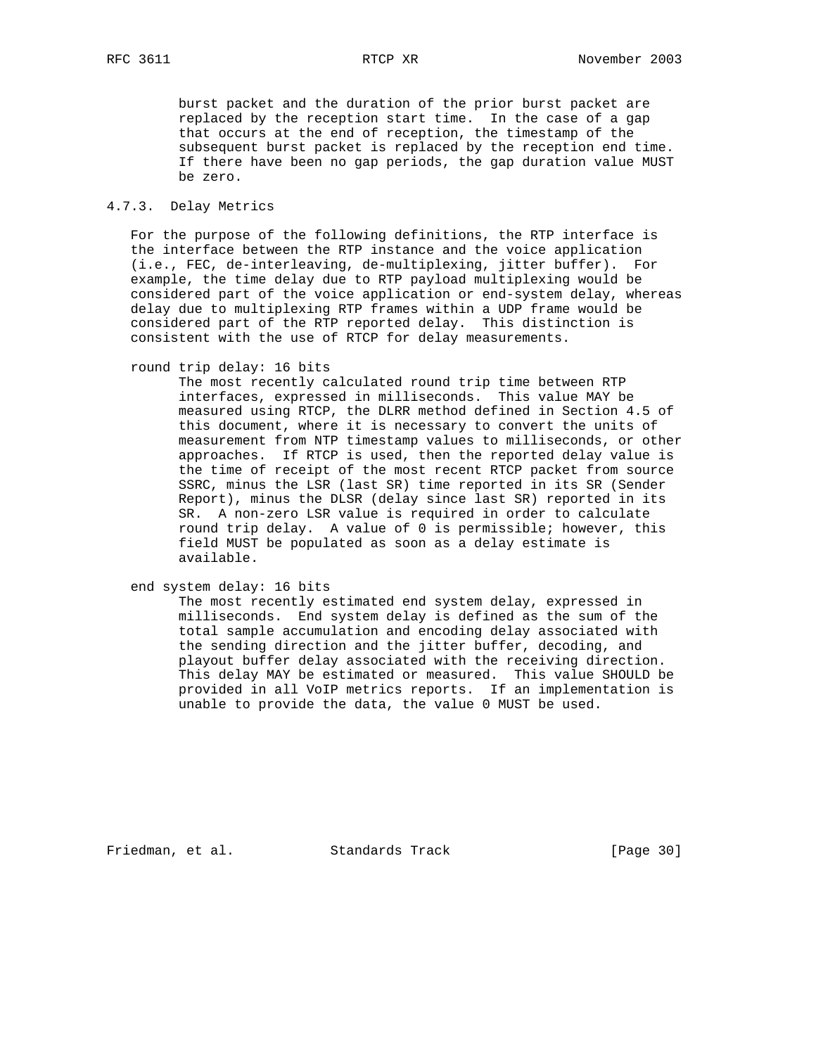burst packet and the duration of the prior burst packet are replaced by the reception start time. In the case of a gap that occurs at the end of reception, the timestamp of the subsequent burst packet is replaced by the reception end time. If there have been no gap periods, the gap duration value MUST be zero.

### 4.7.3. Delay Metrics

For the purpose of the following definitions, the RTP interface is the interface between the RTP instance and the voice application (i.e., FEC, de-interleaving, de-multiplexing, jitter buffer). For example, the time delay due to RTP payload multiplexing would be considered part of the voice application or end-system delay, whereas delay due to multiplexing RTP frames within a UDP frame would be considered part of the RTP reported delay. This distinction is consistent with the use of RTCP for delay measurements.

round trip delay: 16 bits
: The most recently calculated round trip time between RTP interfaces, expressed in milliseconds. This value MAY be measured using RTCP, the DLRR method defined in Section 4.5 of this document, where it is necessary to convert the units of measurement from NTP timestamp values to milliseconds, or other approaches. If RTCP is used, then the reported delay value is the time of receipt of the most recent RTCP packet from source SSRC, minus the LSR (last SR) time reported in its SR (Sender Report), minus the DLSR (delay since last SR) reported in its SR. A non-zero LSR value is required in order to calculate round trip delay. A value of 0 is permissible; however, this field MUST be populated as soon as a delay estimate is available.

end system delay: 16 bits
: The most recently estimated end system delay, expressed in milliseconds. End system delay is defined as the sum of the total sample accumulation and encoding delay associated with the sending direction and the jitter buffer, decoding, and playout buffer delay associated with the receiving direction. This delay MAY be estimated or measured. This value SHOULD be provided in all VoIP metrics reports. If an implementation is unable to provide the data, the value 0 MUST be used.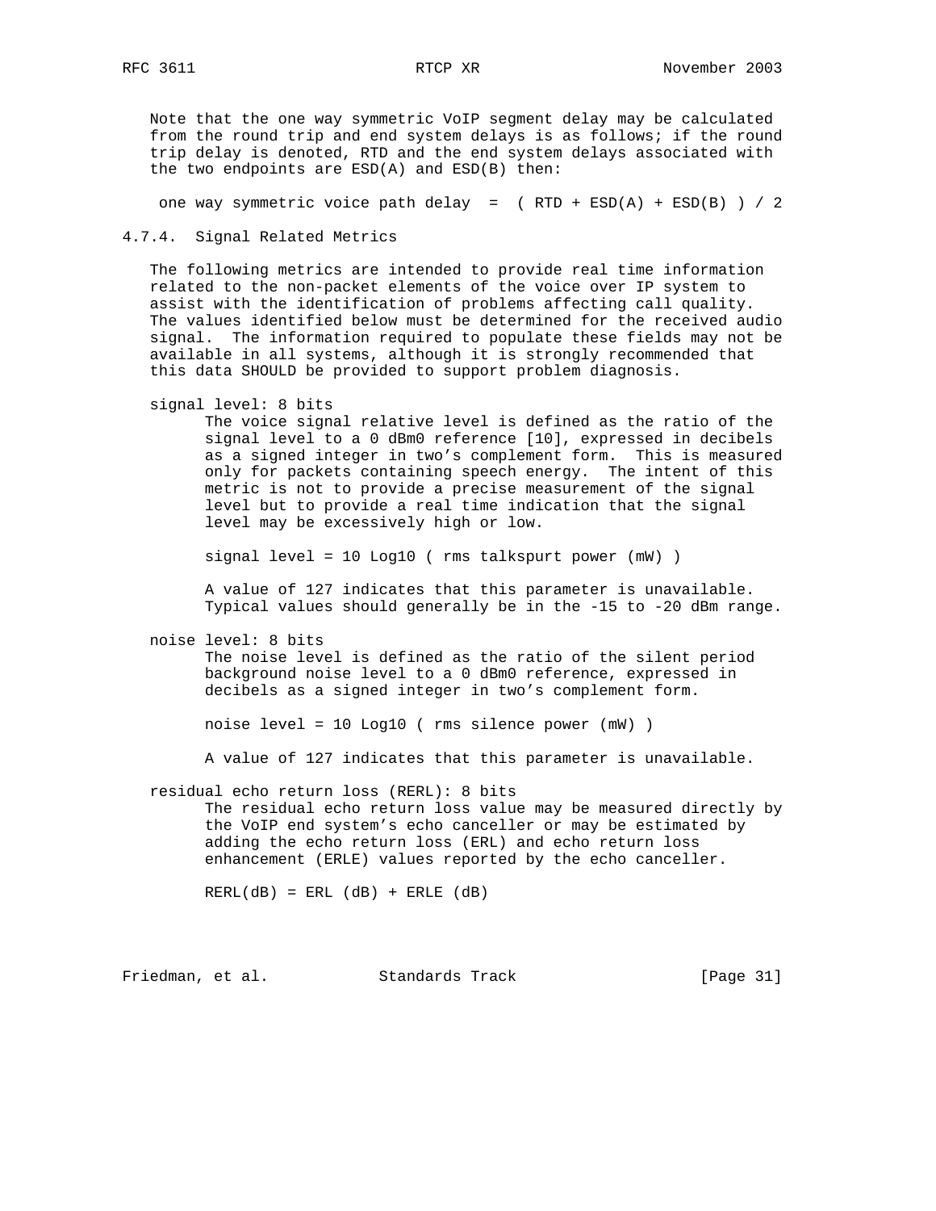Note that the one way symmetric VoIP segment delay may be calculated from the round trip and end system delays is as follows; if the round trip delay is denoted, RTD and the end system delays associated with the two endpoints are ESD(A) and ESD(B) then:

one way symmetric voice path delay = ( RTD + ESD(A) + ESD(B) ) / 2

### 4.7.4. Signal Related Metrics

The following metrics are intended to provide real time information related to the non-packet elements of the voice over IP system to assist with the identification of problems affecting call quality. The values identified below must be determined for the received audio signal. The information required to populate these fields may not be available in all systems, although it is strongly recommended that this data SHOULD be provided to support problem diagnosis.

signal level: 8 bits

The voice signal relative level is defined as the ratio of the signal level to a 0 dBm0 reference [10], expressed in decibels as a signed integer in two's complement form. This is measured only for packets containing speech energy. The intent of this metric is not to provide a precise measurement of the signal level but to provide a real time indication that the signal level may be excessively high or low.

signal level = 10 Log10 ( rms talkspurt power (mW) )

A value of 127 indicates that this parameter is unavailable. Typical values should generally be in the -15 to -20 dBm range.

noise level: 8 bits

The noise level is defined as the ratio of the silent period background noise level to a 0 dBm0 reference, expressed in decibels as a signed integer in two's complement form.

noise level = 10 Log10 ( rms silence power (mW) )

A value of 127 indicates that this parameter is unavailable.

residual echo return loss (RERL): 8 bits

The residual echo return loss value may be measured directly by the VoIP end system's echo canceller or may be estimated by adding the echo return loss (ERL) and echo return loss enhancement (ERLE) values reported by the echo canceller.

RERL(dB) = ERL (dB) + ERLE (dB)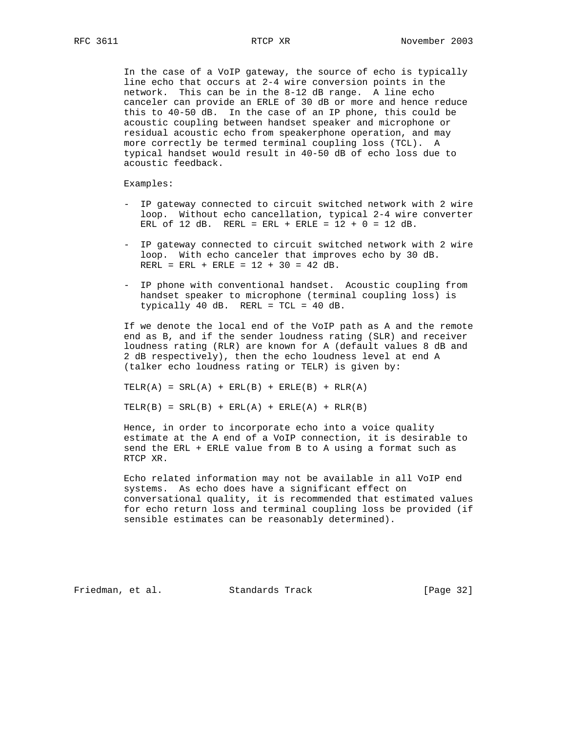In the case of a VoIP gateway, the source of echo is typically line echo that occurs at 2-4 wire conversion points in the network. This can be in the 8-12 dB range. A line echo canceler can provide an ERLE of 30 dB or more and hence reduce this to 40-50 dB. In the case of an IP phone, this could be acoustic coupling between handset speaker and microphone or residual acoustic echo from speakerphone operation, and may more correctly be termed terminal coupling loss (TCL). A typical handset would result in 40-50 dB of echo loss due to acoustic feedback.

Examples:

- IP gateway connected to circuit switched network with 2 wire loop. Without echo cancellation, typical 2-4 wire converter ERL of 12 dB. RERL = ERL + ERLE = 12 + 0 = 12 dB.

- IP gateway connected to circuit switched network with 2 wire loop. With echo canceler that improves echo by 30 dB. RERL = ERL + ERLE = 12 + 30 = 42 dB.

- IP phone with conventional handset. Acoustic coupling from handset speaker to microphone (terminal coupling loss) is typically 40 dB. RERL = TCL = 40 dB.

If we denote the local end of the VoIP path as A and the remote end as B, and if the sender loudness rating (SLR) and receiver loudness rating (RLR) are known for A (default values 8 dB and 2 dB respectively), then the echo loudness level at end A (talker echo loudness rating or TELR) is given by:

TELR(A) = SRL(A) + ERL(B) + ERLE(B) + RLR(A)

TELR(B) = SRL(B) + ERL(A) + ERLE(A) + RLR(B)

Hence, in order to incorporate echo into a voice quality estimate at the A end of a VoIP connection, it is desirable to send the ERL + ERLE value from B to A using a format such as RTCP XR.

Echo related information may not be available in all VoIP end systems. As echo does have a significant effect on conversational quality, it is recommended that estimated values for echo return loss and terminal coupling loss be provided (if sensible estimates can be reasonably determined).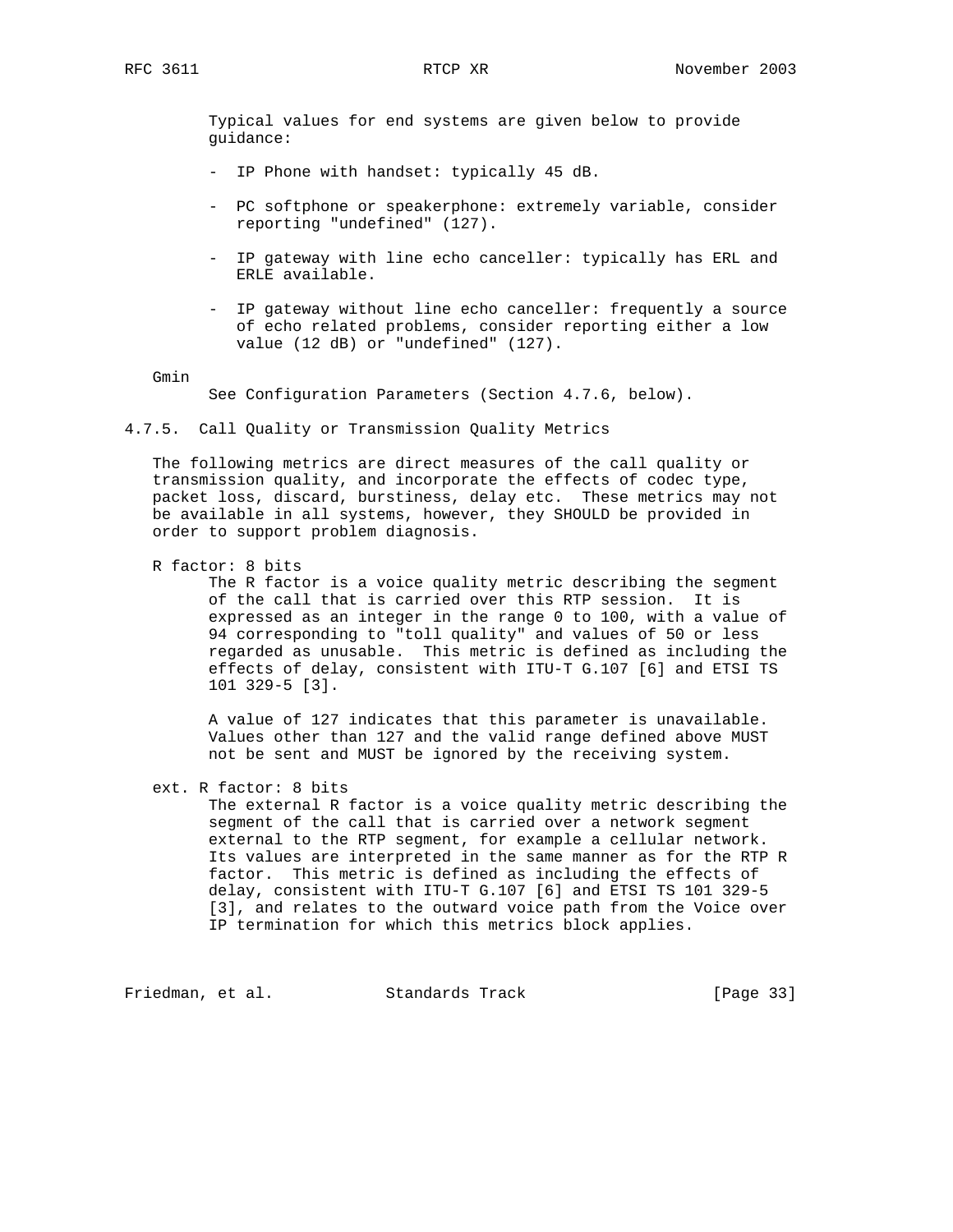Typical values for end systems are given below to provide guidance:

- IP Phone with handset: typically 45 dB.
- PC softphone or speakerphone: extremely variable, consider reporting "undefined" (127).
- IP gateway with line echo canceller: typically has ERL and ERLE available.
- IP gateway without line echo canceller: frequently a source of echo related problems, consider reporting either a low value (12 dB) or "undefined" (127).

Gmin

See Configuration Parameters (Section 4.7.6, below).

### 4.7.5. Call Quality or Transmission Quality Metrics

The following metrics are direct measures of the call quality or transmission quality, and incorporate the effects of codec type, packet loss, discard, burstiness, delay etc. These metrics may not be available in all systems, however, they SHOULD be provided in order to support problem diagnosis.

R factor: 8 bits

The R factor is a voice quality metric describing the segment of the call that is carried over this RTP session. It is expressed as an integer in the range 0 to 100, with a value of 94 corresponding to "toll quality" and values of 50 or less regarded as unusable. This metric is defined as including the effects of delay, consistent with ITU-T G.107 [6] and ETSI TS 101 329-5 [3].

A value of 127 indicates that this parameter is unavailable. Values other than 127 and the valid range defined above MUST not be sent and MUST be ignored by the receiving system.

ext. R factor: 8 bits

The external R factor is a voice quality metric describing the segment of the call that is carried over a network segment external to the RTP segment, for example a cellular network. Its values are interpreted in the same manner as for the RTP R factor. This metric is defined as including the effects of delay, consistent with ITU-T G.107 [6] and ETSI TS 101 329-5 [3], and relates to the outward voice path from the Voice over IP termination for which this metrics block applies.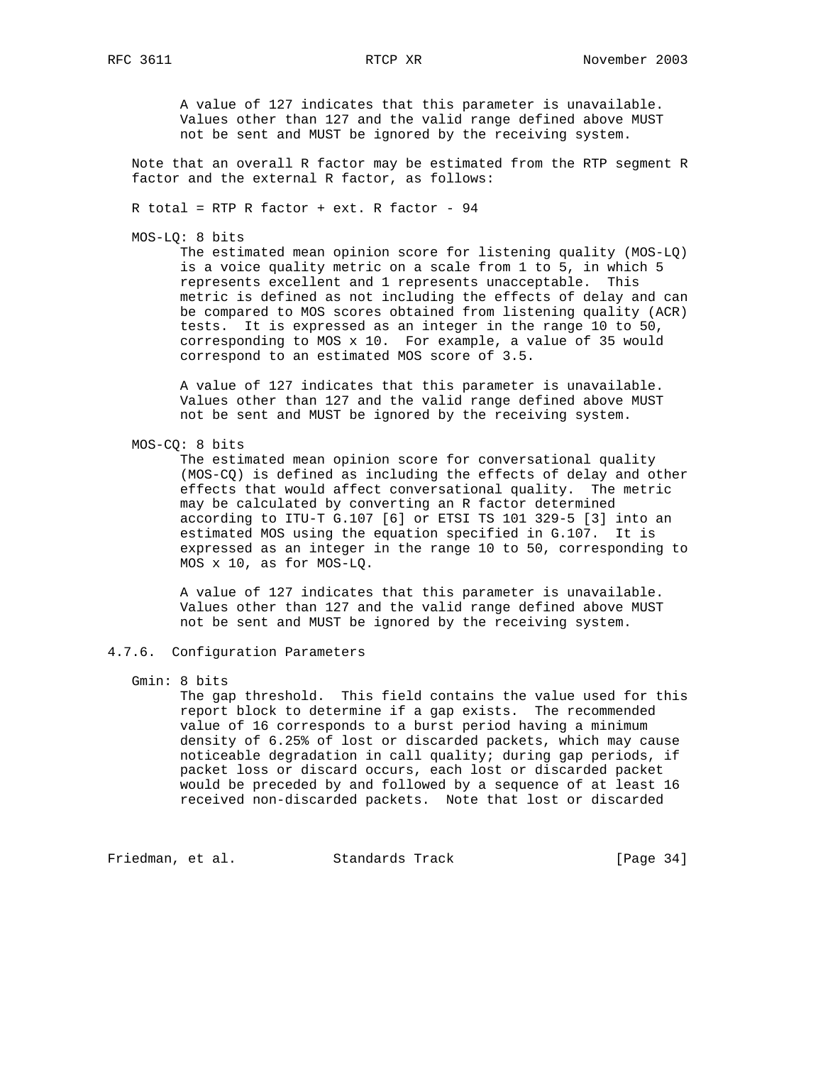A value of 127 indicates that this parameter is unavailable. Values other than 127 and the valid range defined above MUST not be sent and MUST be ignored by the receiving system.

Note that an overall R factor may be estimated from the RTP segment R factor and the external R factor, as follows:

R total = RTP R factor + ext. R factor - 94

MOS-LQ: 8 bits

The estimated mean opinion score for listening quality (MOS-LQ) is a voice quality metric on a scale from 1 to 5, in which 5 represents excellent and 1 represents unacceptable. This metric is defined as not including the effects of delay and can be compared to MOS scores obtained from listening quality (ACR) tests. It is expressed as an integer in the range 10 to 50, corresponding to MOS x 10. For example, a value of 35 would correspond to an estimated MOS score of 3.5.

A value of 127 indicates that this parameter is unavailable. Values other than 127 and the valid range defined above MUST not be sent and MUST be ignored by the receiving system.

MOS-CQ: 8 bits

The estimated mean opinion score for conversational quality (MOS-CQ) is defined as including the effects of delay and other effects that would affect conversational quality. The metric may be calculated by converting an R factor determined according to ITU-T G.107 [6] or ETSI TS 101 329-5 [3] into an estimated MOS using the equation specified in G.107. It is expressed as an integer in the range 10 to 50, corresponding to MOS x 10, as for MOS-LQ.

A value of 127 indicates that this parameter is unavailable. Values other than 127 and the valid range defined above MUST not be sent and MUST be ignored by the receiving system.

### 4.7.6. Configuration Parameters

Gmin: 8 bits

The gap threshold. This field contains the value used for this report block to determine if a gap exists. The recommended value of 16 corresponds to a burst period having a minimum density of 6.25% of lost or discarded packets, which may cause noticeable degradation in call quality; during gap periods, if packet loss or discard occurs, each lost or discarded packet would be preceded by and followed by a sequence of at least 16 received non-discarded packets. Note that lost or discarded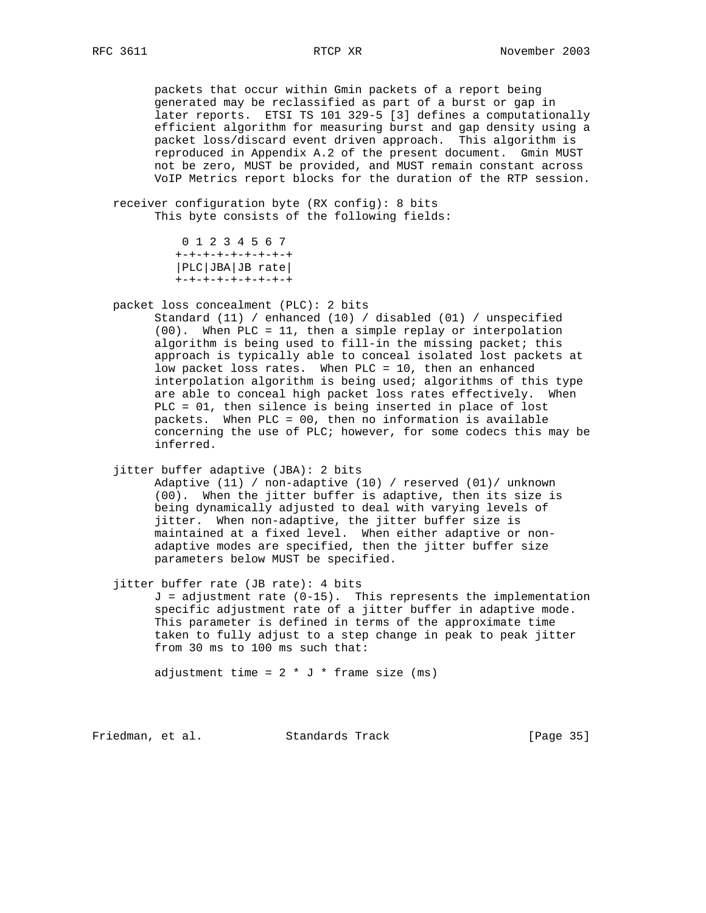packets that occur within Gmin packets of a report being generated may be reclassified as part of a burst or gap in later reports. ETSI TS 101 329-5 [3] defines a computationally efficient algorithm for measuring burst and gap density using a packet loss/discard event driven approach. This algorithm is reproduced in Appendix A.2 of the present document. Gmin MUST not be zero, MUST be provided, and MUST remain constant across VoIP Metrics report blocks for the duration of the RTP session.

receiver configuration byte (RX config): 8 bits
This byte consists of the following fields:

```
 0 1 2 3 4 5 6 7
+-+-+-+-+-+-+-+-+
|PLC|JBA|JB rate|
+-+-+-+-+-+-+-+-+
```

packet loss concealment (PLC): 2 bits
Standard (11) / enhanced (10) / disabled (01) / unspecified (00). When PLC = 11, then a simple replay or interpolation algorithm is being used to fill-in the missing packet; this approach is typically able to conceal isolated lost packets at low packet loss rates. When PLC = 10, then an enhanced interpolation algorithm is being used; algorithms of this type are able to conceal high packet loss rates effectively. When PLC = 01, then silence is being inserted in place of lost packets. When PLC = 00, then no information is available concerning the use of PLC; however, for some codecs this may be inferred.

jitter buffer adaptive (JBA): 2 bits
Adaptive (11) / non-adaptive (10) / reserved (01)/ unknown (00). When the jitter buffer is adaptive, then its size is being dynamically adjusted to deal with varying levels of jitter. When non-adaptive, the jitter buffer size is maintained at a fixed level. When either adaptive or non-adaptive modes are specified, then the jitter buffer size parameters below MUST be specified.

jitter buffer rate (JB rate): 4 bits
J = adjustment rate (0-15). This represents the implementation specific adjustment rate of a jitter buffer in adaptive mode. This parameter is defined in terms of the approximate time taken to fully adjust to a step change in peak to peak jitter from 30 ms to 100 ms such that:

adjustment time = 2 * J * frame size (ms)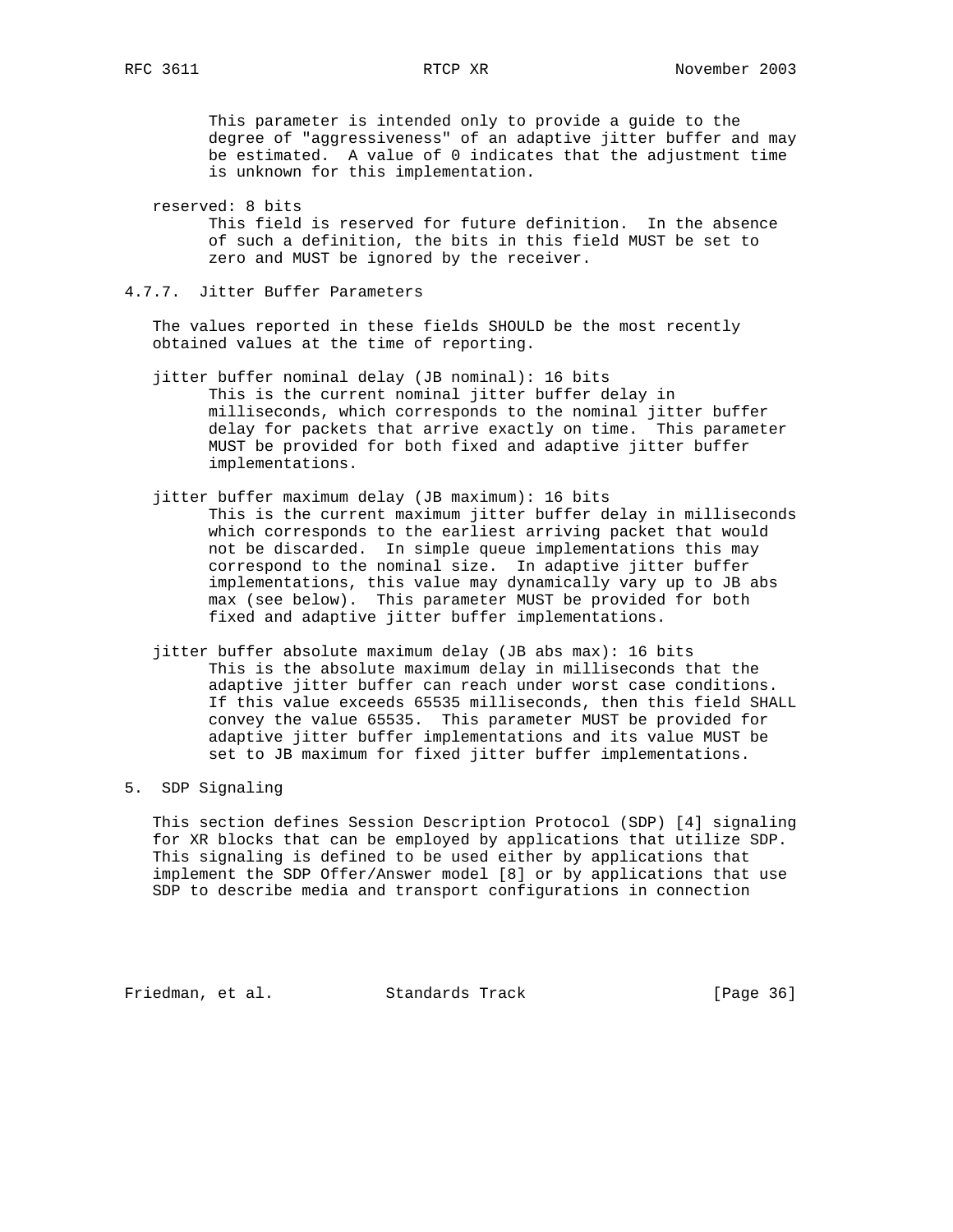This parameter is intended only to provide a guide to the degree of "aggressiveness" of an adaptive jitter buffer and may be estimated. A value of 0 indicates that the adjustment time is unknown for this implementation.

reserved: 8 bits

This field is reserved for future definition. In the absence of such a definition, the bits in this field MUST be set to zero and MUST be ignored by the receiver.

### 4.7.7. Jitter Buffer Parameters

The values reported in these fields SHOULD be the most recently obtained values at the time of reporting.

jitter buffer nominal delay (JB nominal): 16 bits

This is the current nominal jitter buffer delay in milliseconds, which corresponds to the nominal jitter buffer delay for packets that arrive exactly on time. This parameter MUST be provided for both fixed and adaptive jitter buffer implementations.

jitter buffer maximum delay (JB maximum): 16 bits

This is the current maximum jitter buffer delay in milliseconds which corresponds to the earliest arriving packet that would not be discarded. In simple queue implementations this may correspond to the nominal size. In adaptive jitter buffer implementations, this value may dynamically vary up to JB abs max (see below). This parameter MUST be provided for both fixed and adaptive jitter buffer implementations.

jitter buffer absolute maximum delay (JB abs max): 16 bits

This is the absolute maximum delay in milliseconds that the adaptive jitter buffer can reach under worst case conditions. If this value exceeds 65535 milliseconds, then this field SHALL convey the value 65535. This parameter MUST be provided for adaptive jitter buffer implementations and its value MUST be set to JB maximum for fixed jitter buffer implementations.

## 5. SDP Signaling

This section defines Session Description Protocol (SDP) [4] signaling for XR blocks that can be employed by applications that utilize SDP. This signaling is defined to be used either by applications that implement the SDP Offer/Answer model [8] or by applications that use SDP to describe media and transport configurations in connection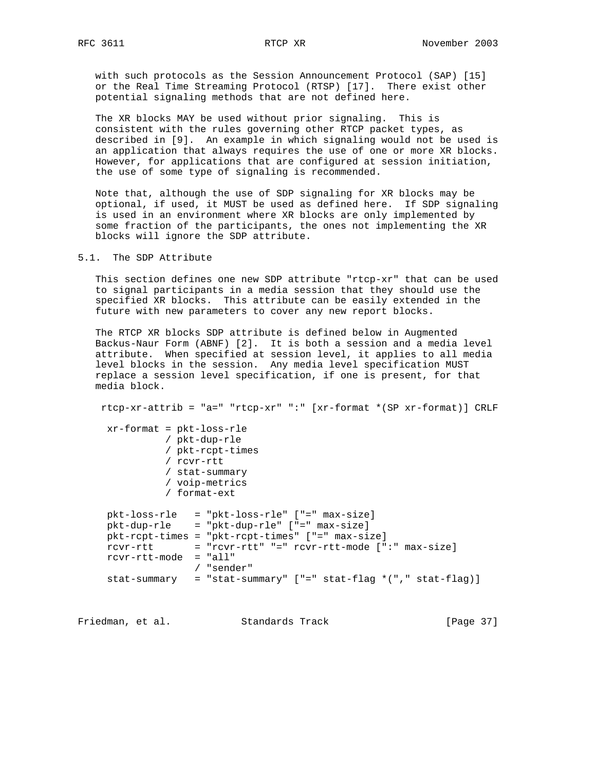with such protocols as the Session Announcement Protocol (SAP) [15] or the Real Time Streaming Protocol (RTSP) [17]. There exist other potential signaling methods that are not defined here.

The XR blocks MAY be used without prior signaling. This is consistent with the rules governing other RTCP packet types, as described in [9]. An example in which signaling would not be used is an application that always requires the use of one or more XR blocks. However, for applications that are configured at session initiation, the use of some type of signaling is recommended.

Note that, although the use of SDP signaling for XR blocks may be optional, if used, it MUST be used as defined here. If SDP signaling is used in an environment where XR blocks are only implemented by some fraction of the participants, the ones not implementing the XR blocks will ignore the SDP attribute.

## 5.1. The SDP Attribute

This section defines one new SDP attribute "rtcp-xr" that can be used to signal participants in a media session that they should use the specified XR blocks. This attribute can be easily extended in the future with new parameters to cover any new report blocks.

The RTCP XR blocks SDP attribute is defined below in Augmented Backus-Naur Form (ABNF) [2]. It is both a session and a media level attribute. When specified at session level, it applies to all media level blocks in the session. Any media level specification MUST replace a session level specification, if one is present, for that media block.

```
 rtcp-xr-attrib = "a=" "rtcp-xr" ":" [xr-format *(SP xr-format)] CRLF

  xr-format = pkt-loss-rle
            / pkt-dup-rle
            / pkt-rcpt-times
            / rcvr-rtt
            / stat-summary
            / voip-metrics
            / format-ext

  pkt-loss-rle   = "pkt-loss-rle" ["=" max-size]
  pkt-dup-rle    = "pkt-dup-rle" ["=" max-size]
  pkt-rcpt-times = "pkt-rcpt-times" ["=" max-size]
  rcvr-rtt       = "rcvr-rtt" "=" rcvr-rtt-mode [":" max-size]
  rcvr-rtt-mode  = "all"
                 / "sender"
  stat-summary   = "stat-summary" ["=" stat-flag *("," stat-flag)]
```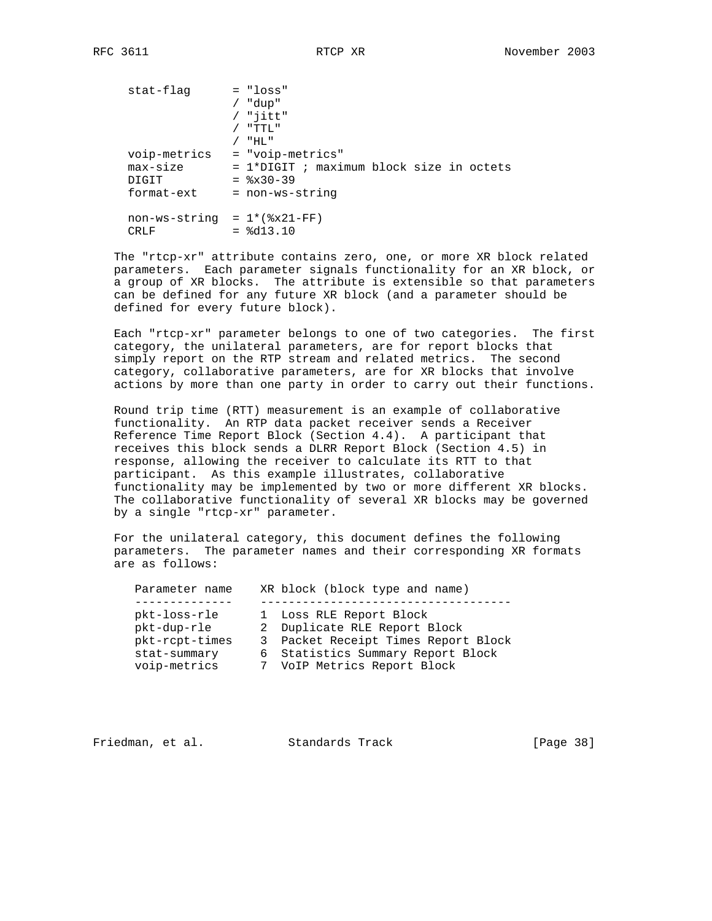```
stat-flag      = "loss"
               / "dup"
               / "jitt"
               / "TTL"
               / "HL"
voip-metrics   = "voip-metrics"
max-size       = 1*DIGIT ; maximum block size in octets
DIGIT          = %x30-39
format-ext     = non-ws-string

non-ws-string  = 1*(%x21-FF)
CRLF           = %d13.10
```

The "rtcp-xr" attribute contains zero, one, or more XR block related parameters. Each parameter signals functionality for an XR block, or a group of XR blocks. The attribute is extensible so that parameters can be defined for any future XR block (and a parameter should be defined for every future block).

Each "rtcp-xr" parameter belongs to one of two categories. The first category, the unilateral parameters, are for report blocks that simply report on the RTP stream and related metrics. The second category, collaborative parameters, are for XR blocks that involve actions by more than one party in order to carry out their functions.

Round trip time (RTT) measurement is an example of collaborative functionality. An RTP data packet receiver sends a Receiver Reference Time Report Block (Section 4.4). A participant that receives this block sends a DLRR Report Block (Section 4.5) in response, allowing the receiver to calculate its RTT to that participant. As this example illustrates, collaborative functionality may be implemented by two or more different XR blocks. The collaborative functionality of several XR blocks may be governed by a single "rtcp-xr" parameter.

For the unilateral category, this document defines the following parameters. The parameter names and their corresponding XR formats are as follows:

| Parameter name | XR block (block type and name) |
|---|---|
| pkt-loss-rle | 1 Loss RLE Report Block |
| pkt-dup-rle | 2 Duplicate RLE Report Block |
| pkt-rcpt-times | 3 Packet Receipt Times Report Block |
| stat-summary | 6 Statistics Summary Report Block |
| voip-metrics | 7 VoIP Metrics Report Block |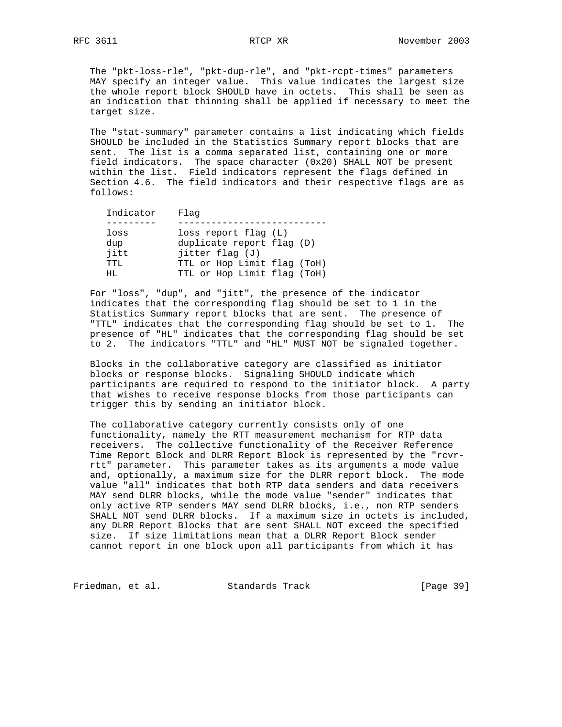The "pkt-loss-rle", "pkt-dup-rle", and "pkt-rcpt-times" parameters MAY specify an integer value. This value indicates the largest size the whole report block SHOULD have in octets. This shall be seen as an indication that thinning shall be applied if necessary to meet the target size.

The "stat-summary" parameter contains a list indicating which fields SHOULD be included in the Statistics Summary report blocks that are sent. The list is a comma separated list, containing one or more field indicators. The space character (0x20) SHALL NOT be present within the list. Field indicators represent the flags defined in Section 4.6. The field indicators and their respective flags are as follows:

| Indicator | Flag |
|---|---|
| loss | loss report flag (L) |
| dup | duplicate report flag (D) |
| jitt | jitter flag (J) |
| TTL | TTL or Hop Limit flag (ToH) |
| HL | TTL or Hop Limit flag (ToH) |

For "loss", "dup", and "jitt", the presence of the indicator indicates that the corresponding flag should be set to 1 in the Statistics Summary report blocks that are sent. The presence of "TTL" indicates that the corresponding flag should be set to 1. The presence of "HL" indicates that the corresponding flag should be set to 2. The indicators "TTL" and "HL" MUST NOT be signaled together.

Blocks in the collaborative category are classified as initiator blocks or response blocks. Signaling SHOULD indicate which participants are required to respond to the initiator block. A party that wishes to receive response blocks from those participants can trigger this by sending an initiator block.

The collaborative category currently consists only of one functionality, namely the RTT measurement mechanism for RTP data receivers. The collective functionality of the Receiver Reference Time Report Block and DLRR Report Block is represented by the "rcvr-rtt" parameter. This parameter takes as its arguments a mode value and, optionally, a maximum size for the DLRR report block. The mode value "all" indicates that both RTP data senders and data receivers MAY send DLRR blocks, while the mode value "sender" indicates that only active RTP senders MAY send DLRR blocks, i.e., non RTP senders SHALL NOT send DLRR blocks. If a maximum size in octets is included, any DLRR Report Blocks that are sent SHALL NOT exceed the specified size. If size limitations mean that a DLRR Report Block sender cannot report in one block upon all participants from which it has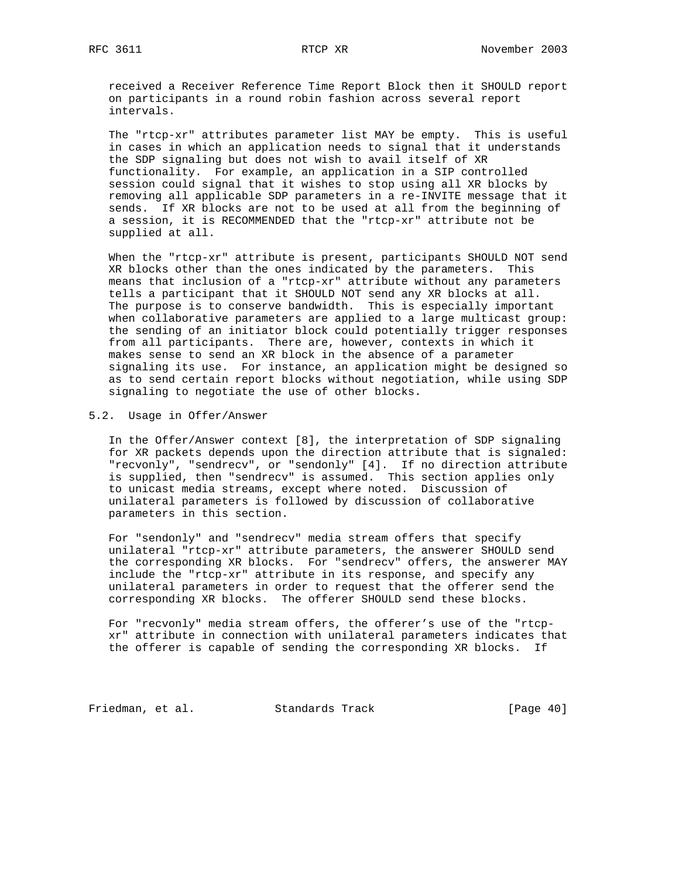received a Receiver Reference Time Report Block then it SHOULD report on participants in a round robin fashion across several report intervals.

The "rtcp-xr" attributes parameter list MAY be empty. This is useful in cases in which an application needs to signal that it understands the SDP signaling but does not wish to avail itself of XR functionality. For example, an application in a SIP controlled session could signal that it wishes to stop using all XR blocks by removing all applicable SDP parameters in a re-INVITE message that it sends. If XR blocks are not to be used at all from the beginning of a session, it is RECOMMENDED that the "rtcp-xr" attribute not be supplied at all.

When the "rtcp-xr" attribute is present, participants SHOULD NOT send XR blocks other than the ones indicated by the parameters. This means that inclusion of a "rtcp-xr" attribute without any parameters tells a participant that it SHOULD NOT send any XR blocks at all. The purpose is to conserve bandwidth. This is especially important when collaborative parameters are applied to a large multicast group: the sending of an initiator block could potentially trigger responses from all participants. There are, however, contexts in which it makes sense to send an XR block in the absence of a parameter signaling its use. For instance, an application might be designed so as to send certain report blocks without negotiation, while using SDP signaling to negotiate the use of other blocks.

## 5.2. Usage in Offer/Answer

In the Offer/Answer context [8], the interpretation of SDP signaling for XR packets depends upon the direction attribute that is signaled: "recvonly", "sendrecv", or "sendonly" [4]. If no direction attribute is supplied, then "sendrecv" is assumed. This section applies only to unicast media streams, except where noted. Discussion of unilateral parameters is followed by discussion of collaborative parameters in this section.

For "sendonly" and "sendrecv" media stream offers that specify unilateral "rtcp-xr" attribute parameters, the answerer SHOULD send the corresponding XR blocks. For "sendrecv" offers, the answerer MAY include the "rtcp-xr" attribute in its response, and specify any unilateral parameters in order to request that the offerer send the corresponding XR blocks. The offerer SHOULD send these blocks.

For "recvonly" media stream offers, the offerer's use of the "rtcp-xr" attribute in connection with unilateral parameters indicates that the offerer is capable of sending the corresponding XR blocks. If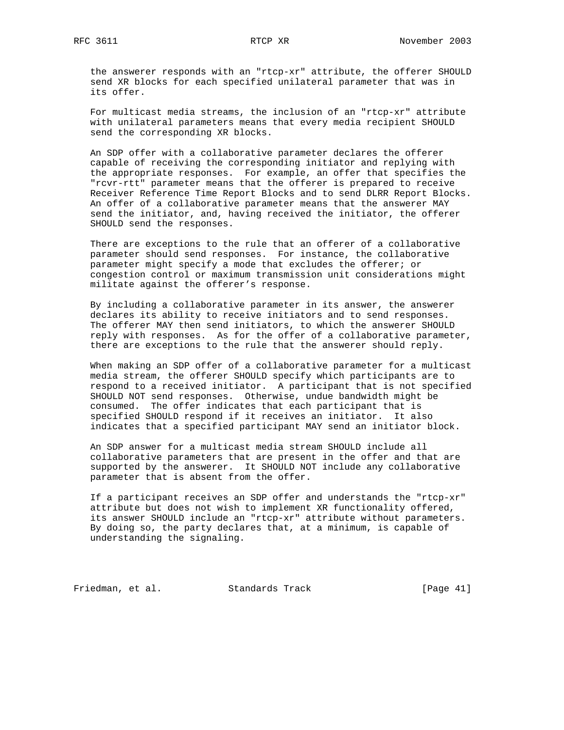the answerer responds with an "rtcp-xr" attribute, the offerer SHOULD send XR blocks for each specified unilateral parameter that was in its offer.

For multicast media streams, the inclusion of an "rtcp-xr" attribute with unilateral parameters means that every media recipient SHOULD send the corresponding XR blocks.

An SDP offer with a collaborative parameter declares the offerer capable of receiving the corresponding initiator and replying with the appropriate responses. For example, an offer that specifies the "rcvr-rtt" parameter means that the offerer is prepared to receive Receiver Reference Time Report Blocks and to send DLRR Report Blocks. An offer of a collaborative parameter means that the answerer MAY send the initiator, and, having received the initiator, the offerer SHOULD send the responses.

There are exceptions to the rule that an offerer of a collaborative parameter should send responses. For instance, the collaborative parameter might specify a mode that excludes the offerer; or congestion control or maximum transmission unit considerations might militate against the offerer’s response.

By including a collaborative parameter in its answer, the answerer declares its ability to receive initiators and to send responses. The offerer MAY then send initiators, to which the answerer SHOULD reply with responses. As for the offer of a collaborative parameter, there are exceptions to the rule that the answerer should reply.

When making an SDP offer of a collaborative parameter for a multicast media stream, the offerer SHOULD specify which participants are to respond to a received initiator. A participant that is not specified SHOULD NOT send responses. Otherwise, undue bandwidth might be consumed. The offer indicates that each participant that is specified SHOULD respond if it receives an initiator. It also indicates that a specified participant MAY send an initiator block.

An SDP answer for a multicast media stream SHOULD include all collaborative parameters that are present in the offer and that are supported by the answerer. It SHOULD NOT include any collaborative parameter that is absent from the offer.

If a participant receives an SDP offer and understands the "rtcp-xr" attribute but does not wish to implement XR functionality offered, its answer SHOULD include an "rtcp-xr" attribute without parameters. By doing so, the party declares that, at a minimum, is capable of understanding the signaling.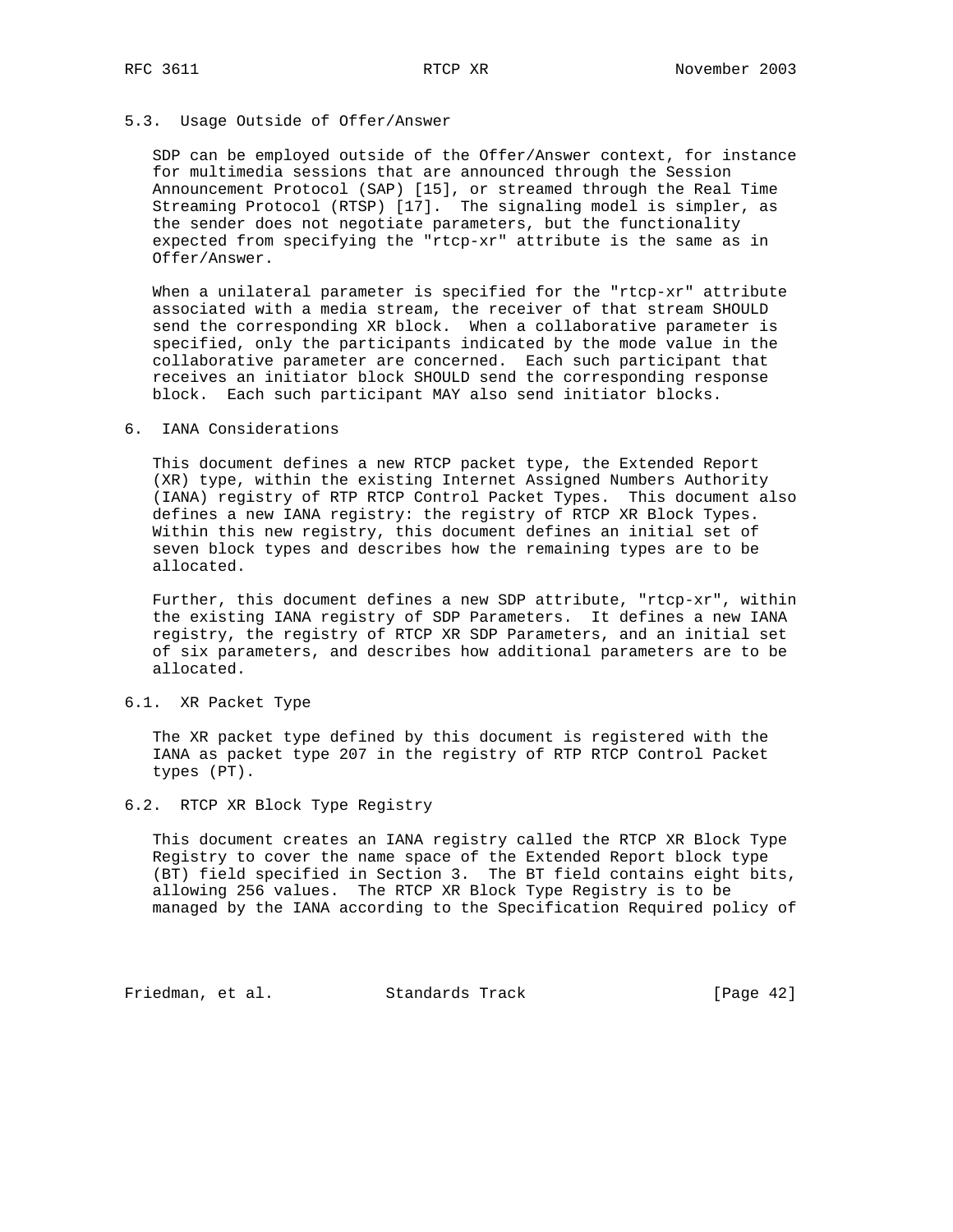### 5.3. Usage Outside of Offer/Answer

SDP can be employed outside of the Offer/Answer context, for instance for multimedia sessions that are announced through the Session Announcement Protocol (SAP) [15], or streamed through the Real Time Streaming Protocol (RTSP) [17]. The signaling model is simpler, as the sender does not negotiate parameters, but the functionality expected from specifying the "rtcp-xr" attribute is the same as in Offer/Answer.

When a unilateral parameter is specified for the "rtcp-xr" attribute associated with a media stream, the receiver of that stream SHOULD send the corresponding XR block. When a collaborative parameter is specified, only the participants indicated by the mode value in the collaborative parameter are concerned. Each such participant that receives an initiator block SHOULD send the corresponding response block. Each such participant MAY also send initiator blocks.

## 6. IANA Considerations

This document defines a new RTCP packet type, the Extended Report (XR) type, within the existing Internet Assigned Numbers Authority (IANA) registry of RTP RTCP Control Packet Types. This document also defines a new IANA registry: the registry of RTCP XR Block Types. Within this new registry, this document defines an initial set of seven block types and describes how the remaining types are to be allocated.

Further, this document defines a new SDP attribute, "rtcp-xr", within the existing IANA registry of SDP Parameters. It defines a new IANA registry, the registry of RTCP XR SDP Parameters, and an initial set of six parameters, and describes how additional parameters are to be allocated.

### 6.1. XR Packet Type

The XR packet type defined by this document is registered with the IANA as packet type 207 in the registry of RTP RTCP Control Packet types (PT).

### 6.2. RTCP XR Block Type Registry

This document creates an IANA registry called the RTCP XR Block Type Registry to cover the name space of the Extended Report block type (BT) field specified in Section 3. The BT field contains eight bits, allowing 256 values. The RTCP XR Block Type Registry is to be managed by the IANA according to the Specification Required policy of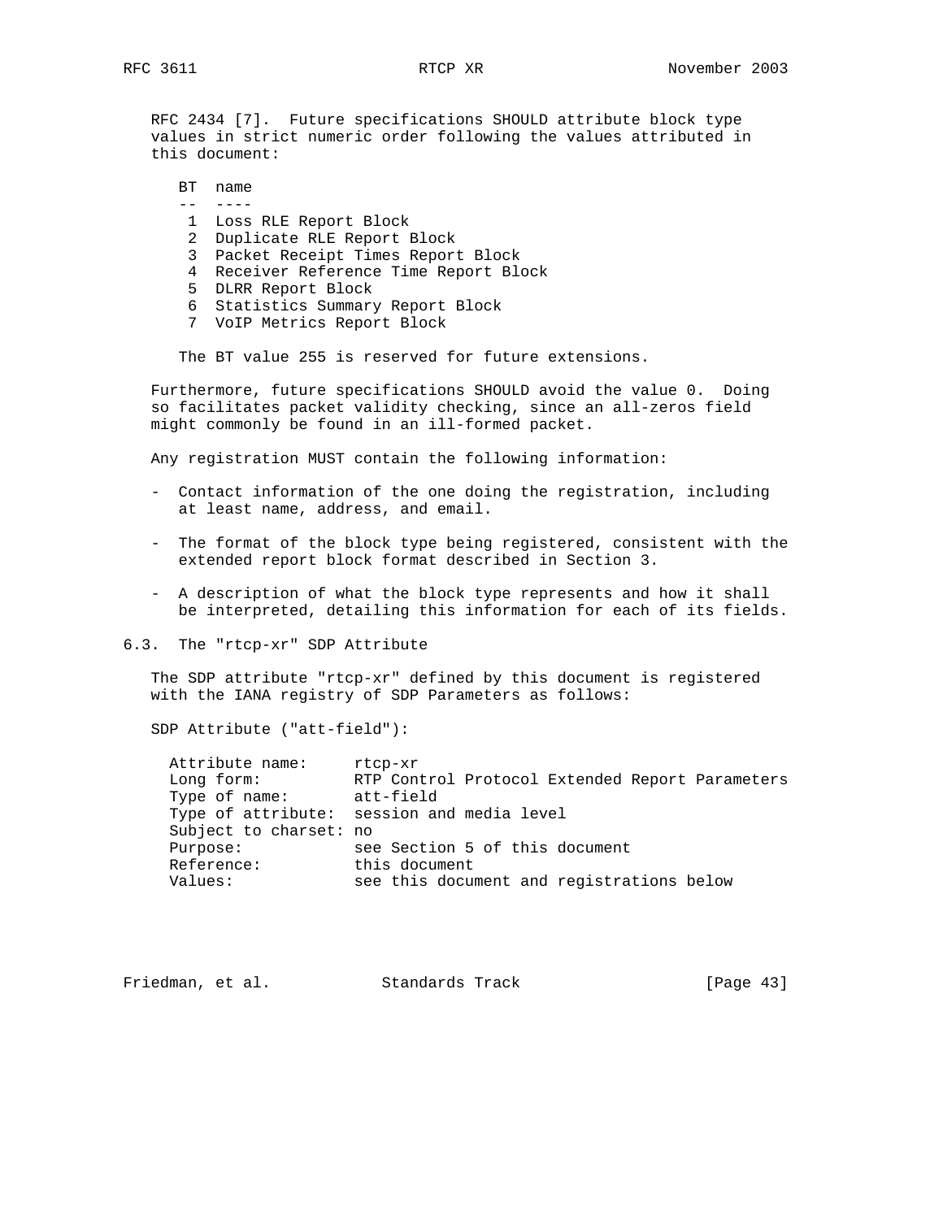RFC 2434 [7]. Future specifications SHOULD attribute block type values in strict numeric order following the values attributed in this document:

| BT | name |
| --- | --- |
| 1 | Loss RLE Report Block |
| 2 | Duplicate RLE Report Block |
| 3 | Packet Receipt Times Report Block |
| 4 | Receiver Reference Time Report Block |
| 5 | DLRR Report Block |
| 6 | Statistics Summary Report Block |
| 7 | VoIP Metrics Report Block |

The BT value 255 is reserved for future extensions.

Furthermore, future specifications SHOULD avoid the value 0. Doing so facilitates packet validity checking, since an all-zeros field might commonly be found in an ill-formed packet.

Any registration MUST contain the following information:

- Contact information of the one doing the registration, including at least name, address, and email.
- The format of the block type being registered, consistent with the extended report block format described in Section 3.
- A description of what the block type represents and how it shall be interpreted, detailing this information for each of its fields.

### 6.3. The "rtcp-xr" SDP Attribute

The SDP attribute "rtcp-xr" defined by this document is registered with the IANA registry of SDP Parameters as follows:

SDP Attribute ("att-field"):

```
  Attribute name:     rtcp-xr
  Long form:          RTP Control Protocol Extended Report Parameters
  Type of name:       att-field
  Type of attribute:  session and media level
  Subject to charset: no
  Purpose:            see Section 5 of this document
  Reference:          this document
  Values:             see this document and registrations below
```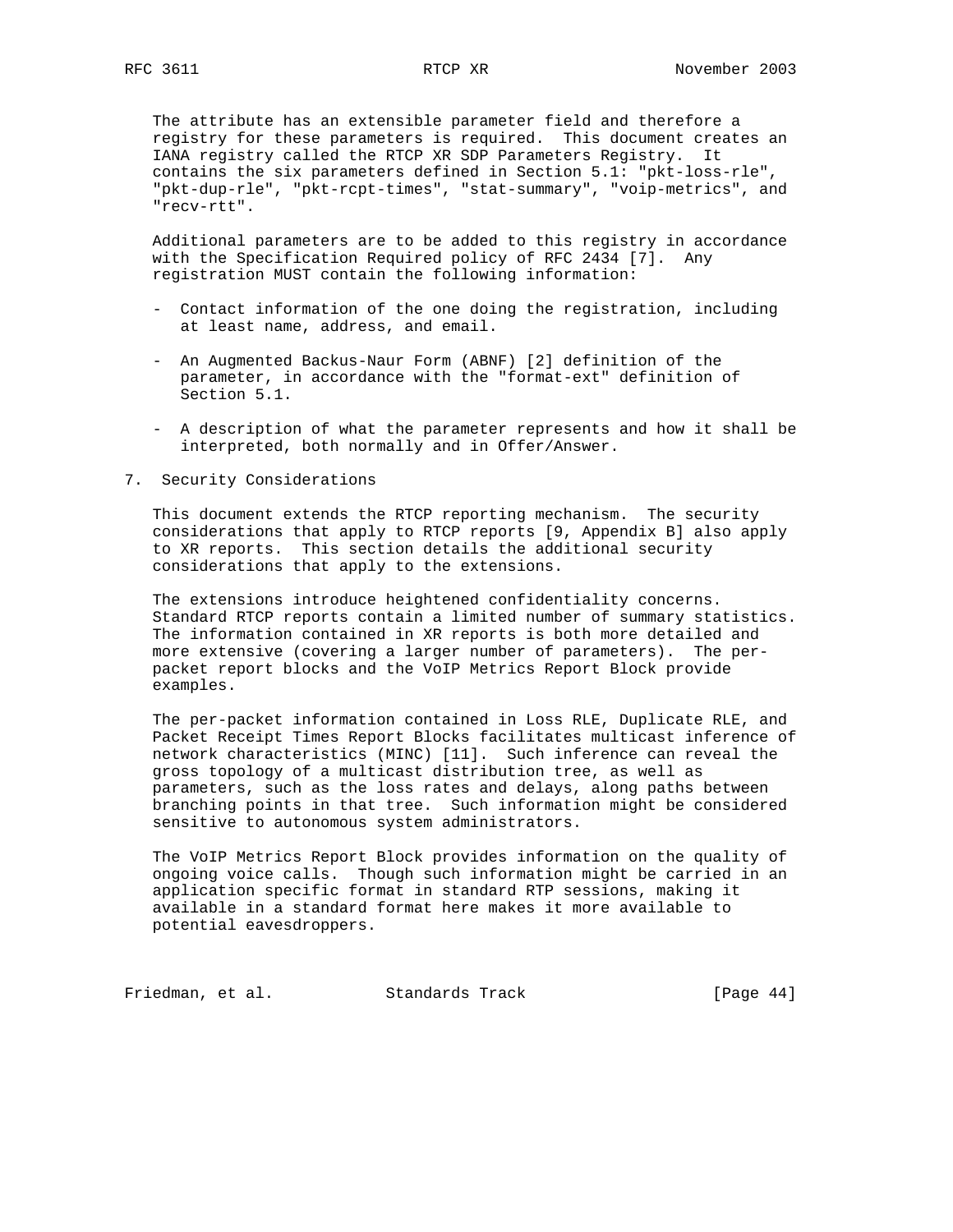The attribute has an extensible parameter field and therefore a registry for these parameters is required. This document creates an IANA registry called the RTCP XR SDP Parameters Registry. It contains the six parameters defined in Section 5.1: "pkt-loss-rle", "pkt-dup-rle", "pkt-rcpt-times", "stat-summary", "voip-metrics", and "recv-rtt".

Additional parameters are to be added to this registry in accordance with the Specification Required policy of RFC 2434 [7]. Any registration MUST contain the following information:

- Contact information of the one doing the registration, including at least name, address, and email.
- An Augmented Backus-Naur Form (ABNF) [2] definition of the parameter, in accordance with the "format-ext" definition of Section 5.1.
- A description of what the parameter represents and how it shall be interpreted, both normally and in Offer/Answer.

## 7. Security Considerations

This document extends the RTCP reporting mechanism. The security considerations that apply to RTCP reports [9, Appendix B] also apply to XR reports. This section details the additional security considerations that apply to the extensions.

The extensions introduce heightened confidentiality concerns. Standard RTCP reports contain a limited number of summary statistics. The information contained in XR reports is both more detailed and more extensive (covering a larger number of parameters). The per-packet report blocks and the VoIP Metrics Report Block provide examples.

The per-packet information contained in Loss RLE, Duplicate RLE, and Packet Receipt Times Report Blocks facilitates multicast inference of network characteristics (MINC) [11]. Such inference can reveal the gross topology of a multicast distribution tree, as well as parameters, such as the loss rates and delays, along paths between branching points in that tree. Such information might be considered sensitive to autonomous system administrators.

The VoIP Metrics Report Block provides information on the quality of ongoing voice calls. Though such information might be carried in an application specific format in standard RTP sessions, making it available in a standard format here makes it more available to potential eavesdroppers.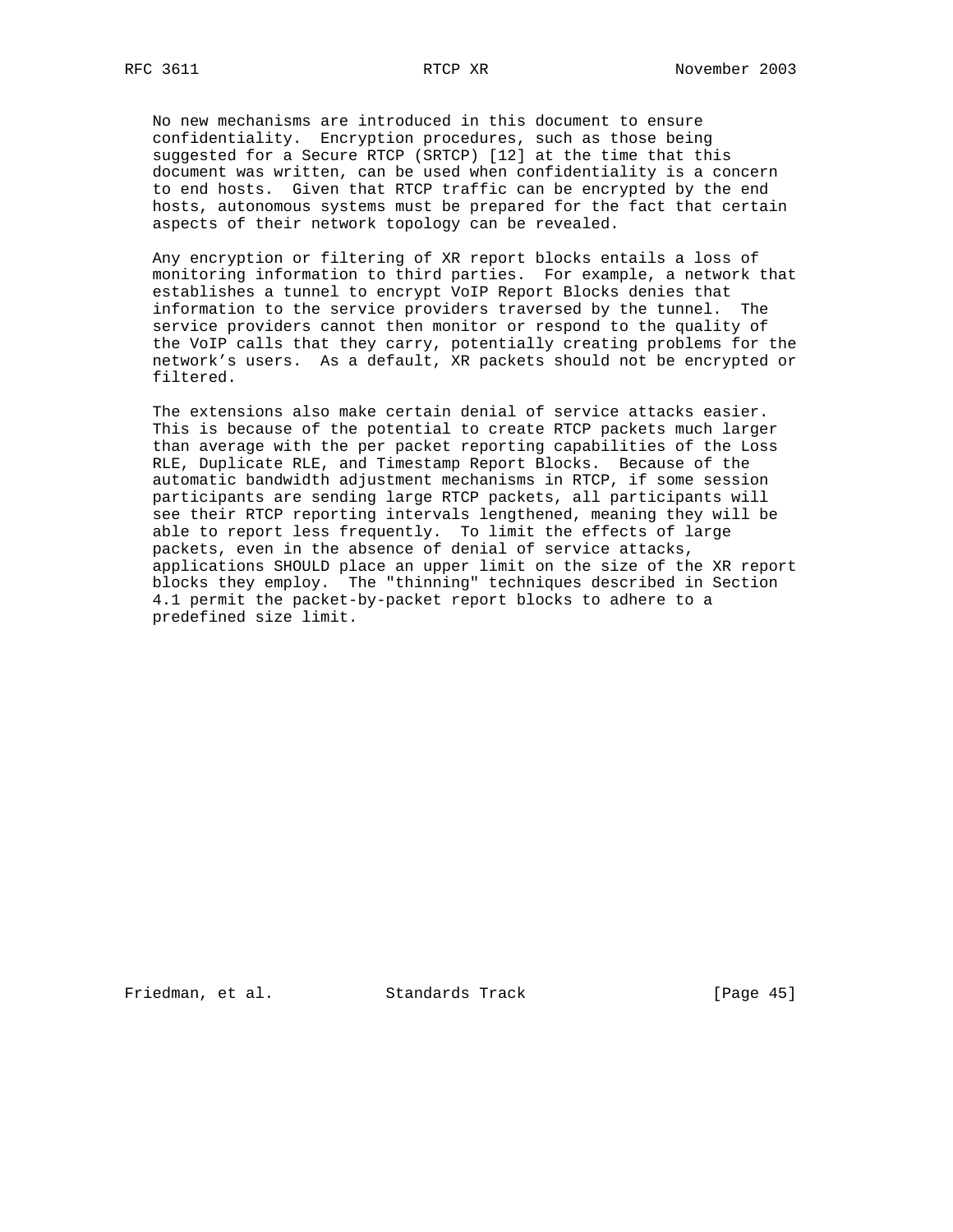No new mechanisms are introduced in this document to ensure confidentiality. Encryption procedures, such as those being suggested for a Secure RTCP (SRTCP) [12] at the time that this document was written, can be used when confidentiality is a concern to end hosts. Given that RTCP traffic can be encrypted by the end hosts, autonomous systems must be prepared for the fact that certain aspects of their network topology can be revealed.

Any encryption or filtering of XR report blocks entails a loss of monitoring information to third parties. For example, a network that establishes a tunnel to encrypt VoIP Report Blocks denies that information to the service providers traversed by the tunnel. The service providers cannot then monitor or respond to the quality of the VoIP calls that they carry, potentially creating problems for the network's users. As a default, XR packets should not be encrypted or filtered.

The extensions also make certain denial of service attacks easier. This is because of the potential to create RTCP packets much larger than average with the per packet reporting capabilities of the Loss RLE, Duplicate RLE, and Timestamp Report Blocks. Because of the automatic bandwidth adjustment mechanisms in RTCP, if some session participants are sending large RTCP packets, all participants will see their RTCP reporting intervals lengthened, meaning they will be able to report less frequently. To limit the effects of large packets, even in the absence of denial of service attacks, applications SHOULD place an upper limit on the size of the XR report blocks they employ. The "thinning" techniques described in Section 4.1 permit the packet-by-packet report blocks to adhere to a predefined size limit.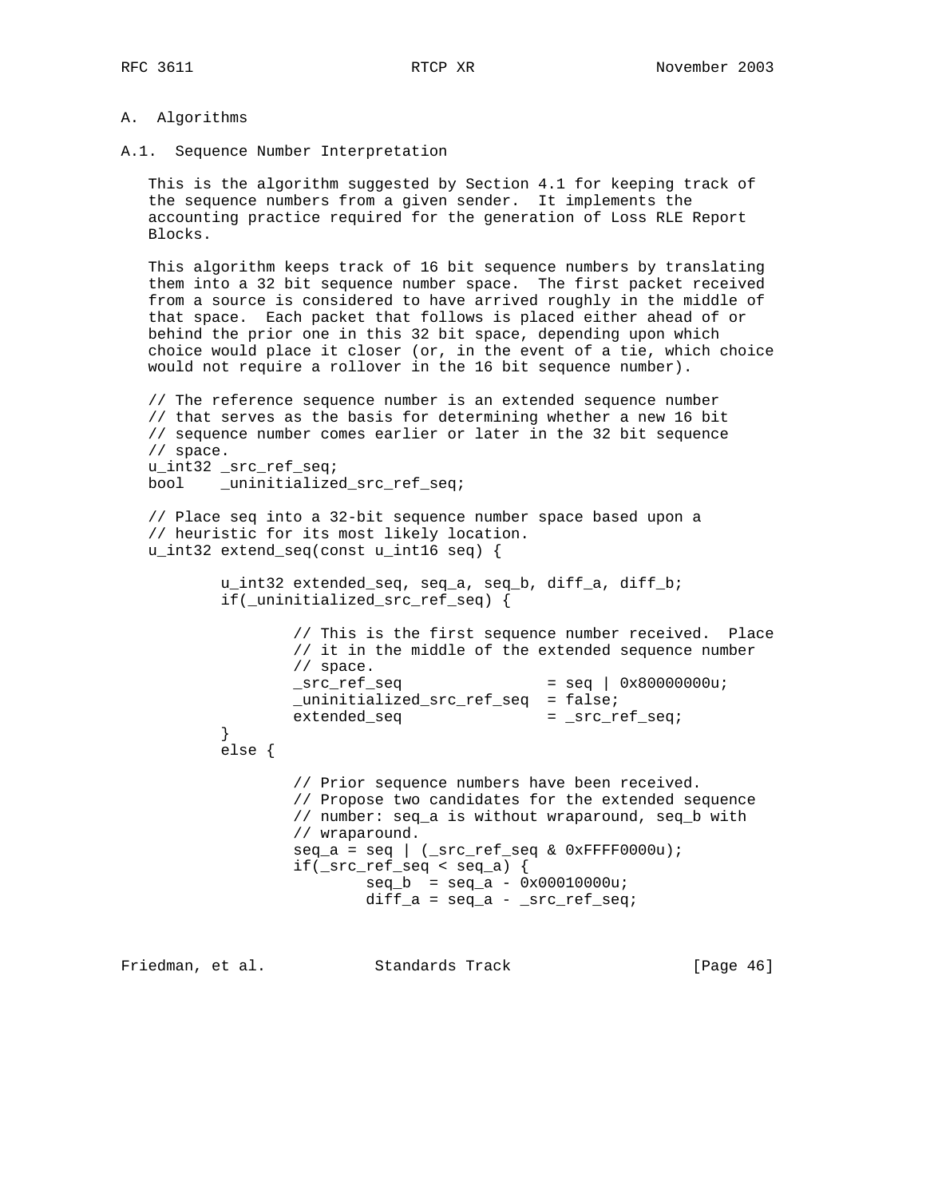# A. Algorithms

## A.1. Sequence Number Interpretation

This is the algorithm suggested by Section 4.1 for keeping track of the sequence numbers from a given sender. It implements the accounting practice required for the generation of Loss RLE Report Blocks.

This algorithm keeps track of 16 bit sequence numbers by translating them into a 32 bit sequence number space. The first packet received from a source is considered to have arrived roughly in the middle of that space. Each packet that follows is placed either ahead of or behind the prior one in this 32 bit space, depending upon which choice would place it closer (or, in the event of a tie, which choice would not require a rollover in the 16 bit sequence number).

```
// The reference sequence number is an extended sequence number
// that serves as the basis for determining whether a new 16 bit
// sequence number comes earlier or later in the 32 bit sequence
// space.
u_int32 _src_ref_seq;
bool    _uninitialized_src_ref_seq;

// Place seq into a 32-bit sequence number space based upon a
// heuristic for its most likely location.
u_int32 extend_seq(const u_int16 seq) {

        u_int32 extended_seq, seq_a, seq_b, diff_a, diff_b;
        if(_uninitialized_src_ref_seq) {

                // This is the first sequence number received.  Place
                // it in the middle of the extended sequence number
                // space.
                _src_ref_seq                = seq | 0x80000000u;
                _uninitialized_src_ref_seq  = false;
                extended_seq                = _src_ref_seq;
        }
        else {

                // Prior sequence numbers have been received.
                // Propose two candidates for the extended sequence
                // number: seq_a is without wraparound, seq_b with
                // wraparound.
                seq_a = seq | (_src_ref_seq & 0xFFFF0000u);
                if(_src_ref_seq < seq_a) {
                        seq_b  = seq_a - 0x00010000u;
                        diff_a = seq_a - _src_ref_seq;
```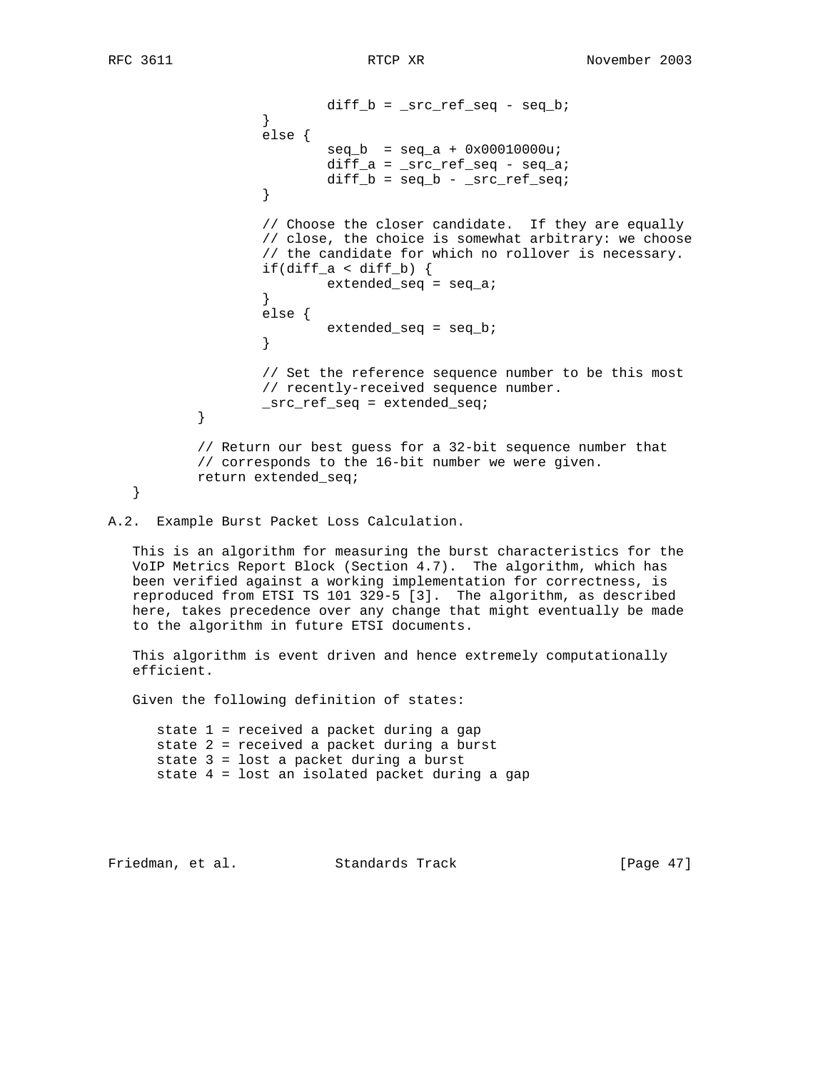```
                        diff_b = _src_ref_seq - seq_b;
                }
                else {
                        seq_b  = seq_a + 0x00010000u;
                        diff_a = _src_ref_seq - seq_a;
                        diff_b = seq_b - _src_ref_seq;
                }

                // Choose the closer candidate.  If they are equally
                // close, the choice is somewhat arbitrary: we choose
                // the candidate for which no rollover is necessary.
                if(diff_a < diff_b) {
                        extended_seq = seq_a;
                }
                else {
                        extended_seq = seq_b;
                }

                // Set the reference sequence number to be this most
                // recently-received sequence number.
                _src_ref_seq = extended_seq;
        }

        // Return our best guess for a 32-bit sequence number that
        // corresponds to the 16-bit number we were given.
        return extended_seq;
}
```

### A.2. Example Burst Packet Loss Calculation.

This is an algorithm for measuring the burst characteristics for the VoIP Metrics Report Block (Section 4.7). The algorithm, which has been verified against a working implementation for correctness, is reproduced from ETSI TS 101 329-5 [3]. The algorithm, as described here, takes precedence over any change that might eventually be made to the algorithm in future ETSI documents.

This algorithm is event driven and hence extremely computationally efficient.

Given the following definition of states:

```
state 1 = received a packet during a gap
state 2 = received a packet during a burst
state 3 = lost a packet during a burst
state 4 = lost an isolated packet during a gap
```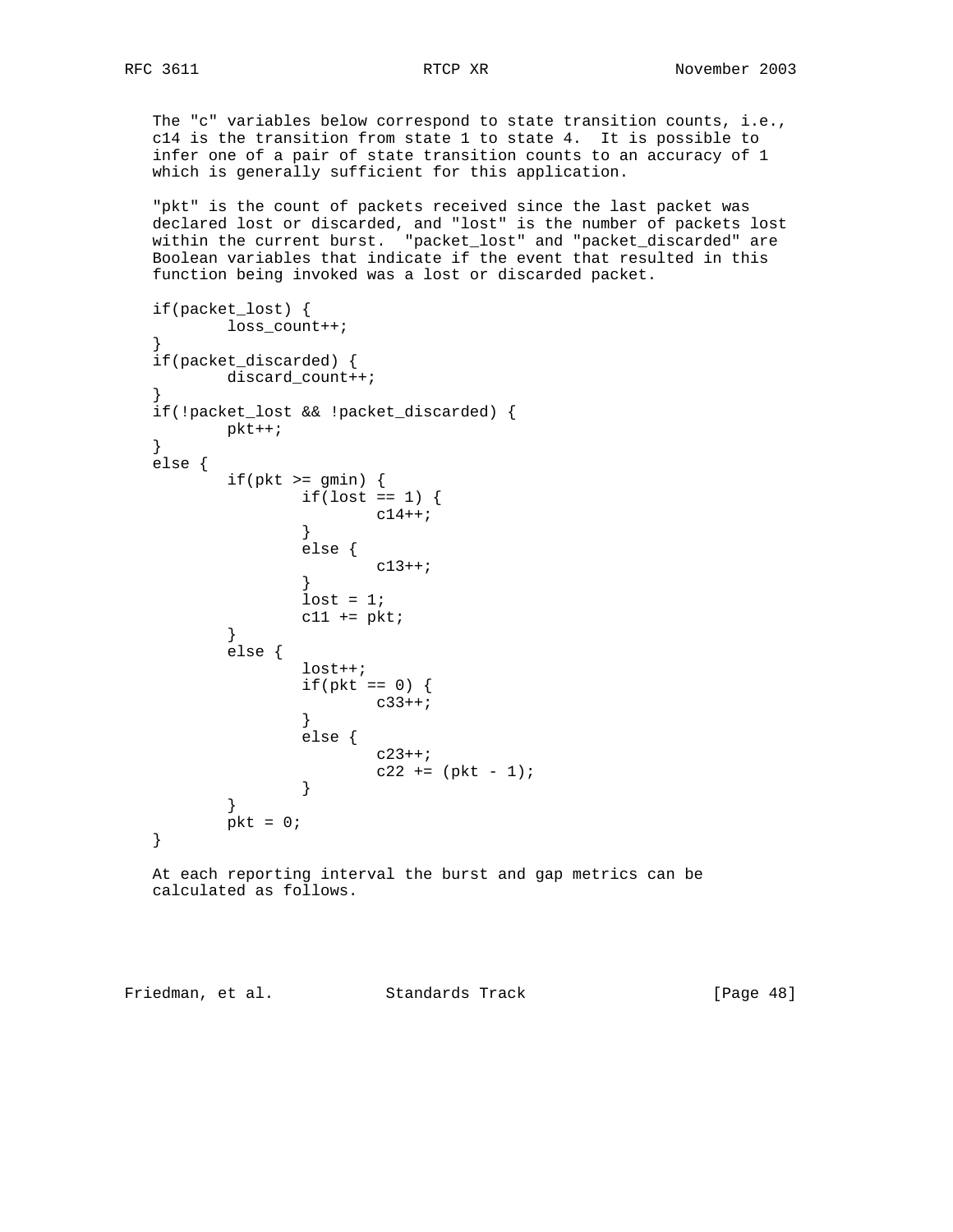The "c" variables below correspond to state transition counts, i.e., c14 is the transition from state 1 to state 4. It is possible to infer one of a pair of state transition counts to an accuracy of 1 which is generally sufficient for this application.

"pkt" is the count of packets received since the last packet was declared lost or discarded, and "lost" is the number of packets lost within the current burst. "packet_lost" and "packet_discarded" are Boolean variables that indicate if the event that resulted in this function being invoked was a lost or discarded packet.

```
if(packet_lost) {
        loss_count++;
}
if(packet_discarded) {
        discard_count++;
}
if(!packet_lost && !packet_discarded) {
        pkt++;
}
else {
        if(pkt >= gmin) {
                if(lost == 1) {
                        c14++;
                }
                else {
                        c13++;
                }
                lost = 1;
                c11 += pkt;
        }
        else {
                lost++;
                if(pkt == 0) {
                        c33++;
                }
                else {
                        c23++;
                        c22 += (pkt - 1);
                }
        }
        pkt = 0;
}
```

At each reporting interval the burst and gap metrics can be calculated as follows.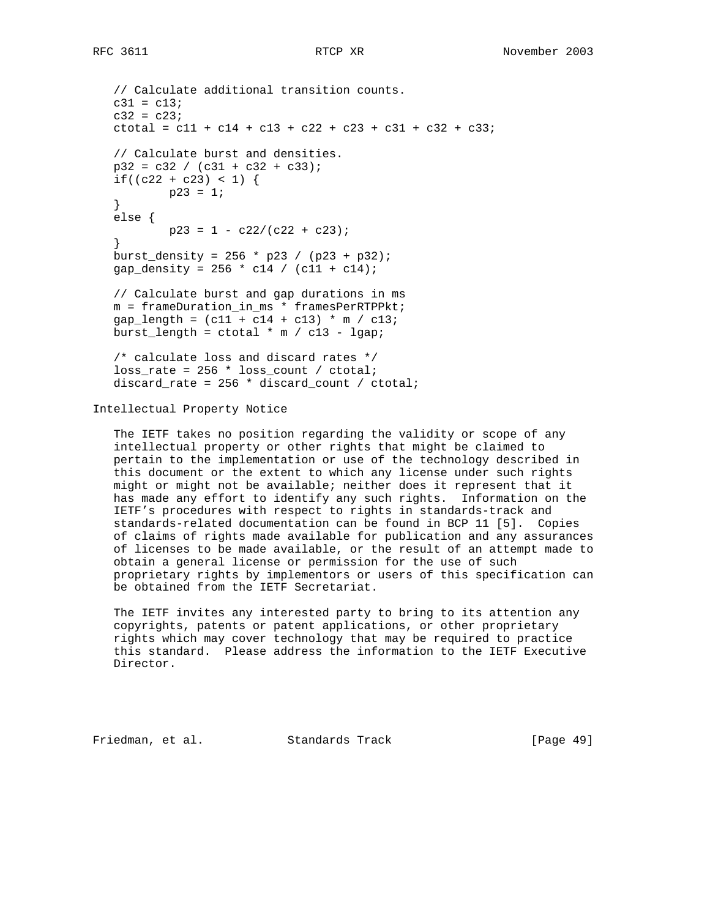```
// Calculate additional transition counts.
c31 = c13;
c32 = c23;
ctotal = c11 + c14 + c13 + c22 + c23 + c31 + c32 + c33;

// Calculate burst and densities.
p32 = c32 / (c31 + c32 + c33);
if((c22 + c23) < 1) {
        p23 = 1;
}
else {
        p23 = 1 - c22/(c22 + c23);
}
burst_density = 256 * p23 / (p23 + p32);
gap_density = 256 * c14 / (c11 + c14);

// Calculate burst and gap durations in ms
m = frameDuration_in_ms * framesPerRTPPkt;
gap_length = (c11 + c14 + c13) * m / c13;
burst_length = ctotal * m / c13 - lgap;

/* calculate loss and discard rates */
loss_rate = 256 * loss_count / ctotal;
discard_rate = 256 * discard_count / ctotal;
```

## Intellectual Property Notice

The IETF takes no position regarding the validity or scope of any intellectual property or other rights that might be claimed to pertain to the implementation or use of the technology described in this document or the extent to which any license under such rights might or might not be available; neither does it represent that it has made any effort to identify any such rights. Information on the IETF's procedures with respect to rights in standards-track and standards-related documentation can be found in BCP 11 [5]. Copies of claims of rights made available for publication and any assurances of licenses to be made available, or the result of an attempt made to obtain a general license or permission for the use of such proprietary rights by implementors or users of this specification can be obtained from the IETF Secretariat.

The IETF invites any interested party to bring to its attention any copyrights, patents or patent applications, or other proprietary rights which may cover technology that may be required to practice this standard. Please address the information to the IETF Executive Director.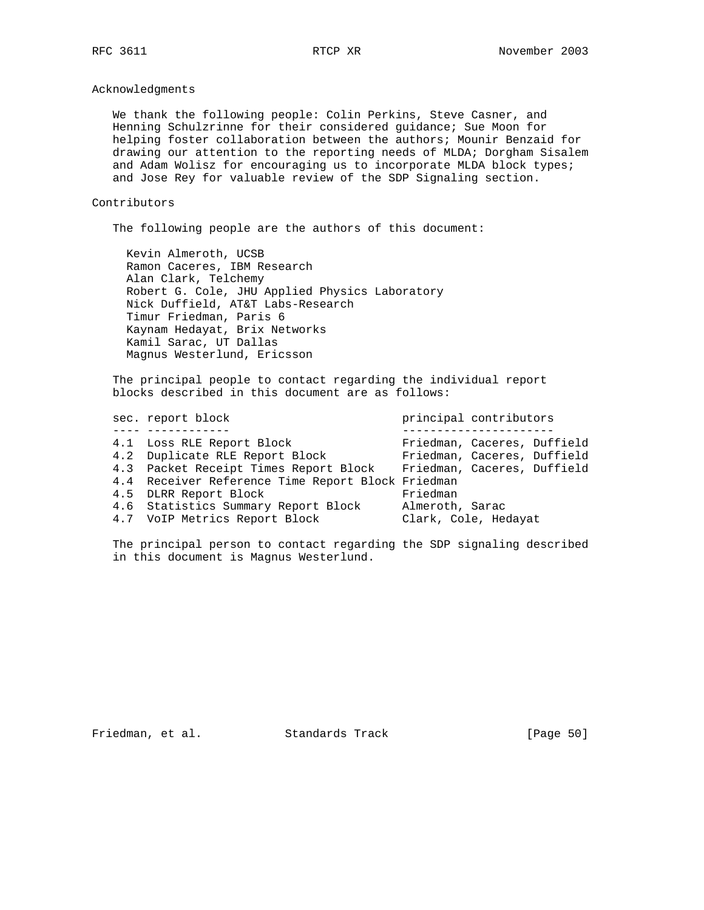## Acknowledgments

We thank the following people: Colin Perkins, Steve Casner, and Henning Schulzrinne for their considered guidance; Sue Moon for helping foster collaboration between the authors; Mounir Benzaid for drawing our attention to the reporting needs of MLDA; Dorgham Sisalem and Adam Wolisz for encouraging us to incorporate MLDA block types; and Jose Rey for valuable review of the SDP Signaling section.

## Contributors

The following people are the authors of this document:

Kevin Almeroth, UCSB
Ramon Caceres, IBM Research
Alan Clark, Telchemy
Robert G. Cole, JHU Applied Physics Laboratory
Nick Duffield, AT&T Labs-Research
Timur Friedman, Paris 6
Kaynam Hedayat, Brix Networks
Kamil Sarac, UT Dallas
Magnus Westerlund, Ericsson

The principal people to contact regarding the individual report blocks described in this document are as follows:

| sec. | report block | principal contributors |
| --- | --- | --- |
| 4.1 | Loss RLE Report Block | Friedman, Caceres, Duffield |
| 4.2 | Duplicate RLE Report Block | Friedman, Caceres, Duffield |
| 4.3 | Packet Receipt Times Report Block | Friedman, Caceres, Duffield |
| 4.4 | Receiver Reference Time Report Block | Friedman |
| 4.5 | DLRR Report Block | Friedman |
| 4.6 | Statistics Summary Report Block | Almeroth, Sarac |
| 4.7 | VoIP Metrics Report Block | Clark, Cole, Hedayat |

The principal person to contact regarding the SDP signaling described in this document is Magnus Westerlund.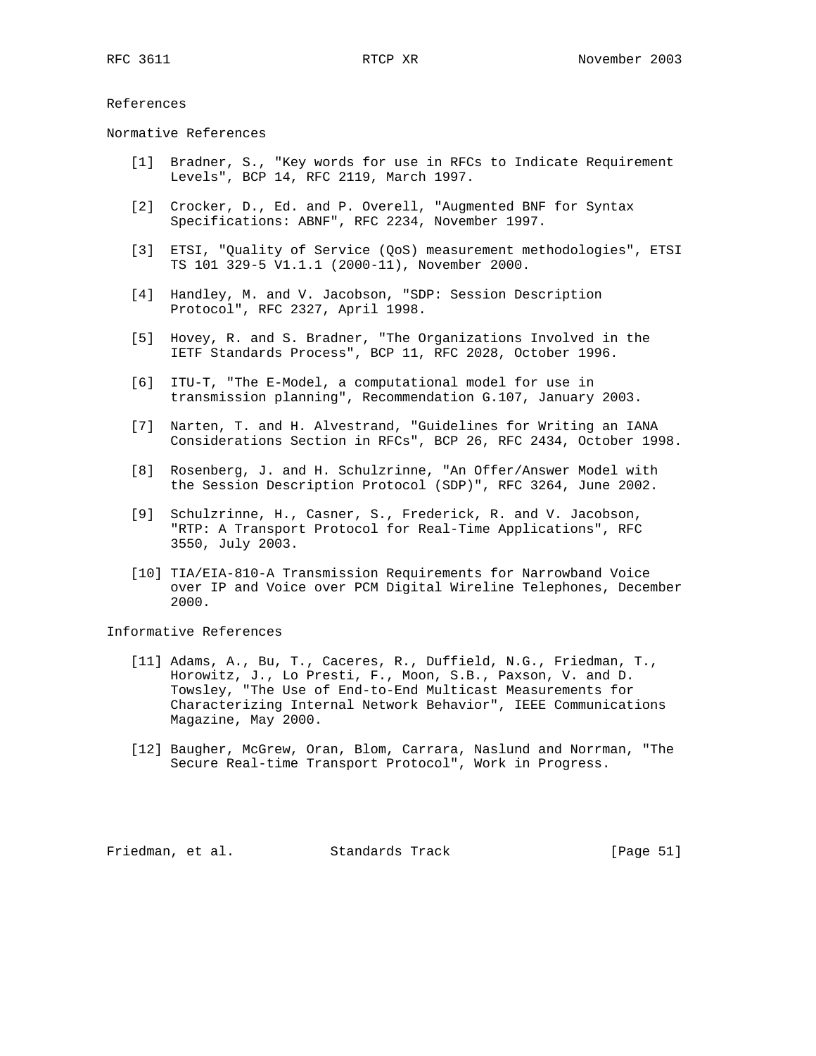## References

### Normative References

[1] Bradner, S., "Key words for use in RFCs to Indicate Requirement Levels", BCP 14, RFC 2119, March 1997.

[2] Crocker, D., Ed. and P. Overell, "Augmented BNF for Syntax Specifications: ABNF", RFC 2234, November 1997.

[3] ETSI, "Quality of Service (QoS) measurement methodologies", ETSI TS 101 329-5 V1.1.1 (2000-11), November 2000.

[4] Handley, M. and V. Jacobson, "SDP: Session Description Protocol", RFC 2327, April 1998.

[5] Hovey, R. and S. Bradner, "The Organizations Involved in the IETF Standards Process", BCP 11, RFC 2028, October 1996.

[6] ITU-T, "The E-Model, a computational model for use in transmission planning", Recommendation G.107, January 2003.

[7] Narten, T. and H. Alvestrand, "Guidelines for Writing an IANA Considerations Section in RFCs", BCP 26, RFC 2434, October 1998.

[8] Rosenberg, J. and H. Schulzrinne, "An Offer/Answer Model with the Session Description Protocol (SDP)", RFC 3264, June 2002.

[9] Schulzrinne, H., Casner, S., Frederick, R. and V. Jacobson, "RTP: A Transport Protocol for Real-Time Applications", RFC 3550, July 2003.

[10] TIA/EIA-810-A Transmission Requirements for Narrowband Voice over IP and Voice over PCM Digital Wireline Telephones, December 2000.

### Informative References

[11] Adams, A., Bu, T., Caceres, R., Duffield, N.G., Friedman, T., Horowitz, J., Lo Presti, F., Moon, S.B., Paxson, V. and D. Towsley, "The Use of End-to-End Multicast Measurements for Characterizing Internal Network Behavior", IEEE Communications Magazine, May 2000.

[12] Baugher, McGrew, Oran, Blom, Carrara, Naslund and Norrman, "The Secure Real-time Transport Protocol", Work in Progress.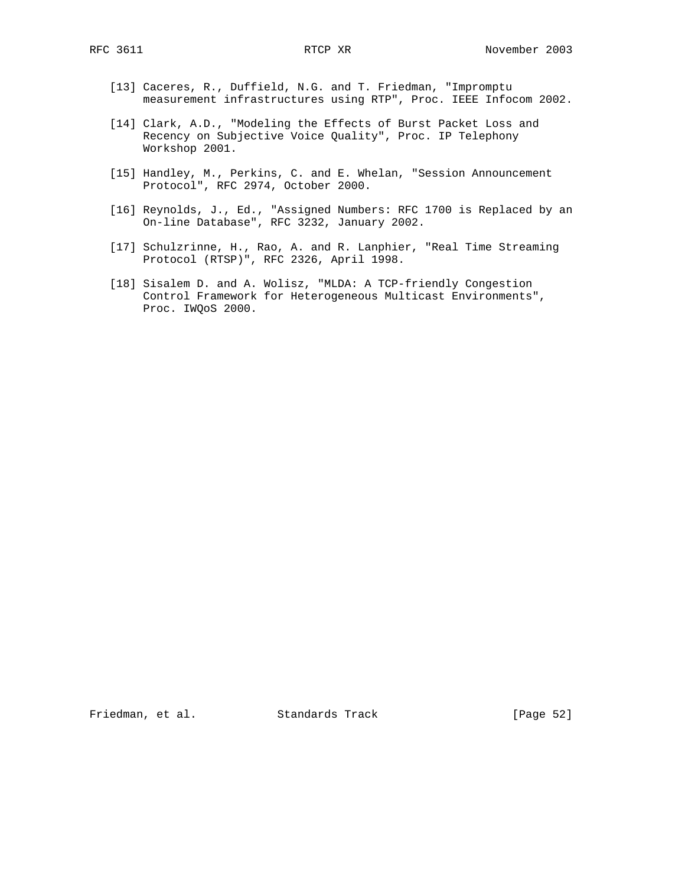[13] Caceres, R., Duffield, N.G. and T. Friedman, "Impromptu measurement infrastructures using RTP", Proc. IEEE Infocom 2002.

[14] Clark, A.D., "Modeling the Effects of Burst Packet Loss and Recency on Subjective Voice Quality", Proc. IP Telephony Workshop 2001.

[15] Handley, M., Perkins, C. and E. Whelan, "Session Announcement Protocol", RFC 2974, October 2000.

[16] Reynolds, J., Ed., "Assigned Numbers: RFC 1700 is Replaced by an On-line Database", RFC 3232, January 2002.

[17] Schulzrinne, H., Rao, A. and R. Lanphier, "Real Time Streaming Protocol (RTSP)", RFC 2326, April 1998.

[18] Sisalem D. and A. Wolisz, "MLDA: A TCP-friendly Congestion Control Framework for Heterogeneous Multicast Environments", Proc. IWQoS 2000.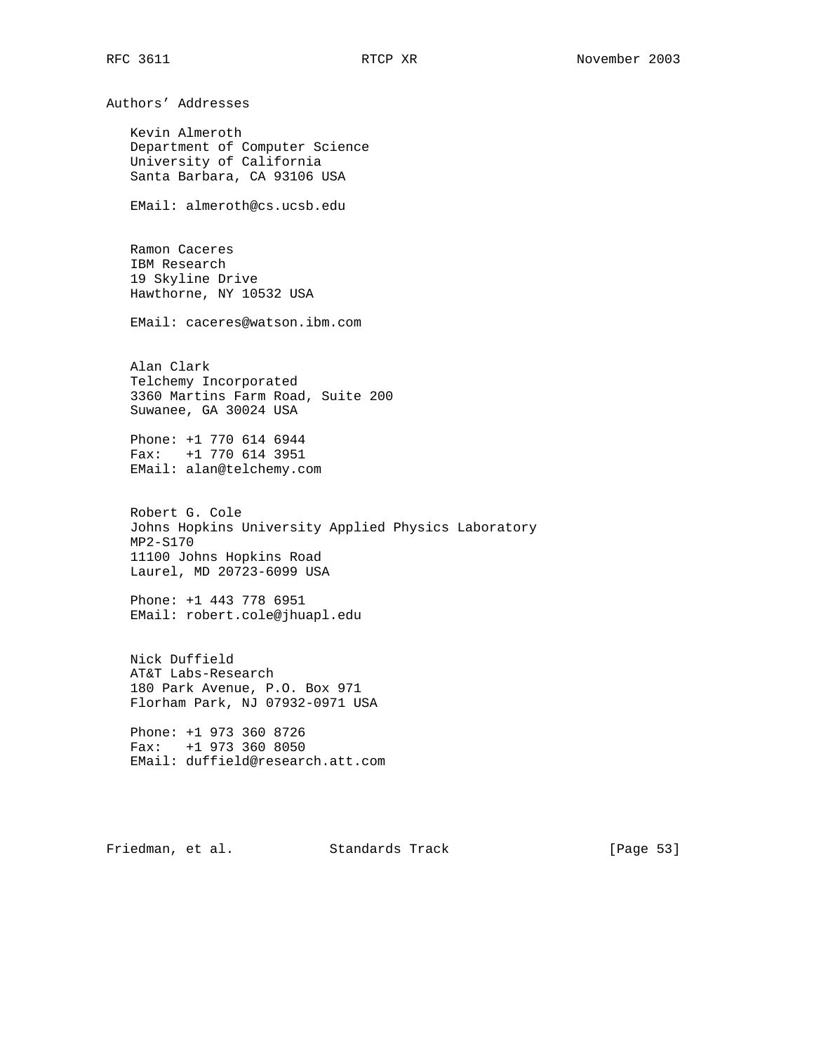## Authors' Addresses

Kevin Almeroth
Department of Computer Science
University of California
Santa Barbara, CA 93106 USA

EMail: almeroth@cs.ucsb.edu

Ramon Caceres
IBM Research
19 Skyline Drive
Hawthorne, NY 10532 USA

EMail: caceres@watson.ibm.com

Alan Clark
Telchemy Incorporated
3360 Martins Farm Road, Suite 200
Suwanee, GA 30024 USA

Phone: +1 770 614 6944
Fax: +1 770 614 3951
EMail: alan@telchemy.com

Robert G. Cole
Johns Hopkins University Applied Physics Laboratory
MP2-S170
11100 Johns Hopkins Road
Laurel, MD 20723-6099 USA

Phone: +1 443 778 6951
EMail: robert.cole@jhuapl.edu

Nick Duffield
AT&T Labs-Research
180 Park Avenue, P.O. Box 971
Florham Park, NJ 07932-0971 USA

Phone: +1 973 360 8726
Fax: +1 973 360 8050
EMail: duffield@research.att.com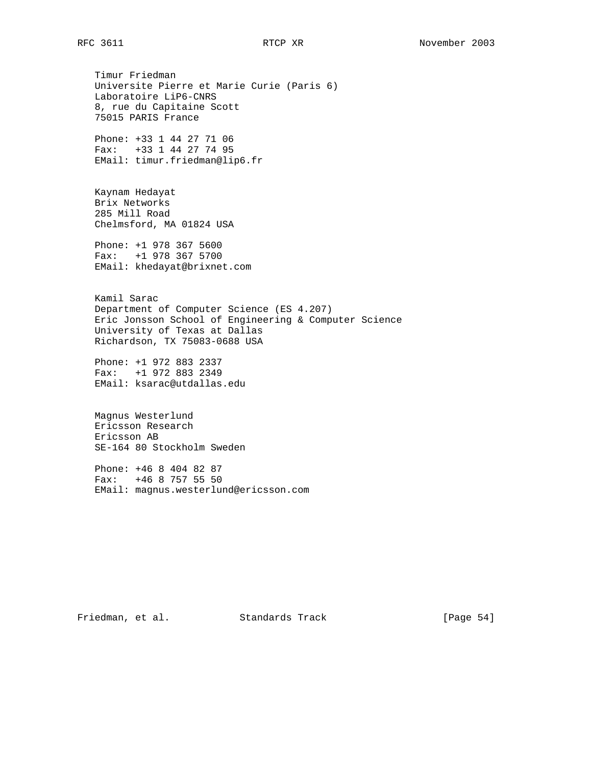Timur Friedman
Universite Pierre et Marie Curie (Paris 6)
Laboratoire LiP6-CNRS
8, rue du Capitaine Scott
75015 PARIS France

Phone: +33 1 44 27 71 06
Fax:   +33 1 44 27 74 95
EMail: timur.friedman@lip6.fr

Kaynam Hedayat
Brix Networks
285 Mill Road
Chelmsford, MA 01824 USA

Phone: +1 978 367 5600
Fax:   +1 978 367 5700
EMail: khedayat@brixnet.com

Kamil Sarac
Department of Computer Science (ES 4.207)
Eric Jonsson School of Engineering & Computer Science
University of Texas at Dallas
Richardson, TX 75083-0688 USA

Phone: +1 972 883 2337
Fax:   +1 972 883 2349
EMail: ksarac@utdallas.edu

Magnus Westerlund
Ericsson Research
Ericsson AB
SE-164 80 Stockholm Sweden

Phone: +46 8 404 82 87
Fax:   +46 8 757 55 50
EMail: magnus.westerlund@ericsson.com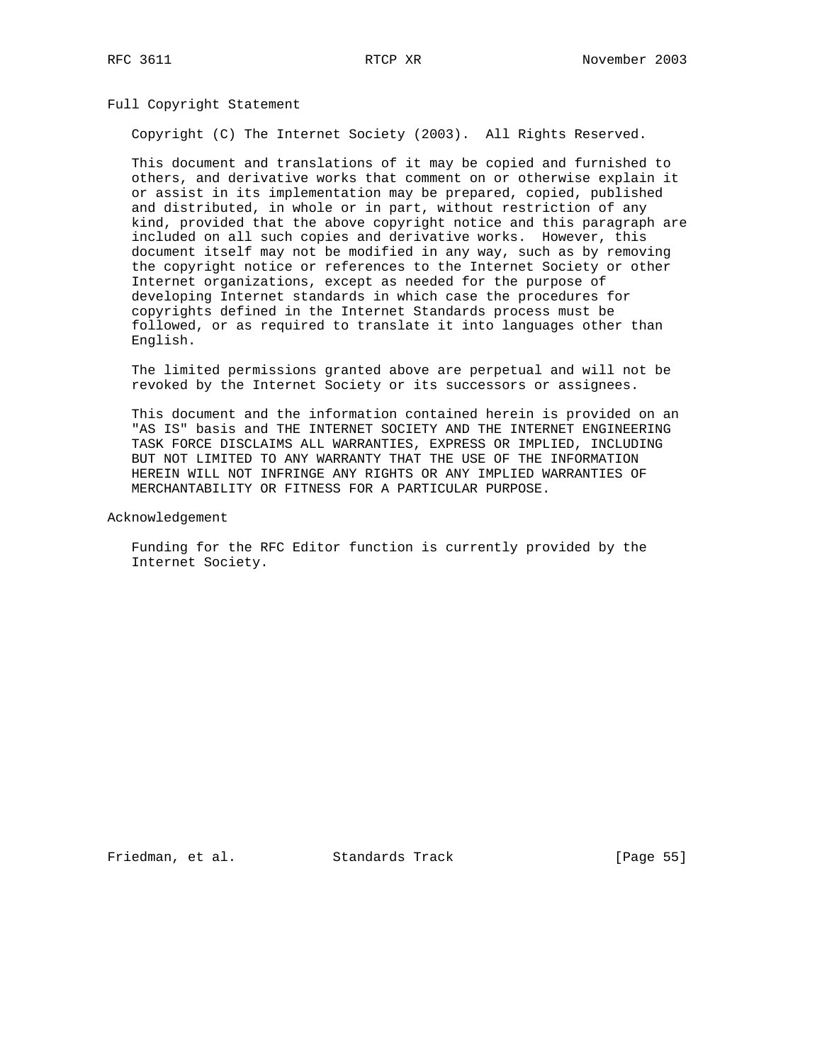## Full Copyright Statement

Copyright (C) The Internet Society (2003). All Rights Reserved.

This document and translations of it may be copied and furnished to others, and derivative works that comment on or otherwise explain it or assist in its implementation may be prepared, copied, published and distributed, in whole or in part, without restriction of any kind, provided that the above copyright notice and this paragraph are included on all such copies and derivative works. However, this document itself may not be modified in any way, such as by removing the copyright notice or references to the Internet Society or other Internet organizations, except as needed for the purpose of developing Internet standards in which case the procedures for copyrights defined in the Internet Standards process must be followed, or as required to translate it into languages other than English.

The limited permissions granted above are perpetual and will not be revoked by the Internet Society or its successors or assignees.

This document and the information contained herein is provided on an "AS IS" basis and THE INTERNET SOCIETY AND THE INTERNET ENGINEERING TASK FORCE DISCLAIMS ALL WARRANTIES, EXPRESS OR IMPLIED, INCLUDING BUT NOT LIMITED TO ANY WARRANTY THAT THE USE OF THE INFORMATION HEREIN WILL NOT INFRINGE ANY RIGHTS OR ANY IMPLIED WARRANTIES OF MERCHANTABILITY OR FITNESS FOR A PARTICULAR PURPOSE.

## Acknowledgement

Funding for the RFC Editor function is currently provided by the Internet Society.